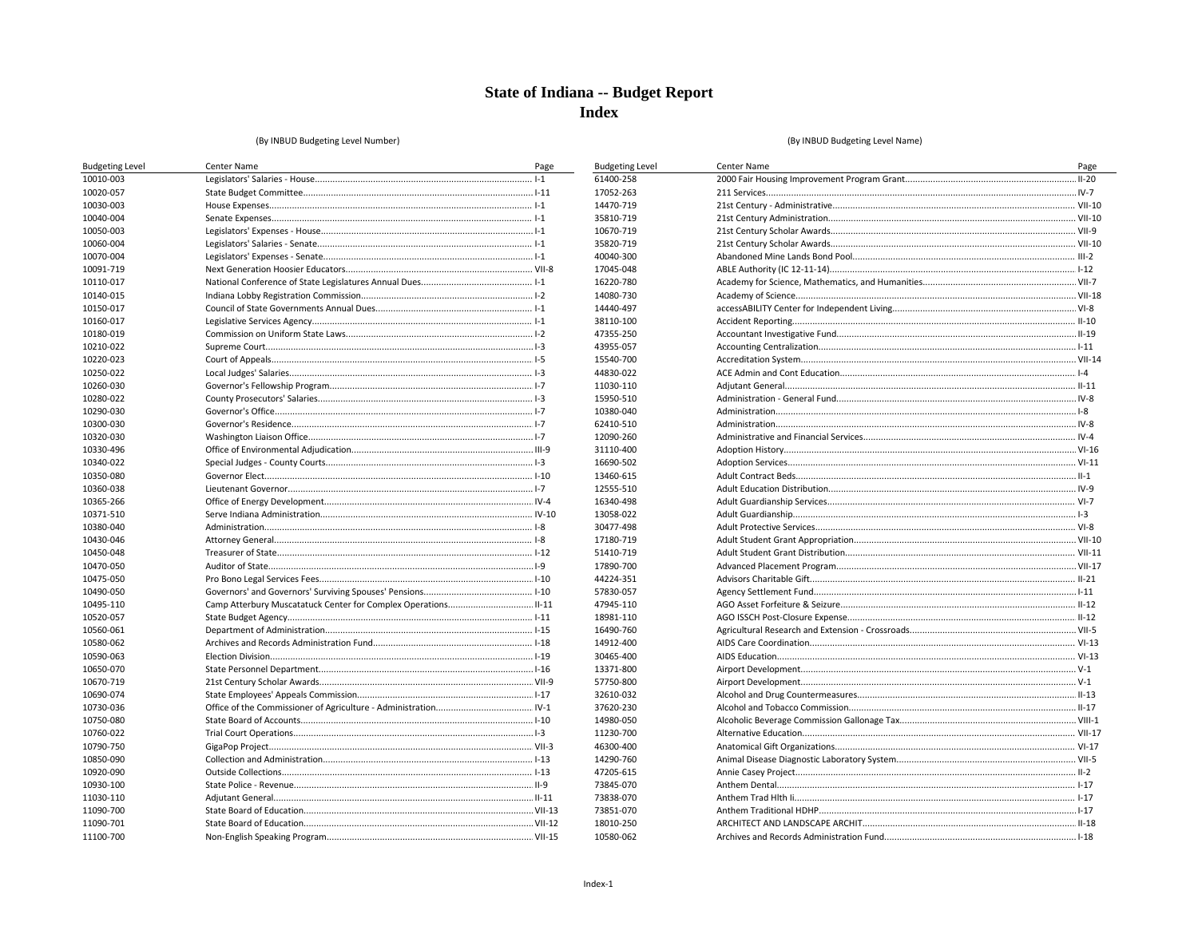# State of Indiana -- Budget Report
# Index

(By INBUD Budgeting Level Number)

| Budgeting Level | Center Name | Page |
|---|---|---|
| 10010-003 | Legislators' Salaries - House | I-1 |
| 10020-057 | State Budget Committee | I-11 |
| 10030-003 | House Expenses | I-1 |
| 10040-004 | Senate Expenses | I-1 |
| 10050-003 | Legislators' Expenses - House | I-1 |
| 10060-004 | Legislators' Salaries - Senate | I-1 |
| 10070-004 | Legislators' Expenses - Senate | I-1 |
| 10091-719 | Next Generation Hoosier Educators | VII-8 |
| 10110-017 | National Conference of State Legislatures Annual Dues | I-1 |
| 10140-015 | Indiana Lobby Registration Commission | I-2 |
| 10150-017 | Council of State Governments Annual Dues | I-1 |
| 10160-017 | Legislative Services Agency | I-1 |
| 10180-019 | Commission on Uniform State Laws | I-2 |
| 10210-022 | Supreme Court | I-3 |
| 10220-023 | Court of Appeals | I-5 |
| 10250-022 | Local Judges' Salaries | I-3 |
| 10260-030 | Governor's Fellowship Program | I-7 |
| 10280-022 | County Prosecutors' Salaries | I-3 |
| 10290-030 | Governor's Office | I-7 |
| 10300-030 | Governor's Residence | I-7 |
| 10320-030 | Washington Liaison Office | I-7 |
| 10330-496 | Office of Environmental Adjudication | III-9 |
| 10340-022 | Special Judges - County Courts | I-3 |
| 10350-080 | Governor Elect | I-10 |
| 10360-038 | Lieutenant Governor | I-7 |
| 10365-266 | Office of Energy Development | IV-4 |
| 10371-510 | Serve Indiana Administration | IV-10 |
| 10380-040 | Administration | I-8 |
| 10430-046 | Attorney General | I-8 |
| 10450-048 | Treasurer of State | I-12 |
| 10470-050 | Auditor of State | I-9 |
| 10475-050 | Pro Bono Legal Services Fees | I-10 |
| 10490-050 | Governors' and Governors' Surviving Spouses' Pensions | I-10 |
| 10495-110 | Camp Atterbury Muscatatuck Center for Complex Operations | II-11 |
| 10520-057 | State Budget Agency | I-11 |
| 10560-061 | Department of Administration | I-15 |
| 10580-062 | Archives and Records Administration Fund | I-18 |
| 10590-063 | Election Division | I-19 |
| 10650-070 | State Personnel Department | I-16 |
| 10670-719 | 21st Century Scholar Awards | VII-9 |
| 10690-074 | State Employees' Appeals Commission | I-17 |
| 10730-036 | Office of the Commissioner of Agriculture - Administration | IV-1 |
| 10750-080 | State Board of Accounts | I-10 |
| 10760-022 | Trial Court Operations | I-3 |
| 10790-750 | GigaPop Project | VII-3 |
| 10850-090 | Collection and Administration | I-13 |
| 10920-090 | Outside Collections | I-13 |
| 10930-100 | State Police - Revenue | II-9 |
| 11030-110 | Adjutant General | II-11 |
| 11090-700 | State Board of Education | VII-13 |
| 11090-701 | State Board of Education | VII-12 |
| 11100-700 | Non-English Speaking Program | VII-15 |

(By INBUD Budgeting Level Name)

| Budgeting Level | Center Name | Page |
|---|---|---|
| 61400-258 | 2000 Fair Housing Improvement Program Grant | II-20 |
| 17052-263 | 211 Services | IV-7 |
| 14470-719 | 21st Century - Administrative | VII-10 |
| 35810-719 | 21st Century Administration | VII-10 |
| 10670-719 | 21st Century Scholar Awards | VII-9 |
| 35820-719 | 21st Century Scholar Awards | VII-10 |
| 40040-300 | Abandoned Mine Lands Bond Pool | III-2 |
| 17045-048 | ABLE Authority (IC 12-11-14) | I-12 |
| 16220-780 | Academy for Science, Mathematics, and Humanities | VII-7 |
| 14080-730 | Academy of Science | VII-18 |
| 14440-497 | accessABILITY Center for Independent Living | VI-8 |
| 38110-100 | Accident Reporting | II-10 |
| 47355-250 | Accountant Investigative Fund | II-19 |
| 43955-057 | Accounting Centralization | I-11 |
| 15540-700 | Accreditation System | VII-14 |
| 44830-022 | ACE Admin and Cont Education | I-4 |
| 11030-110 | Adjutant General | II-11 |
| 15950-510 | Administration - General Fund | IV-8 |
| 10380-040 | Administration | I-8 |
| 62410-510 | Administration | IV-8 |
| 12090-260 | Administrative and Financial Services | IV-4 |
| 31110-400 | Adoption History | VI-16 |
| 16690-502 | Adoption Services | VI-11 |
| 13460-615 | Adult Contract Beds | II-1 |
| 12555-510 | Adult Education Distribution | IV-9 |
| 16340-498 | Adult Guardianship Services | VI-7 |
| 13058-022 | Adult Guardianship | I-3 |
| 30477-498 | Adult Protective Services | VI-8 |
| 17180-719 | Adult Student Grant Appropriation | VII-10 |
| 51410-719 | Adult Student Grant Distribution | VII-11 |
| 17890-700 | Advanced Placement Program | VII-17 |
| 44224-351 | Advisors Charitable Gift | II-21 |
| 57830-057 | Agency Settlement Fund | I-11 |
| 47945-110 | AGO Asset Forfeiture & Seizure | II-12 |
| 18981-110 | AGO ISSCH Post-Closure Expense | II-12 |
| 16490-760 | Agricultural Research and Extension - Crossroads | VII-5 |
| 14912-400 | AIDS Care Coordination | VI-13 |
| 30465-400 | AIDS Education | VI-13 |
| 13371-800 | Airport Development | V-1 |
| 57750-800 | Airport Development | V-1 |
| 32610-032 | Alcohol and Drug Countermeasures | II-13 |
| 37620-230 | Alcohol and Tobacco Commission | II-17 |
| 14980-050 | Alcoholic Beverage Commission Gallonage Tax | VIII-1 |
| 11230-700 | Alternative Education | VII-17 |
| 46300-400 | Anatomical Gift Organizations | VI-17 |
| 14290-760 | Animal Disease Diagnostic Laboratory System | VII-5 |
| 47205-615 | Annie Casey Project | II-2 |
| 73845-070 | Anthem Dental | I-17 |
| 73838-070 | Anthem Hlth Ii | I-17 |
| 73851-070 | Anthem Traditional HDHP | I-17 |
| 18010-250 | ARCHITECT AND LANDSCAPE ARCHIT | II-18 |
| 10580-062 | Archives and Records Administration Fund | I-18 |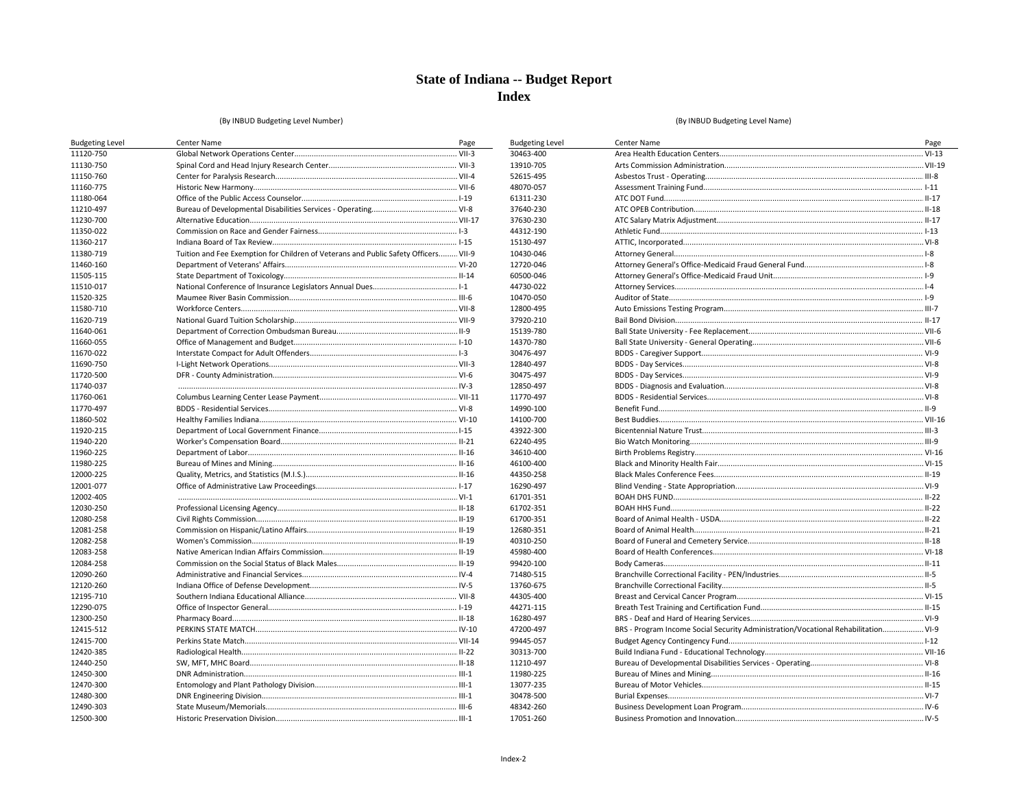# State of Indiana -- Budget Report
## Index

(By INBUD Budgeting Level Number)

| Budgeting Level | Center Name | Page |
|---|---|---|
| 11120-750 | Global Network Operations Center | VII-3 |
| 11130-750 | Spinal Cord and Head Injury Research Center | VII-3 |
| 11150-760 | Center for Paralysis Research | VII-4 |
| 11160-775 | Historic New Harmony | VII-6 |
| 11180-064 | Office of the Public Access Counselor | I-19 |
| 11210-497 | Bureau of Developmental Disabilities Services - Operating | VI-8 |
| 11230-700 | Alternative Education | VII-17 |
| 11350-022 | Commission on Race and Gender Fairness | I-3 |
| 11360-217 | Indiana Board of Tax Review | I-15 |
| 11380-719 | Tuition and Fee Exemption for Children of Veterans and Public Safety Officers | VII-9 |
| 11460-160 | Department of Veterans' Affairs | VI-20 |
| 11505-115 | State Department of Toxicology | II-14 |
| 11510-017 | National Conference of Insurance Legislators Annual Dues | I-1 |
| 11520-325 | Maumee River Basin Commission | III-6 |
| 11580-710 | Workforce Centers | VII-8 |
| 11620-719 | National Guard Tuition Scholarship | VII-9 |
| 11640-061 | Department of Correction Ombudsman Bureau | II-9 |
| 11660-055 | Office of Management and Budget | I-10 |
| 11670-022 | Interstate Compact for Adult Offenders | I-3 |
| 11690-750 | I-Light Network Operations | VII-3 |
| 11720-500 | DFR - County Administration | VI-6 |
| 11740-037 | | IV-3 |
| 11760-061 | Columbus Learning Center Lease Payment | VII-11 |
| 11770-497 | BDDS - Residential Services | VI-8 |
| 11860-502 | Healthy Families Indiana | VI-10 |
| 11920-215 | Department of Local Government Finance | I-15 |
| 11940-220 | Worker's Compensation Board | II-21 |
| 11960-225 | Department of Labor | II-16 |
| 11980-225 | Bureau of Mines and Mining | II-16 |
| 12000-225 | Quality, Metrics, and Statistics (M.I.S.) | II-16 |
| 12001-077 | Office of Administrative Law Proceedings | I-17 |
| 12002-405 | | VI-1 |
| 12030-250 | Professional Licensing Agency | II-18 |
| 12080-258 | Civil Rights Commission | II-19 |
| 12081-258 | Commission on Hispanic/Latino Affairs | II-19 |
| 12082-258 | Women's Commission | II-19 |
| 12083-258 | Native American Indian Affairs Commission | II-19 |
| 12084-258 | Commission on the Social Status of Black Males | II-19 |
| 12090-260 | Administrative and Financial Services | IV-4 |
| 12120-260 | Indiana Office of Defense Development | IV-5 |
| 12195-710 | Southern Indiana Educational Alliance | VII-8 |
| 12290-075 | Office of Inspector General | I-19 |
| 12300-250 | Pharmacy Board | II-18 |
| 12415-512 | PERKINS STATE MATCH | IV-10 |
| 12415-700 | Perkins State Match | VII-14 |
| 12420-385 | Radiological Health | II-22 |
| 12440-250 | SW, MFT, MHC Board | II-18 |
| 12450-300 | DNR Administration | III-1 |
| 12470-300 | Entomology and Plant Pathology Division | III-1 |
| 12480-300 | DNR Engineering Division | III-1 |
| 12490-303 | State Museum/Memorials | III-6 |
| 12500-300 | Historic Preservation Division | III-1 |

(By INBUD Budgeting Level Name)

| Budgeting Level | Center Name | Page |
|---|---|---|
| 30463-400 | Area Health Education Centers | VI-13 |
| 13910-705 | Arts Commission Administration | VII-19 |
| 52615-495 | Asbestos Trust - Operating | III-8 |
| 48070-057 | Assessment Training Fund | I-11 |
| 61311-230 | ATC DOT Fund | II-17 |
| 37640-230 | ATC OPEB Contribution | II-18 |
| 37630-230 | ATC Salary Matrix Adjustment | II-17 |
| 44312-190 | Athletic Fund | I-13 |
| 15130-497 | ATTIC, Incorporated | VI-8 |
| 10430-046 | Attorney General | I-8 |
| 12720-046 | Attorney General's Office-Medicaid Fraud General Fund | I-8 |
| 60500-046 | Attorney General's Office-Medicaid Fraud Unit | I-9 |
| 44730-022 | Attorney Services | I-4 |
| 10470-050 | Auditor of State | I-9 |
| 12800-495 | Auto Emissions Testing Program | III-7 |
| 37920-210 | Bail Bond Division | II-17 |
| 15139-780 | Ball State University - Fee Replacement | VII-6 |
| 14370-780 | Ball State University - General Operating | VII-6 |
| 30476-497 | BDDS - Caregiver Support | VI-9 |
| 12840-497 | BDDS - Day Services | VI-8 |
| 30475-497 | BDDS - Day Services | VI-9 |
| 12850-497 | BDDS - Diagnosis and Evaluation | VI-8 |
| 11770-497 | BDDS - Residential Services | VI-8 |
| 14990-100 | Benefit Fund | II-9 |
| 14100-700 | Best Buddies | VII-16 |
| 43922-300 | Bicentennial Nature Trust | III-3 |
| 62240-495 | Bio Watch Monitoring | III-9 |
| 34610-400 | Birth Problems Registry | VI-16 |
| 46100-400 | Black and Minority Health Fair | VI-15 |
| 44350-258 | Black Males Conference Fees | II-19 |
| 16290-497 | Blind Vending - State Appropriation | VI-9 |
| 61701-351 | BOAH DHS FUND | II-22 |
| 61702-351 | BOAH HHS Fund | II-22 |
| 61700-351 | Board of Animal Health - USDA | II-22 |
| 12680-351 | Board of Animal Health | II-21 |
| 40310-250 | Board of Funeral and Cemetery Service | II-18 |
| 45980-400 | Board of Health Conferences | VI-18 |
| 99420-100 | Body Cameras | II-11 |
| 71480-515 | Branchville Correctional Facility - PEN/Industries | II-5 |
| 13760-675 | Branchville Correctional Facility | II-5 |
| 44305-400 | Breast and Cervical Cancer Program | VI-15 |
| 44271-115 | Breath Test Training and Certification Fund | II-15 |
| 16280-497 | BRS - Deaf and Hard of Hearing Services | VI-9 |
| 47200-497 | BRS - Program Income Social Security Administration/Vocational Rehabilitation | VI-9 |
| 99445-057 | Budget Agency Contingency Fund | I-12 |
| 30313-700 | Build Indiana Fund - Educational Technology | VII-16 |
| 11210-497 | Bureau of Developmental Disabilities Services - Operating | VI-8 |
| 11980-225 | Bureau of Mines and Mining | II-16 |
| 13077-235 | Bureau of Motor Vehicles | II-15 |
| 30478-500 | Burial Expenses | VI-7 |
| 48342-260 | Business Development Loan Program | IV-6 |
| 17051-260 | Business Promotion and Innovation | IV-5 |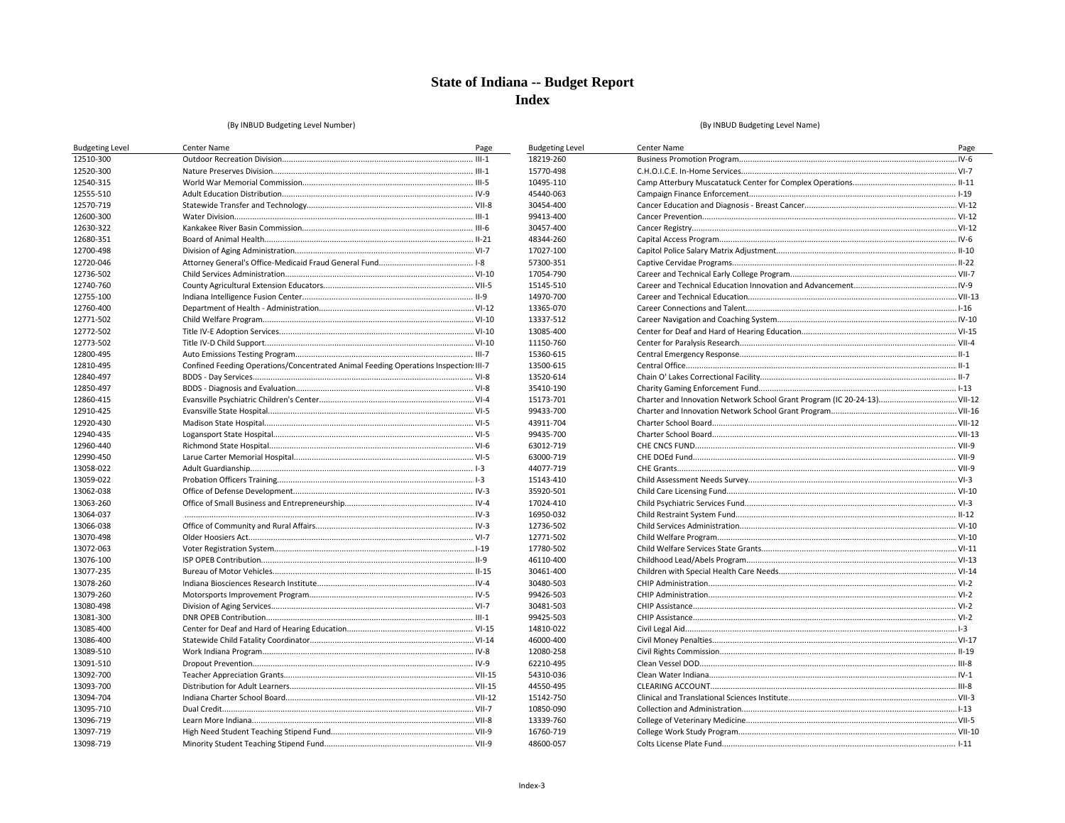# State of Indiana -- Budget Report
# Index

(By INBUD Budgeting Level Number)

| Budgeting Level | Center Name | Page |
|---|---|---|
| 12510-300 | Outdoor Recreation Division | III-1 |
| 12520-300 | Nature Preserves Division | III-1 |
| 12540-315 | World War Memorial Commission | III-5 |
| 12555-510 | Adult Education Distribution | IV-9 |
| 12570-719 | Statewide Transfer and Technology | VII-8 |
| 12600-300 | Water Division | III-1 |
| 12630-322 | Kankakee River Basin Commission | III-6 |
| 12680-351 | Board of Animal Health | II-21 |
| 12700-498 | Division of Aging Administration | VI-7 |
| 12720-046 | Attorney General's Office-Medicaid Fraud General Fund | I-8 |
| 12736-502 | Child Services Administration | VI-10 |
| 12740-760 | County Agricultural Extension Educators | VII-5 |
| 12755-100 | Indiana Intelligence Fusion Center | II-9 |
| 12760-400 | Department of Health - Administration | VI-12 |
| 12771-502 | Child Welfare Program | VI-10 |
| 12772-502 | Title IV-E Adoption Services | VI-10 |
| 12773-502 | Title IV-D Child Support | VI-10 |
| 12800-495 | Auto Emissions Testing Program | III-7 |
| 12810-495 | Confined Feeding Operations/Concentrated Animal Feeding Operations Inspection | III-7 |
| 12840-497 | BDDS - Day Services | VI-8 |
| 12850-497 | BDDS - Diagnosis and Evaluation | VI-8 |
| 12860-415 | Evansville Psychiatric Children's Center | VI-4 |
| 12910-425 | Evansville State Hospital | VI-5 |
| 12920-430 | Madison State Hospital | VI-5 |
| 12940-435 | Logansport State Hospital | VI-5 |
| 12960-440 | Richmond State Hospital | VI-6 |
| 12990-450 | Larue Carter Memorial Hospital | VI-5 |
| 13058-022 | Adult Guardianship | I-3 |
| 13059-022 | Probation Officers Training | I-3 |
| 13062-038 | Office of Defense Development | IV-3 |
| 13063-260 | Office of Small Business and Entrepreneurship | IV-4 |
| 13064-037 | | IV-3 |
| 13066-038 | Office of Community and Rural Affairs | IV-3 |
| 13070-498 | Older Hoosiers Act | VI-7 |
| 13072-063 | Voter Registration System | I-19 |
| 13076-100 | ISP OPEB Contribution | II-9 |
| 13077-235 | Bureau of Motor Vehicles | II-15 |
| 13078-260 | Indiana Biosciences Research Institute | IV-4 |
| 13079-260 | Motorsports Improvement Program | IV-5 |
| 13080-498 | Division of Aging Services | VI-7 |
| 13081-300 | DNR OPEB Contribution | III-1 |
| 13085-400 | Center for Deaf and Hard of Hearing Education | VI-15 |
| 13086-400 | Statewide Child Fatality Coordinator | VI-14 |
| 13089-510 | Work Indiana Program | IV-8 |
| 13091-510 | Dropout Prevention | IV-9 |
| 13092-700 | Teacher Appreciation Grants | VII-15 |
| 13093-700 | Distribution for Adult Learners | VII-15 |
| 13094-704 | Indiana Charter School Board | VII-12 |
| 13095-710 | Dual Credit | VII-7 |
| 13096-719 | Learn More Indiana | VII-8 |
| 13097-719 | High Need Student Teaching Stipend Fund | VII-9 |
| 13098-719 | Minority Student Teaching Stipend Fund | VII-9 |

(By INBUD Budgeting Level Name)

| Budgeting Level | Center Name | Page |
|---|---|---|
| 18219-260 | Business Promotion Program | IV-6 |
| 15770-498 | C.H.O.I.C.E. In-Home Services | VI-7 |
| 10495-110 | Camp Atterbury Muscatatuck Center for Complex Operations | II-11 |
| 45440-063 | Campaign Finance Enforcement | I-19 |
| 30454-400 | Cancer Education and Diagnosis - Breast Cancer | VI-12 |
| 99413-400 | Cancer Prevention | VI-12 |
| 30457-400 | Cancer Registry | VI-12 |
| 48344-260 | Capital Access Program | IV-6 |
| 17027-100 | Capitol Police Salary Matrix Adjustment | II-10 |
| 57300-351 | Captive Cervidae Programs | II-22 |
| 17054-790 | Career and Technical Early College Program | VII-7 |
| 15145-510 | Career and Technical Education Innovation and Advancement | IV-9 |
| 14970-700 | Career and Technical Education | VII-13 |
| 13365-070 | Career Connections and Talent | I-16 |
| 13337-512 | Career Navigation and Coaching System | IV-10 |
| 13085-400 | Center for Deaf and Hard of Hearing Education | VI-15 |
| 11150-760 | Center for Paralysis Research | VII-4 |
| 15360-615 | Central Emergency Response | II-1 |
| 13500-615 | Central Office | II-1 |
| 13520-614 | Chain O' Lakes Correctional Facility | II-7 |
| 35410-190 | Charity Gaming Enforcement Fund | I-13 |
| 15173-701 | Charter and Innovation Network School Grant Program (IC 20-24-13) | VII-12 |
| 99433-700 | Charter and Innovation Network School Grant Program | VII-16 |
| 43911-704 | Charter School Board | VII-12 |
| 99435-700 | Charter School Board | VII-13 |
| 63012-719 | CHE CNCS FUND | VII-9 |
| 63000-719 | CHE DOEd Fund | VII-9 |
| 44077-719 | CHE Grants | VII-9 |
| 15143-410 | Child Assessment Needs Survey | VI-3 |
| 35920-501 | Child Care Licensing Fund | VI-10 |
| 17024-410 | Child Psychiatric Services Fund | VI-3 |
| 16950-032 | Child Restraint System Fund | II-12 |
| 12736-502 | Child Services Administration | VI-10 |
| 12771-502 | Child Welfare Program | VI-10 |
| 17780-502 | Child Welfare Services State Grants | VI-11 |
| 46110-400 | Childhood Lead/Abels Program | VI-13 |
| 30461-400 | Children with Special Health Care Needs | VI-14 |
| 30480-503 | CHIP Administration | VI-2 |
| 99426-503 | CHIP Administration | VI-2 |
| 30481-503 | CHIP Assistance | VI-2 |
| 99425-503 | CHIP Assistance | VI-2 |
| 14810-022 | Civil Legal Aid | I-3 |
| 46000-400 | Civil Money Penalties | VI-17 |
| 12080-258 | Civil Rights Commission | II-19 |
| 62210-495 | Clean Vessel DOD | III-8 |
| 54310-036 | Clean Water Indiana | IV-1 |
| 44550-495 | CLEARING ACCOUNT | III-8 |
| 15142-750 | Clinical and Translational Sciences Institute | VII-3 |
| 10850-090 | Collection and Administration | I-13 |
| 13339-760 | College of Veterinary Medicine | VII-5 |
| 16760-719 | College Work Study Program | VII-10 |
| 48600-057 | Colts License Plate Fund | I-11 |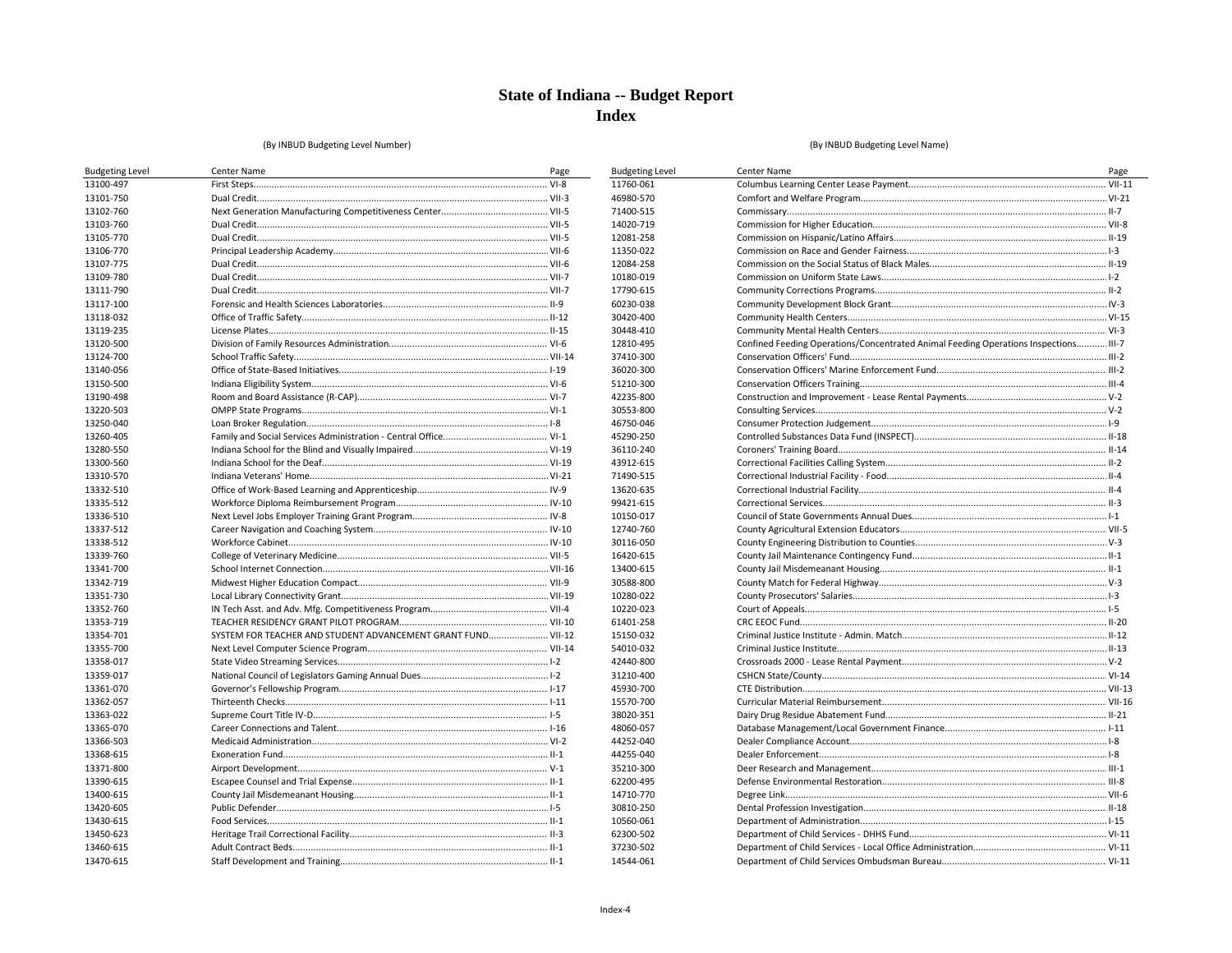# State of Indiana -- Budget Report
## Index

(By INBUD Budgeting Level Number)

| Budgeting Level | Center Name | Page |
|---|---|---|
| 13100-497 | First Steps | VI-8 |
| 13101-750 | Dual Credit | VII-3 |
| 13102-760 | Next Generation Manufacturing Competitiveness Center | VII-5 |
| 13103-760 | Dual Credit | VII-5 |
| 13105-770 | Dual Credit | VII-5 |
| 13106-770 | Principal Leadership Academy | VII-6 |
| 13107-775 | Dual Credit | VII-6 |
| 13109-780 | Dual Credit | VII-7 |
| 13111-790 | Dual Credit | VII-7 |
| 13117-100 | Forensic and Health Sciences Laboratories | II-9 |
| 13118-032 | Office of Traffic Safety | II-12 |
| 13119-235 | License Plates | II-15 |
| 13120-500 | Division of Family Resources Administration | VI-6 |
| 13124-700 | School Traffic Safety | VII-14 |
| 13140-056 | Office of State-Based Initiatives | I-19 |
| 13150-500 | Indiana Eligibility System | VI-6 |
| 13190-498 | Room and Board Assistance (R-CAP) | VI-7 |
| 13220-503 | OMPP State Programs | VI-1 |
| 13250-040 | Loan Broker Regulation | I-8 |
| 13260-405 | Family and Social Services Administration - Central Office | VI-1 |
| 13280-550 | Indiana School for the Blind and Visually Impaired | VI-19 |
| 13300-560 | Indiana School for the Deaf | VI-19 |
| 13310-570 | Indiana Veterans' Home | VI-21 |
| 13332-510 | Office of Work-Based Learning and Apprenticeship | IV-9 |
| 13335-512 | Workforce Diploma Reimbursement Program | IV-10 |
| 13336-510 | Next Level Jobs Employer Training Grant Program | IV-8 |
| 13337-512 | Career Navigation and Coaching System | IV-10 |
| 13338-512 | Workforce Cabinet | IV-10 |
| 13339-760 | College of Veterinary Medicine | VII-5 |
| 13341-700 | School Internet Connection | VII-16 |
| 13342-719 | Midwest Higher Education Compact | VII-9 |
| 13351-730 | Local Library Connectivity Grant | VII-19 |
| 13352-760 | IN Tech Asst. and Adv. Mfg. Competitiveness Program | VII-4 |
| 13353-719 | TEACHER RESIDENCY GRANT PILOT PROGRAM | VII-10 |
| 13354-701 | SYSTEM FOR TEACHER AND STUDENT ADVANCEMENT GRANT FUND | VII-12 |
| 13355-700 | Next Level Computer Science Program | VII-14 |
| 13358-017 | State Video Streaming Services | I-2 |
| 13359-017 | National Council of Legislators Gaming Annual Dues | I-2 |
| 13361-070 | Governor's Fellowship Program | I-17 |
| 13362-057 | Thirteenth Checks | I-11 |
| 13363-022 | Supreme Court Title IV-D | I-5 |
| 13365-070 | Career Connections and Talent | I-16 |
| 13366-503 | Medicaid Administration | VI-2 |
| 13368-615 | Exoneration Fund | II-1 |
| 13371-800 | Airport Development | V-1 |
| 13390-615 | Escapee Counsel and Trial Expense | II-1 |
| 13400-615 | County Jail Misdemeanant Housing | II-1 |
| 13420-605 | Public Defender | I-5 |
| 13430-615 | Food Services | II-1 |
| 13450-623 | Heritage Trail Correctional Facility | II-3 |
| 13460-615 | Adult Contract Beds | II-1 |
| 13470-615 | Staff Development and Training | II-1 |

(By INBUD Budgeting Level Name)

| Budgeting Level | Center Name | Page |
|---|---|---|
| 11760-061 | Columbus Learning Center Lease Payment | VII-11 |
| 46980-570 | Comfort and Welfare Program | VI-21 |
| 71400-515 | Commissary | II-7 |
| 14020-719 | Commission for Higher Education | VII-8 |
| 12081-258 | Commission on Hispanic/Latino Affairs | II-19 |
| 11350-022 | Commission on Race and Gender Fairness | I-3 |
| 12084-258 | Commission on the Social Status of Black Males | II-19 |
| 10180-019 | Commission on Uniform State Laws | I-2 |
| 17790-615 | Community Corrections Programs | II-2 |
| 60230-038 | Community Development Block Grant | IV-3 |
| 30420-400 | Community Health Centers | VI-15 |
| 30448-410 | Community Mental Health Centers | VI-3 |
| 12810-495 | Confined Feeding Operations/Concentrated Animal Feeding Operations Inspections | III-7 |
| 37410-300 | Conservation Officers' Fund | III-2 |
| 36020-300 | Conservation Officers' Marine Enforcement Fund | III-2 |
| 51210-300 | Conservation Officers Training | III-4 |
| 42235-800 | Construction and Improvement - Lease Rental Payments | V-2 |
| 30553-800 | Consulting Services | V-2 |
| 46750-046 | Consumer Protection Judgement | I-9 |
| 45290-250 | Controlled Substances Data Fund (INSPECT) | II-18 |
| 36110-240 | Coroners' Training Board | II-14 |
| 43912-615 | Correctional Facilities Calling System | II-2 |
| 71490-515 | Correctional Industrial Facility - Food | II-4 |
| 13620-635 | Correctional Industrial Facility | II-4 |
| 99421-615 | Correctional Services | II-3 |
| 10150-017 | Council of State Governments Annual Dues | I-1 |
| 12740-760 | County Agricultural Extension Educators | VII-5 |
| 30116-050 | County Engineering Distribution to Counties | V-3 |
| 16420-615 | County Jail Maintenance Contingency Fund | II-1 |
| 13400-615 | County Jail Misdemeanant Housing | II-1 |
| 30588-800 | County Match for Federal Highway | V-3 |
| 10280-022 | County Prosecutors' Salaries | I-3 |
| 10220-023 | Court of Appeals | I-5 |
| 61401-258 | CRC EEOC Fund | II-20 |
| 15150-032 | Criminal Justice Institute - Admin. Match | II-12 |
| 54010-032 | Criminal Justice Institute | II-13 |
| 42440-800 | Crossroads 2000 - Lease Rental Payment | V-2 |
| 31210-400 | CSHCN State/County | VI-14 |
| 45930-700 | CTE Distribution | VII-13 |
| 15570-700 | Curricular Material Reimbursement | VII-16 |
| 38020-351 | Dairy Drug Residue Abatement Fund | II-21 |
| 48060-057 | Database Management/Local Government Finance | I-11 |
| 44252-040 | Dealer Compliance Account | I-8 |
| 44255-040 | Dealer Enforcement | I-8 |
| 35210-300 | Deer Research and Management | III-1 |
| 62200-495 | Defense Environmental Restoration | III-8 |
| 14710-770 | Degree Link | VII-6 |
| 30810-250 | Dental Profession Investigation | II-18 |
| 10560-061 | Department of Administration | I-15 |
| 62300-502 | Department of Child Services - DHHS Fund | VI-11 |
| 37230-502 | Department of Child Services - Local Office Administration | VI-11 |
| 14544-061 | Department of Child Services Ombudsman Bureau | VI-11 |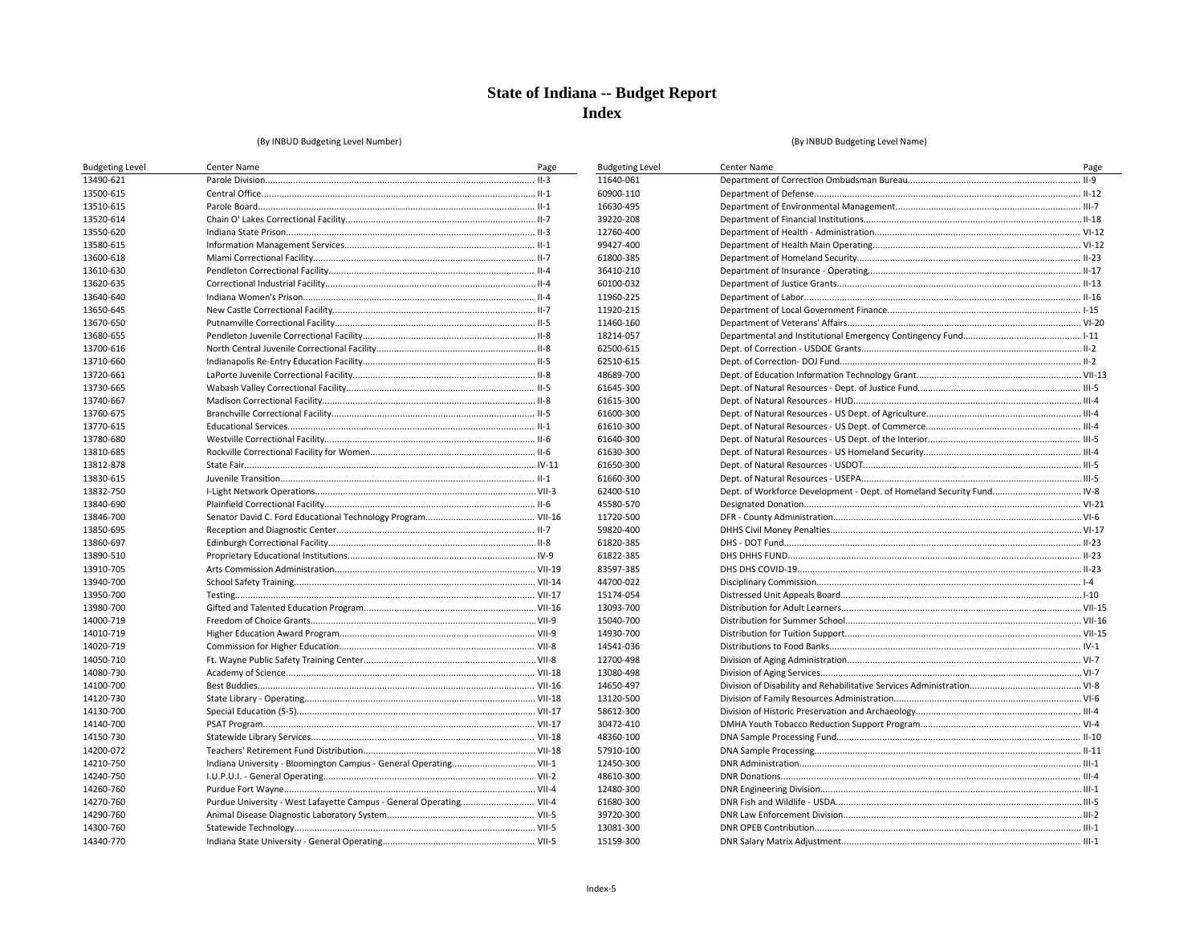# State of Indiana -- Budget Report
## Index

(By INBUD Budgeting Level Number)

| Budgeting Level | Center Name | Page |
|---|---|---|
| 13490-621 | Parole Division | II-3 |
| 13500-615 | Central Office | II-1 |
| 13510-615 | Parole Board | II-1 |
| 13520-614 | Chain O' Lakes Correctional Facility | II-7 |
| 13550-620 | Indiana State Prison | II-3 |
| 13580-615 | Information Management Services | II-1 |
| 13600-618 | Miami Correctional Facility | II-7 |
| 13610-630 | Pendleton Correctional Facility | II-4 |
| 13620-635 | Correctional Industrial Facility | II-4 |
| 13640-640 | Indiana Women's Prison | II-4 |
| 13650-645 | New Castle Correctional Facility | II-7 |
| 13670-650 | Putnamville Correctional Facility | II-5 |
| 13680-655 | Pendleton Juvenile Correctional Facility | II-8 |
| 13700-616 | North Central Juvenile Correctional Facility | II-8 |
| 13710-660 | Indianapolis Re-Entry Education Facility | II-5 |
| 13720-661 | LaPorte Juvenile Correctional Facility | II-8 |
| 13730-665 | Wabash Valley Correctional Facility | II-5 |
| 13740-667 | Madison Correctional Facility | II-8 |
| 13760-675 | Branchville Correctional Facility | II-5 |
| 13770-615 | Educational Services | II-1 |
| 13780-680 | Westville Correctional Facility | II-6 |
| 13810-685 | Rockville Correctional Facility for Women | II-6 |
| 13812-878 | State Fair | IV-11 |
| 13830-615 | Juvenile Transition | II-1 |
| 13832-750 | I-Light Network Operations | VII-3 |
| 13840-690 | Plainfield Correctional Facility | II-6 |
| 13846-700 | Senator David C. Ford Educational Technology Program | VII-16 |
| 13850-695 | Reception and Diagnostic Center | II-7 |
| 13860-697 | Edinburgh Correctional Facility | II-8 |
| 13890-510 | Proprietary Educational Institutions | IV-9 |
| 13910-705 | Arts Commission Administration | VII-19 |
| 13940-700 | School Safety Training | VII-14 |
| 13950-700 | Testing | VII-17 |
| 13980-700 | Gifted and Talented Education Program | VII-16 |
| 14000-719 | Freedom of Choice Grants | VII-9 |
| 14010-719 | Higher Education Award Program | VII-9 |
| 14020-719 | Commission for Higher Education | VII-8 |
| 14050-710 | Ft. Wayne Public Safety Training Center | VII-8 |
| 14080-730 | Academy of Science | VII-18 |
| 14100-700 | Best Buddies | VII-16 |
| 14120-730 | State Library - Operating | VII-18 |
| 14130-700 | Special Education (S-5) | VII-17 |
| 14140-700 | PSAT Program | VII-17 |
| 14150-730 | Statewide Library Services | VII-18 |
| 14200-072 | Teachers' Retirement Fund Distribution | VII-18 |
| 14210-750 | Indiana University - Bloomington Campus - General Operating | VII-1 |
| 14240-750 | I.U.P.U.I. - General Operating | VII-2 |
| 14260-760 | Purdue Fort Wayne | VII-4 |
| 14270-760 | Purdue University - West Lafayette Campus - General Operating | VII-4 |
| 14290-760 | Animal Disease Diagnostic Laboratory System | VII-5 |
| 14300-760 | Statewide Technology | VII-5 |
| 14340-770 | Indiana State University - General Operating | VII-5 |

(By INBUD Budgeting Level Name)

| Budgeting Level | Center Name | Page |
|---|---|---|
| 11640-061 | Department of Correction Ombudsman Bureau | II-9 |
| 60900-110 | Department of Defense | II-12 |
| 16630-495 | Department of Environmental Management | III-7 |
| 39220-208 | Department of Financial Institutions | II-18 |
| 12760-400 | Department of Health - Administration | VI-12 |
| 99427-400 | Department of Health Main Operating | VI-12 |
| 61800-385 | Department of Homeland Security | II-23 |
| 36410-210 | Department of Insurance - Operating | II-17 |
| 60100-032 | Department of Justice Grants | II-13 |
| 11960-225 | Department of Labor | II-16 |
| 11920-215 | Department of Local Government Finance | I-15 |
| 11460-160 | Department of Veterans' Affairs | VI-20 |
| 18214-057 | Departmental and Institutional Emergency Contingency Fund | I-11 |
| 62500-615 | Dept. of Correction - USDOE Grants | II-2 |
| 62510-615 | Dept. of Correction- DOJ Fund | II-2 |
| 48689-700 | Dept. of Education Information Technology Grant | VII-13 |
| 61645-300 | Dept. of Natural Resources - Dept. of Justice Fund | III-5 |
| 61615-300 | Dept. of Natural Resources - HUD | III-4 |
| 61600-300 | Dept. of Natural Resources - US Dept. of Agriculture | III-4 |
| 61610-300 | Dept. of Natural Resources - US Dept. of Commerce | III-4 |
| 61640-300 | Dept. of Natural Resources - US Dept. of the Interior | III-5 |
| 61630-300 | Dept. of Natural Resources - US Homeland Security | III-4 |
| 61650-300 | Dept. of Natural Resources - USDOT | III-5 |
| 61660-300 | Dept. of Natural Resources - USEPA | III-5 |
| 62400-510 | Dept. of Workforce Development - Dept. of Homeland Security Fund | IV-8 |
| 45580-570 | Designated Donation | VI-21 |
| 11720-500 | DFR - County Administration | VI-6 |
| 59820-400 | DHHS Civil Money Penalties | VI-17 |
| 61820-385 | DHS - DOT Fund | II-23 |
| 61822-385 | DHS DHHS FUND | II-23 |
| 83597-385 | DHS DHS COVID-19 | II-23 |
| 44700-022 | Disciplinary Commission | I-4 |
| 15174-054 | Distressed Unit Appeals Board | I-10 |
| 13093-700 | Distribution for Adult Learners | VII-15 |
| 15040-700 | Distribution for Summer School | VII-16 |
| 14930-700 | Distribution for Tuition Support | VII-15 |
| 14541-036 | Distributions to Food Banks | IV-1 |
| 12700-498 | Division of Aging Administration | VI-7 |
| 13080-498 | Division of Aging Services | VI-7 |
| 14650-497 | Division of Disability and Rehabilitative Services Administration | VI-8 |
| 13120-500 | Division of Family Resources Administration | VI-6 |
| 58612-300 | Division of Historic Preservation and Archaeology | III-4 |
| 30472-410 | DMHA Youth Tobacco Reduction Support Program | VI-4 |
| 48360-100 | DNA Sample Processing Fund | II-10 |
| 57910-100 | DNA Sample Processing | II-11 |
| 12450-300 | DNR Administration | III-1 |
| 48610-300 | DNR Donations | III-4 |
| 12480-300 | DNR Engineering Division | III-1 |
| 61680-300 | DNR Fish and Wildlife - USDA | III-5 |
| 39720-300 | DNR Law Enforcement Division | III-2 |
| 13081-300 | DNR OPEB Contribution | III-1 |
| 15159-300 | DNR Salary Matrix Adjustment | III-1 |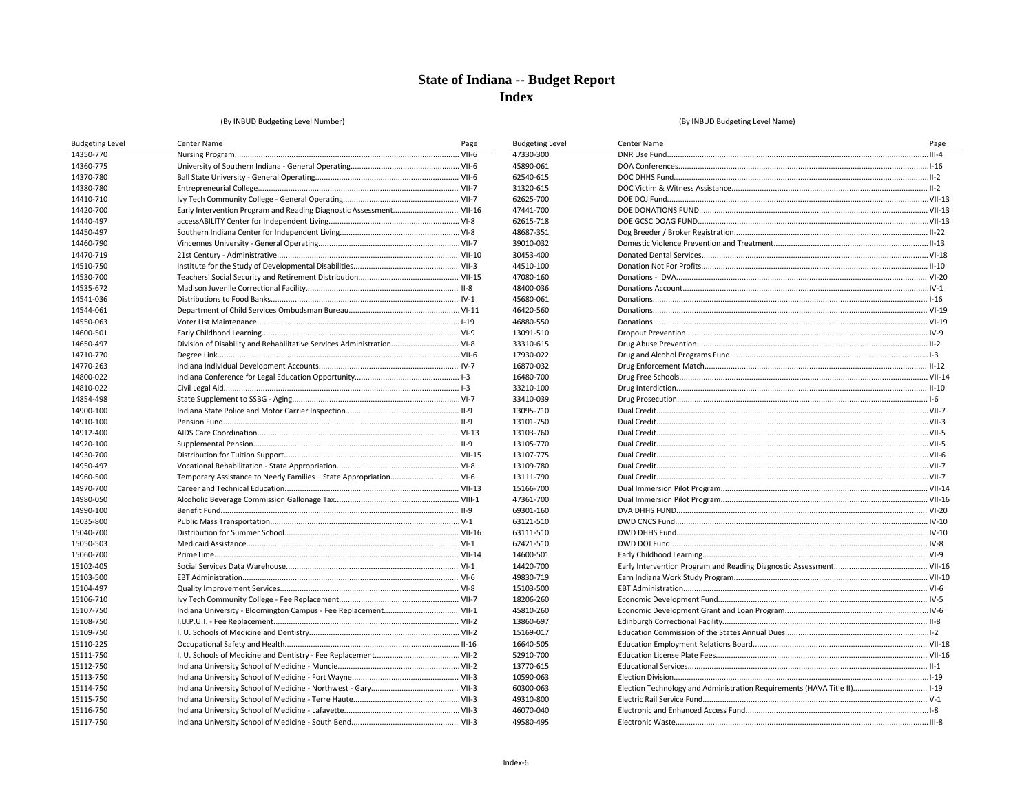# State of Indiana -- Budget Report
## Index

(By INBUD Budgeting Level Number)

| Budgeting Level | Center Name | Page |
|---|---|---|
| 14350-770 | Nursing Program | VII-6 |
| 14360-775 | University of Southern Indiana - General Operating | VII-6 |
| 14370-780 | Ball State University - General Operating | VII-6 |
| 14380-780 | Entrepreneurial College | VII-7 |
| 14410-710 | Ivy Tech Community College - General Operating | VII-7 |
| 14420-700 | Early Intervention Program and Reading Diagnostic Assessment | VII-16 |
| 14440-497 | accessABILITY Center for Independent Living | VI-8 |
| 14450-497 | Southern Indiana Center for Independent Living | VI-8 |
| 14460-790 | Vincennes University - General Operating | VII-7 |
| 14470-719 | 21st Century - Administrative | VII-10 |
| 14510-750 | Institute for the Study of Developmental Disabilities | VII-3 |
| 14530-700 | Teachers' Social Security and Retirement Distribution | VII-15 |
| 14535-672 | Madison Juvenile Correctional Facility | II-8 |
| 14541-036 | Distributions to Food Banks | IV-1 |
| 14544-061 | Department of Child Services Ombudsman Bureau | VI-11 |
| 14550-063 | Voter List Maintenance | I-19 |
| 14600-501 | Early Childhood Learning | VI-9 |
| 14650-497 | Division of Disability and Rehabilitative Services Administration | VI-8 |
| 14710-770 | Degree Link | VII-6 |
| 14770-263 | Indiana Individual Development Accounts | IV-7 |
| 14800-022 | Indiana Conference for Legal Education Opportunity | I-3 |
| 14810-022 | Civil Legal Aid | I-3 |
| 14854-498 | State Supplement to SSBG - Aging | VI-7 |
| 14900-100 | Indiana State Police and Motor Carrier Inspection | II-9 |
| 14910-100 | Pension Fund | II-9 |
| 14912-400 | AIDS Care Coordination | VI-13 |
| 14920-100 | Supplemental Pension | II-9 |
| 14930-700 | Distribution for Tuition Support | VII-15 |
| 14950-497 | Vocational Rehabilitation - State Appropriation | VI-8 |
| 14960-500 | Temporary Assistance to Needy Families – State Appropriation | VI-6 |
| 14970-700 | Career and Technical Education | VII-13 |
| 14980-050 | Alcoholic Beverage Commission Gallonage Tax | VIII-1 |
| 14990-100 | Benefit Fund | II-9 |
| 15035-800 | Public Mass Transportation | V-1 |
| 15040-700 | Distribution for Summer School | VII-16 |
| 15050-503 | Medicaid Assistance | VI-1 |
| 15060-700 | PrimeTime | VII-14 |
| 15102-405 | Social Services Data Warehouse | VI-1 |
| 15103-500 | EBT Administration | VI-6 |
| 15104-497 | Quality Improvement Services | VI-8 |
| 15106-710 | Ivy Tech Community College - Fee Replacement | VII-7 |
| 15107-750 | Indiana University - Bloomington Campus - Fee Replacement | VII-1 |
| 15108-750 | I.U.P.U.I. - Fee Replacement | VII-2 |
| 15109-750 | I. U. Schools of Medicine and Dentistry | VII-2 |
| 15110-225 | Occupational Safety and Health | II-16 |
| 15111-750 | I. U. Schools of Medicine and Dentistry - Fee Replacement | VII-2 |
| 15112-750 | Indiana University School of Medicine - Muncie | VII-2 |
| 15113-750 | Indiana University School of Medicine - Fort Wayne | VII-3 |
| 15114-750 | Indiana University School of Medicine - Northwest - Gary | VII-3 |
| 15115-750 | Indiana University School of Medicine - Terre Haute | VII-3 |
| 15116-750 | Indiana University School of Medicine - Lafayette | VII-3 |
| 15117-750 | Indiana University School of Medicine - South Bend | VII-3 |

(By INBUD Budgeting Level Name)

| Budgeting Level | Center Name | Page |
|---|---|---|
| 47330-300 | DNR Use Fund | III-4 |
| 45890-061 | DOA Conferences | I-16 |
| 62540-615 | DOC DHHS Fund | II-2 |
| 31320-615 | DOC Victim & Witness Assistance | II-2 |
| 62625-700 | DOE DOJ Fund | VII-13 |
| 47441-700 | DOE DONATIONS FUND | VII-13 |
| 62615-718 | DOE GCSC DOAG FUND | VII-13 |
| 48687-351 | Dog Breeder / Broker Registration | II-22 |
| 39010-032 | Domestic Violence Prevention and Treatment | II-13 |
| 30453-400 | Donated Dental Services | VI-18 |
| 44510-100 | Donation Not For Profits | II-10 |
| 47080-160 | Donations - IDVA | VI-20 |
| 48400-036 | Donations Account | IV-1 |
| 45680-061 | Donations | I-16 |
| 46420-560 | Donations | VI-19 |
| 46880-550 | Donations | VI-19 |
| 13091-510 | Dropout Prevention | IV-9 |
| 33310-615 | Drug Abuse Prevention | II-2 |
| 17930-022 | Drug and Alcohol Programs Fund | I-3 |
| 16870-032 | Drug Enforcement Match | II-12 |
| 16480-700 | Drug Free Schools | VII-14 |
| 33210-100 | Drug Interdiction | II-10 |
| 33410-039 | Drug Prosecution | I-6 |
| 13095-710 | Dual Credit | VII-7 |
| 13101-750 | Dual Credit | VII-3 |
| 13103-760 | Dual Credit | VII-5 |
| 13105-770 | Dual Credit | VII-5 |
| 13107-775 | Dual Credit | VII-6 |
| 13109-780 | Dual Credit | VII-7 |
| 13111-790 | Dual Credit | VII-7 |
| 15166-700 | Dual Immersion Pilot Program | VII-14 |
| 47361-700 | Dual Immersion Pilot Program | VII-16 |
| 69301-160 | DVA DHHS FUND | VI-20 |
| 63121-510 | DWD CNCS Fund | IV-10 |
| 63111-510 | DWD DHHS Fund | IV-10 |
| 62421-510 | DWD DOJ Fund | IV-8 |
| 14600-501 | Early Childhood Learning | VI-9 |
| 14420-700 | Early Intervention Program and Reading Diagnostic Assessment | VII-16 |
| 49830-719 | Earn Indiana Work Study Program | VII-10 |
| 15103-500 | EBT Administration | VI-6 |
| 18206-260 | Economic Development Fund | IV-5 |
| 45810-260 | Economic Development Grant and Loan Program | IV-6 |
| 13860-697 | Edinburgh Correctional Facility | II-8 |
| 15169-017 | Education Commission of the States Annual Dues | I-2 |
| 16640-505 | Education Employment Relations Board | VII-18 |
| 52910-700 | Education License Plate Fees | VII-16 |
| 13770-615 | Educational Services | II-1 |
| 10590-063 | Election Division | I-19 |
| 60300-063 | Election Technology and Administration Requirements (HAVA Title II) | I-19 |
| 49310-800 | Electric Rail Service Fund | V-1 |
| 46070-040 | Electronic and Enhanced Access Fund | I-8 |
| 49580-495 | Electronic Waste | III-8 |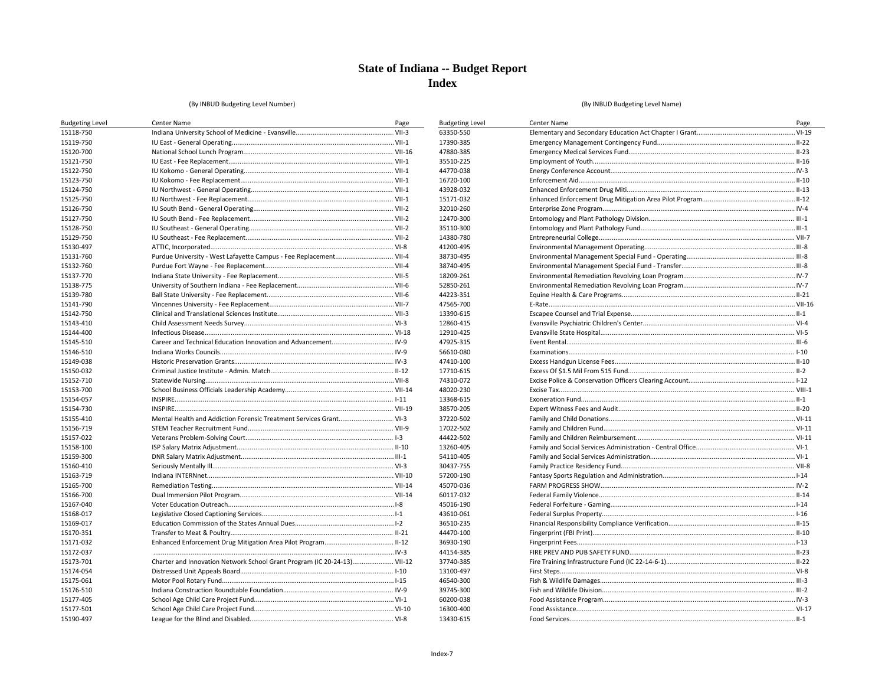# State of Indiana -- Budget Report
## Index

(By INBUD Budgeting Level Number)

| Budgeting Level | Center Name | Page |
|---|---|---|
| 15118-750 | Indiana University School of Medicine - Evansville | VII-3 |
| 15119-750 | IU East - General Operating | VII-1 |
| 15120-700 | National School Lunch Program | VII-16 |
| 15121-750 | IU East - Fee Replacement | VII-1 |
| 15122-750 | IU Kokomo - General Operating | VII-1 |
| 15123-750 | IU Kokomo - Fee Replacement | VII-1 |
| 15124-750 | IU Northwest - General Operating | VII-1 |
| 15125-750 | IU Northwest - Fee Replacement | VII-1 |
| 15126-750 | IU South Bend - General Operating | VII-2 |
| 15127-750 | IU South Bend - Fee Replacement | VII-2 |
| 15128-750 | IU Southeast - General Operating | VII-2 |
| 15129-750 | IU Southeast - Fee Replacement | VII-2 |
| 15130-497 | ATTIC, Incorporated | VI-8 |
| 15131-760 | Purdue University - West Lafayette Campus - Fee Replacement | VII-4 |
| 15132-760 | Purdue Fort Wayne - Fee Replacement | VII-4 |
| 15137-770 | Indiana State University - Fee Replacement | VII-5 |
| 15138-775 | University of Southern Indiana - Fee Replacement | VII-6 |
| 15139-780 | Ball State University - Fee Replacement | VII-6 |
| 15141-790 | Vincennes University - Fee Replacement | VII-7 |
| 15142-750 | Clinical and Translational Sciences Institute | VII-3 |
| 15143-410 | Child Assessment Needs Survey | VI-3 |
| 15144-400 | Infectious Disease | VI-18 |
| 15145-510 | Career and Technical Education Innovation and Advancement | IV-9 |
| 15146-510 | Indiana Works Councils | IV-9 |
| 15149-038 | Historic Preservation Grants | IV-3 |
| 15150-032 | Criminal Justice Institute - Admin. Match | II-12 |
| 15152-710 | Statewide Nursing | VII-8 |
| 15153-700 | School Business Officials Leadership Academy | VII-14 |
| 15154-057 | INSPIRE | I-11 |
| 15154-730 | INSPIRE | VII-19 |
| 15155-410 | Mental Health and Addiction Forensic Treatment Services Grant | VI-3 |
| 15156-719 | STEM Teacher Recruitment Fund | VII-9 |
| 15157-022 | Veterans Problem-Solving Court | I-3 |
| 15158-100 | ISP Salary Matrix Adjustment | II-10 |
| 15159-300 | DNR Salary Matrix Adjustment | III-1 |
| 15160-410 | Seriously Mentally Ill | VI-3 |
| 15163-719 | Indiana INTERNnet | VII-10 |
| 15165-700 | Remediation Testing | VII-14 |
| 15166-700 | Dual Immersion Pilot Program | VII-14 |
| 15167-040 | Voter Education Outreach | I-8 |
| 15168-017 | Legislative Closed Captioning Services | I-1 |
| 15169-017 | Education Commission of the States Annual Dues | I-2 |
| 15170-351 | Transfer to Meat & Poultry | II-21 |
| 15171-032 | Enhanced Enforcement Drug Mitigation Area Pilot Program | II-12 |
| 15172-037 | | IV-3 |
| 15173-701 | Charter and Innovation Network School Grant Program (IC 20-24-13) | VII-12 |
| 15174-054 | Distressed Unit Appeals Board | I-10 |
| 15175-061 | Motor Pool Rotary Fund | I-15 |
| 15176-510 | Indiana Construction Roundtable Foundation | IV-9 |
| 15177-405 | School Age Child Care Project Fund | VI-1 |
| 15177-501 | School Age Child Care Project Fund | VI-10 |
| 15190-497 | League for the Blind and Disabled | VI-8 |

(By INBUD Budgeting Level Name)

| Budgeting Level | Center Name | Page |
|---|---|---|
| 63350-550 | Elementary and Secondary Education Act Chapter I Grant | VI-19 |
| 17390-385 | Emergency Management Contingency Fund | II-22 |
| 47880-385 | Emergency Medical Services Fund | II-23 |
| 35510-225 | Employment of Youth | II-16 |
| 44770-038 | Energy Conference Account | IV-3 |
| 16720-100 | Enforcement Aid | II-10 |
| 43928-032 | Enhanced Enforcement Drug Miti | II-13 |
| 15171-032 | Enhanced Enforcement Drug Mitigation Area Pilot Program | II-12 |
| 32010-260 | Enterprise Zone Program | IV-4 |
| 12470-300 | Entomology and Plant Pathology Division | III-1 |
| 35110-300 | Entomology and Plant Pathology Fund | III-1 |
| 14380-780 | Entrepreneurial College | VII-7 |
| 41200-495 | Environmental Management Operating | III-8 |
| 38730-495 | Environmental Management Special Fund - Operating | III-8 |
| 38740-495 | Environmental Management Special Fund - Transfer | III-8 |
| 18209-261 | Environmental Remediation Revolving Loan Program | IV-7 |
| 52850-261 | Environmental Remediation Revolving Loan Program | IV-7 |
| 44223-351 | Equine Health & Care Programs | II-21 |
| 47565-700 | E-Rate | VII-16 |
| 13390-615 | Escapee Counsel and Trial Expense | II-1 |
| 12860-415 | Evansville Psychiatric Children's Center | VI-4 |
| 12910-425 | Evansville State Hospital | VI-5 |
| 47925-315 | Event Rental | III-6 |
| 56610-080 | Examinations | I-10 |
| 47410-100 | Excess Handgun License Fees | II-10 |
| 17710-615 | Excess Of $1.5 Mil From 515 Fund | II-2 |
| 74310-072 | Excise Police & Conservation Officers Clearing Account | I-12 |
| 48020-230 | Excise Tax | VIII-1 |
| 13368-615 | Exoneration Fund | II-1 |
| 38570-205 | Expert Witness Fees and Audit | II-20 |
| 37220-502 | Family and Child Donations | VI-11 |
| 17022-502 | Family and Children Fund | VI-11 |
| 44422-502 | Family and Children Reimbursement | VI-11 |
| 13260-405 | Family and Social Services Administration - Central Office | VI-1 |
| 54110-405 | Family and Social Services Administration | VI-1 |
| 30437-755 | Family Practice Residency Fund | VII-8 |
| 57200-190 | Fantasy Sports Regulation and Administration | I-14 |
| 45070-036 | FARM PROGRESS SHOW | IV-2 |
| 60117-032 | Federal Family Violence | II-14 |
| 45016-190 | Federal Forfeiture - Gaming | I-14 |
| 43610-061 | Federal Surplus Property | I-16 |
| 36510-235 | Financial Responsibility Compliance Verification | II-15 |
| 44470-100 | Fingerprint (FBI Print) | II-10 |
| 36930-190 | Fingerprint Fees | I-13 |
| 44154-385 | FIRE PREV AND PUB SAFETY FUND | II-23 |
| 37740-385 | Fire Training Infrastructure Fund (IC 22-14-6-1) | II-22 |
| 13100-497 | First Steps | VI-8 |
| 46540-300 | Fish & Wildlife Damages | III-3 |
| 39745-300 | Fish and Wildlife Division | III-2 |
| 60200-038 | Food Assistance Program | IV-3 |
| 16300-400 | Food Assistance | VI-17 |
| 13430-615 | Food Services | II-1 |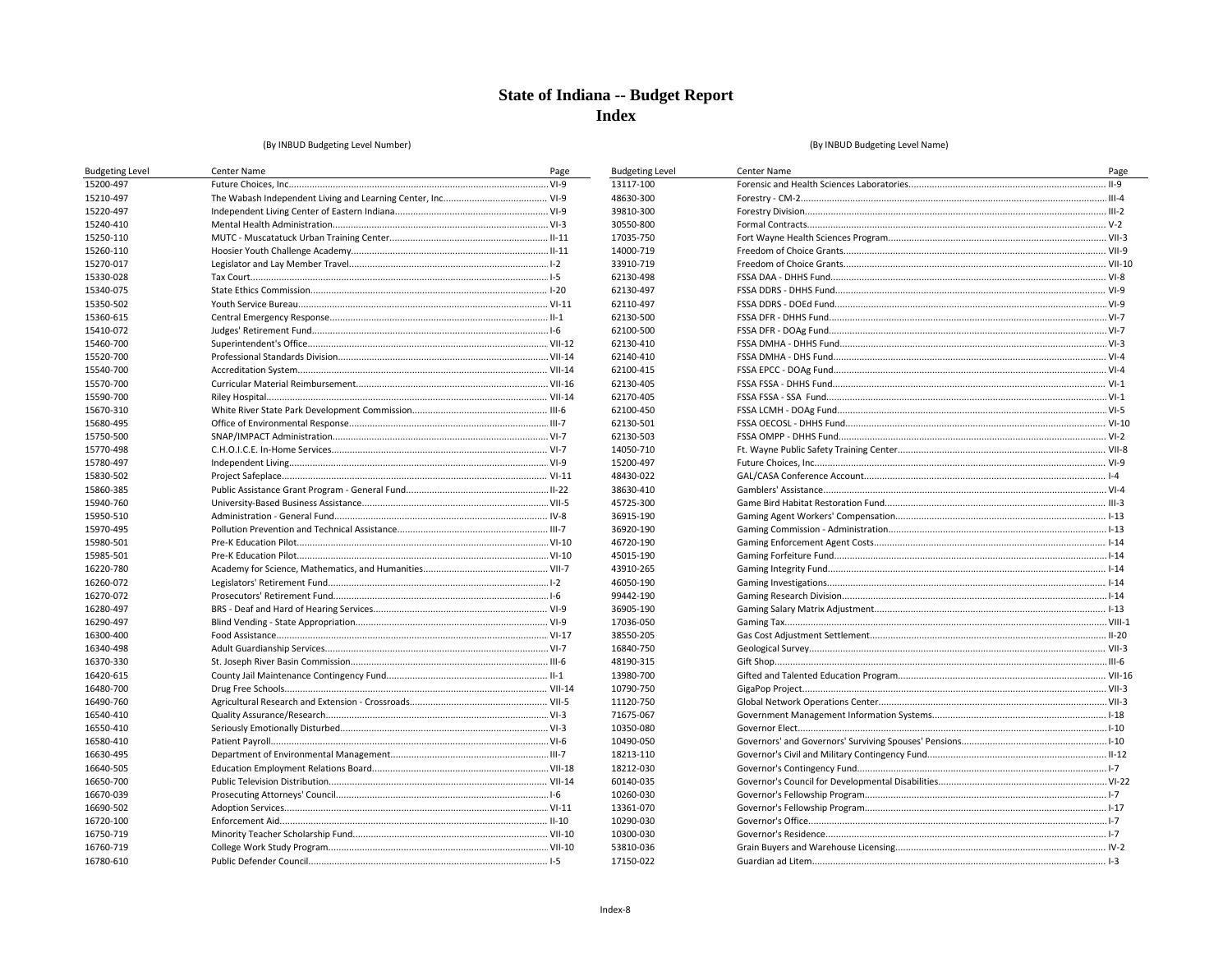# State of Indiana -- Budget Report
## Index

(By INBUD Budgeting Level Number)

| Budgeting Level | Center Name | Page |
|---|---|---|
| 15200-497 | Future Choices, Inc. | VI-9 |
| 15210-497 | The Wabash Independent Living and Learning Center, Inc. | VI-9 |
| 15220-497 | Independent Living Center of Eastern Indiana | VI-9 |
| 15240-410 | Mental Health Administration | VI-3 |
| 15250-110 | MUTC - Muscatatuck Urban Training Center | II-11 |
| 15260-110 | Hoosier Youth Challenge Academy | II-11 |
| 15270-017 | Legislator and Lay Member Travel | I-2 |
| 15330-028 | Tax Court | I-5 |
| 15340-075 | State Ethics Commission | I-20 |
| 15350-502 | Youth Service Bureau | VI-11 |
| 15360-615 | Central Emergency Response | II-1 |
| 15410-072 | Judges' Retirement Fund | I-6 |
| 15460-700 | Superintendent's Office | VII-12 |
| 15520-700 | Professional Standards Division | VII-14 |
| 15540-700 | Accreditation System | VII-14 |
| 15570-700 | Curricular Material Reimbursement | VII-16 |
| 15590-700 | Riley Hospital | VII-14 |
| 15670-310 | White River State Park Development Commission | III-6 |
| 15680-495 | Office of Environmental Response | III-7 |
| 15750-500 | SNAP/IMPACT Administration | VI-7 |
| 15770-498 | C.H.O.I.C.E. In-Home Services | VI-7 |
| 15780-497 | Independent Living | VI-9 |
| 15830-502 | Project Safeplace | VI-11 |
| 15860-385 | Public Assistance Grant Program - General Fund | II-22 |
| 15940-760 | University-Based Business Assistance | VII-5 |
| 15950-510 | Administration - General Fund | IV-8 |
| 15970-495 | Pollution Prevention and Technical Assistance | III-7 |
| 15980-501 | Pre-K Education Pilot | VI-10 |
| 15985-501 | Pre-K Education Pilot | VI-10 |
| 16220-780 | Academy for Science, Mathematics, and Humanities | VII-7 |
| 16260-072 | Legislators' Retirement Fund | I-2 |
| 16270-072 | Prosecutors' Retirement Fund | I-6 |
| 16280-497 | BRS - Deaf and Hard of Hearing Services | VI-9 |
| 16290-497 | Blind Vending - State Appropriation | VI-9 |
| 16300-400 | Food Assistance | VI-17 |
| 16340-498 | Adult Guardianship Services | VI-7 |
| 16370-330 | St. Joseph River Basin Commission | III-6 |
| 16420-615 | County Jail Maintenance Contingency Fund | II-1 |
| 16480-700 | Drug Free Schools | VII-14 |
| 16490-760 | Agricultural Research and Extension - Crossroads | VII-5 |
| 16540-410 | Quality Assurance/Research | VI-3 |
| 16550-410 | Seriously Emotionally Disturbed | VI-3 |
| 16580-410 | Patient Payroll | VI-6 |
| 16630-495 | Department of Environmental Management | III-7 |
| 16640-505 | Education Employment Relations Board | VII-18 |
| 16650-700 | Public Television Distribution | VII-14 |
| 16670-039 | Prosecuting Attorneys' Council | I-6 |
| 16690-502 | Adoption Services | VI-11 |
| 16720-100 | Enforcement Aid | II-10 |
| 16750-719 | Minority Teacher Scholarship Fund | VII-10 |
| 16760-719 | College Work Study Program | VII-10 |
| 16780-610 | Public Defender Council | I-5 |

(By INBUD Budgeting Level Name)

| Budgeting Level | Center Name | Page |
|---|---|---|
| 13117-100 | Forensic and Health Sciences Laboratories | II-9 |
| 48630-300 | Forestry - CM-2 | III-4 |
| 39810-300 | Forestry Division | III-2 |
| 30550-800 | Formal Contracts | V-2 |
| 17035-750 | Fort Wayne Health Sciences Program | VII-3 |
| 14000-719 | Freedom of Choice Grants | VII-9 |
| 33910-719 | Freedom of Choice Grants | VII-10 |
| 62130-498 | FSSA DAA - DHHS Fund | VI-8 |
| 62130-497 | FSSA DDRS - DHHS Fund | VI-9 |
| 62110-497 | FSSA DDRS - DOEd Fund | VI-9 |
| 62130-500 | FSSA DFR - DHHS Fund | VI-7 |
| 62100-500 | FSSA DFR - DOAg Fund | VI-7 |
| 62130-410 | FSSA DMHA - DHHS Fund | VI-3 |
| 62140-410 | FSSA DMHA - DHS Fund | VI-4 |
| 62100-415 | FSSA EPCC - DOAg Fund | VI-4 |
| 62130-405 | FSSA FSSA - DHHS Fund | VI-1 |
| 62170-405 | FSSA FSSA - SSA Fund | VI-1 |
| 62100-450 | FSSA LCMH - DOAg Fund | VI-5 |
| 62130-501 | FSSA OECOSL - DHHS Fund | VI-10 |
| 62130-503 | FSSA OMPP - DHHS Fund | VI-2 |
| 14050-710 | Ft. Wayne Public Safety Training Center | VII-8 |
| 15200-497 | Future Choices, Inc. | VI-9 |
| 48430-022 | GAL/CASA Conference Account | I-4 |
| 38630-410 | Gamblers' Assistance | VI-4 |
| 45725-300 | Game Bird Habitat Restoration Fund | III-3 |
| 36915-190 | Gaming Agent Workers' Compensation | I-13 |
| 36920-190 | Gaming Commission - Administration | I-13 |
| 46720-190 | Gaming Enforcement Agent Costs | I-14 |
| 45015-190 | Gaming Forfeiture Fund | I-14 |
| 43910-265 | Gaming Integrity Fund | I-14 |
| 46050-190 | Gaming Investigations | I-14 |
| 99442-190 | Gaming Research Division | I-14 |
| 36905-190 | Gaming Salary Matrix Adjustment | I-13 |
| 17036-050 | Gaming Tax | VIII-1 |
| 38550-205 | Gas Cost Adjustment Settlement | II-20 |
| 16840-750 | Geological Survey | VII-3 |
| 48190-315 | Gift Shop | III-6 |
| 13980-700 | Gifted and Talented Education Program | VII-16 |
| 10790-750 | GigaPop Project | VII-3 |
| 11120-750 | Global Network Operations Center | VII-3 |
| 71675-067 | Government Management Information Systems | I-18 |
| 10350-080 | Governor Elect | I-10 |
| 10490-050 | Governors' and Governors' Surviving Spouses' Pensions | I-10 |
| 18213-110 | Governor's Civil and Military Contingency Fund | II-12 |
| 18212-030 | Governor's Contingency Fund | I-7 |
| 60140-035 | Governor's Council for Developmental Disabilities | VI-22 |
| 10260-030 | Governor's Fellowship Program | I-7 |
| 13361-070 | Governor's Fellowship Program | I-17 |
| 10290-030 | Governor's Office | I-7 |
| 10300-030 | Governor's Residence | I-7 |
| 53810-036 | Grain Buyers and Warehouse Licensing | IV-2 |
| 17150-022 | Guardian ad Litem | I-3 |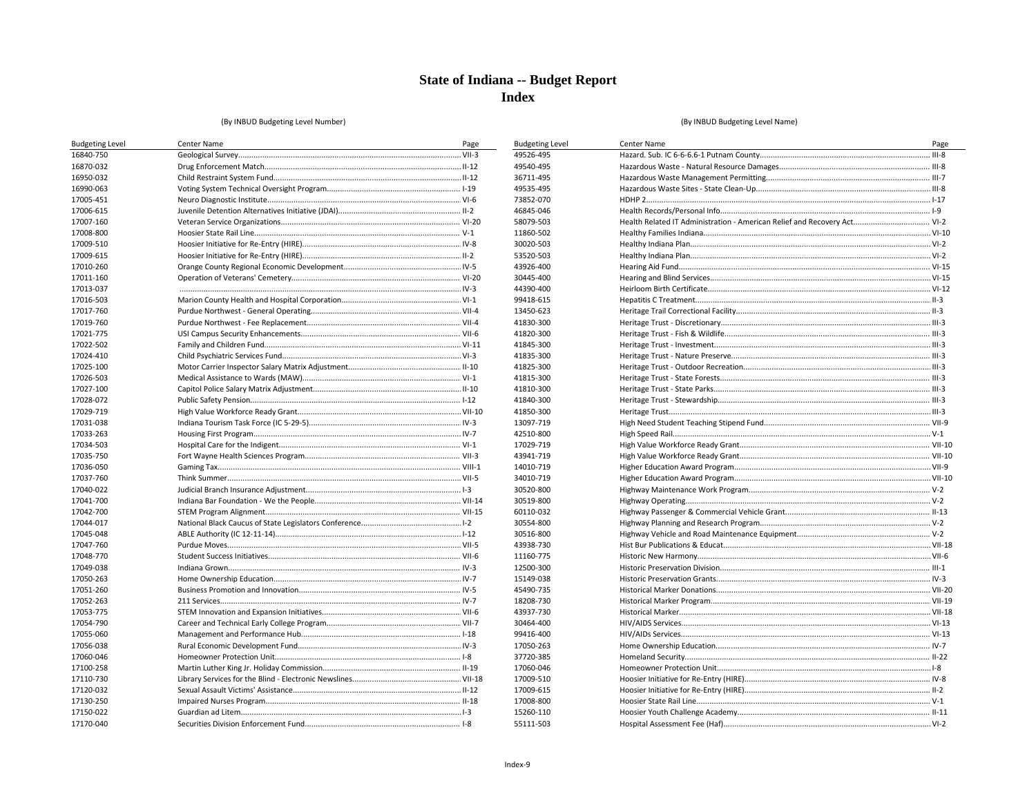# State of Indiana -- Budget Report
## Index

(By INBUD Budgeting Level Number)

| Budgeting Level | Center Name | Page |
|---|---|---|
| 16840-750 | Geological Survey | VII-3 |
| 16870-032 | Drug Enforcement Match | II-12 |
| 16950-032 | Child Restraint System Fund | II-12 |
| 16990-063 | Voting System Technical Oversight Program | I-19 |
| 17005-451 | Neuro Diagnostic Institute | VI-6 |
| 17006-615 | Juvenile Detention Alternatives Initiative (JDAI) | II-2 |
| 17007-160 | Veteran Service Organizations | VI-20 |
| 17008-800 | Hoosier State Rail Line | V-1 |
| 17009-510 | Hoosier Initiative for Re-Entry (HIRE) | IV-8 |
| 17009-615 | Hoosier Initiative for Re-Entry (HIRE) | II-2 |
| 17010-260 | Orange County Regional Economic Development | IV-5 |
| 17011-160 | Operation of Veterans' Cemetery | VI-20 |
| 17013-037 | | IV-3 |
| 17016-503 | Marion County Health and Hospital Corporation | VI-1 |
| 17017-760 | Purdue Northwest - General Operating | VII-4 |
| 17019-760 | Purdue Northwest - Fee Replacement | VII-4 |
| 17021-775 | USI Campus Security Enhancements | VII-6 |
| 17022-502 | Family and Children Fund | VI-11 |
| 17024-410 | Child Psychiatric Services Fund | VI-3 |
| 17025-100 | Motor Carrier Inspector Salary Matrix Adjustment | II-10 |
| 17026-503 | Medical Assistance to Wards (MAW) | VI-1 |
| 17027-100 | Capitol Police Salary Matrix Adjustment | II-10 |
| 17028-072 | Public Safety Pension | I-12 |
| 17029-719 | High Value Workforce Ready Grant | VII-10 |
| 17031-038 | Indiana Tourism Task Force (IC 5-29-5) | IV-3 |
| 17033-263 | Housing First Program | IV-7 |
| 17034-503 | Hospital Care for the Indigent | VI-1 |
| 17035-750 | Fort Wayne Health Sciences Program | VII-3 |
| 17036-050 | Gaming Tax | VIII-1 |
| 17037-760 | Think Summer | VII-5 |
| 17040-022 | Judicial Branch Insurance Adjustment | I-3 |
| 17041-700 | Indiana Bar Foundation - We the People | VII-14 |
| 17042-700 | STEM Program Alignment | VII-15 |
| 17044-017 | National Black Caucus of State Legislators Conference | I-2 |
| 17045-048 | ABLE Authority (IC 12-11-14) | I-12 |
| 17047-760 | Purdue Moves | VII-5 |
| 17048-770 | Student Success Initiatives | VII-6 |
| 17049-038 | Indiana Grown | IV-3 |
| 17050-263 | Home Ownership Education | IV-7 |
| 17051-260 | Business Promotion and Innovation | IV-5 |
| 17052-263 | 211 Services | IV-7 |
| 17053-775 | STEM Innovation and Expansion Initiatives | VII-6 |
| 17054-790 | Career and Technical Early College Program | VII-7 |
| 17055-060 | Management and Performance Hub | I-18 |
| 17056-038 | Rural Economic Development Fund | IV-3 |
| 17060-046 | Homeowner Protection Unit | I-8 |
| 17100-258 | Martin Luther King Jr. Holiday Commission | II-19 |
| 17110-730 | Library Services for the Blind - Electronic Newslines | VII-18 |
| 17120-032 | Sexual Assault Victims' Assistance | II-12 |
| 17130-250 | Impaired Nurses Program | II-18 |
| 17150-022 | Guardian ad Litem | I-3 |
| 17170-040 | Securities Division Enforcement Fund | I-8 |

(By INBUD Budgeting Level Name)

| Budgeting Level | Center Name | Page |
|---|---|---|
| 49526-495 | Hazard. Sub. IC 6-6-6.6-1 Putnam County | III-8 |
| 49540-495 | Hazardous Waste - Natural Resource Damages | III-8 |
| 36711-495 | Hazardous Waste Management Permitting | III-7 |
| 49535-495 | Hazardous Waste Sites - State Clean-Up | III-8 |
| 73852-070 | HDHP 2 | I-17 |
| 46845-046 | Health Records/Personal Info | I-9 |
| 58079-503 | Health Related IT Administration - American Relief and Recovery Act | VI-2 |
| 11860-502 | Healthy Families Indiana | VI-10 |
| 30020-503 | Healthy Indiana Plan | VI-2 |
| 53520-503 | Healthy Indiana Plan | VI-2 |
| 43926-400 | Hearing Aid Fund | VI-15 |
| 30445-400 | Hearing and Blind Services | VI-15 |
| 44390-400 | Heirloom Birth Certificate | VI-12 |
| 99418-615 | Hepatitis C Treatment | II-3 |
| 13450-623 | Heritage Trail Correctional Facility | II-3 |
| 41830-300 | Heritage Trust - Discretionary | III-3 |
| 41820-300 | Heritage Trust - Fish & Wildlife | III-3 |
| 41845-300 | Heritage Trust - Investment | III-3 |
| 41835-300 | Heritage Trust - Nature Preserve | III-3 |
| 41825-300 | Heritage Trust - Outdoor Recreation | III-3 |
| 41815-300 | Heritage Trust - State Forests | III-3 |
| 41810-300 | Heritage Trust - State Parks | III-3 |
| 41840-300 | Heritage Trust - Stewardship | III-3 |
| 41850-300 | Heritage Trust | III-3 |
| 13097-719 | High Need Student Teaching Stipend Fund | VII-9 |
| 42510-800 | High Speed Rail | V-1 |
| 17029-719 | High Value Workforce Ready Grant | VII-10 |
| 43941-719 | High Value Workforce Ready Grant | VII-10 |
| 14010-719 | Higher Education Award Program | VII-9 |
| 34010-719 | Higher Education Award Program | VII-10 |
| 30520-800 | Highway Maintenance Work Program | V-2 |
| 30519-800 | Highway Operating | V-2 |
| 60110-032 | Highway Passenger & Commercial Vehicle Grant | II-13 |
| 30554-800 | Highway Planning and Research Program | V-2 |
| 30516-800 | Highway Vehicle and Road Maintenance Equipment | V-2 |
| 43938-730 | Hist Bur Publications & Educat | VII-18 |
| 11160-775 | Historic New Harmony | VII-6 |
| 12500-300 | Historic Preservation Division | III-1 |
| 15149-038 | Historic Preservation Grants | IV-3 |
| 45490-735 | Historical Marker Donations | VII-20 |
| 18208-730 | Historical Marker Program | VII-19 |
| 43937-730 | Historical Marker | VII-18 |
| 30464-400 | HIV/AIDS Services | VI-13 |
| 99416-400 | HIV/AIDs Services | VI-13 |
| 17050-263 | Home Ownership Education | IV-7 |
| 37720-385 | Homeland Security | II-22 |
| 17060-046 | Homeowner Protection Unit | I-8 |
| 17009-510 | Hoosier Initiative for Re-Entry (HIRE) | IV-8 |
| 17009-615 | Hoosier Initiative for Re-Entry (HIRE) | II-2 |
| 17008-800 | Hoosier State Rail Line | V-1 |
| 15260-110 | Hoosier Youth Challenge Academy | II-11 |
| 55111-503 | Hospital Assessment Fee (Haf) | VI-2 |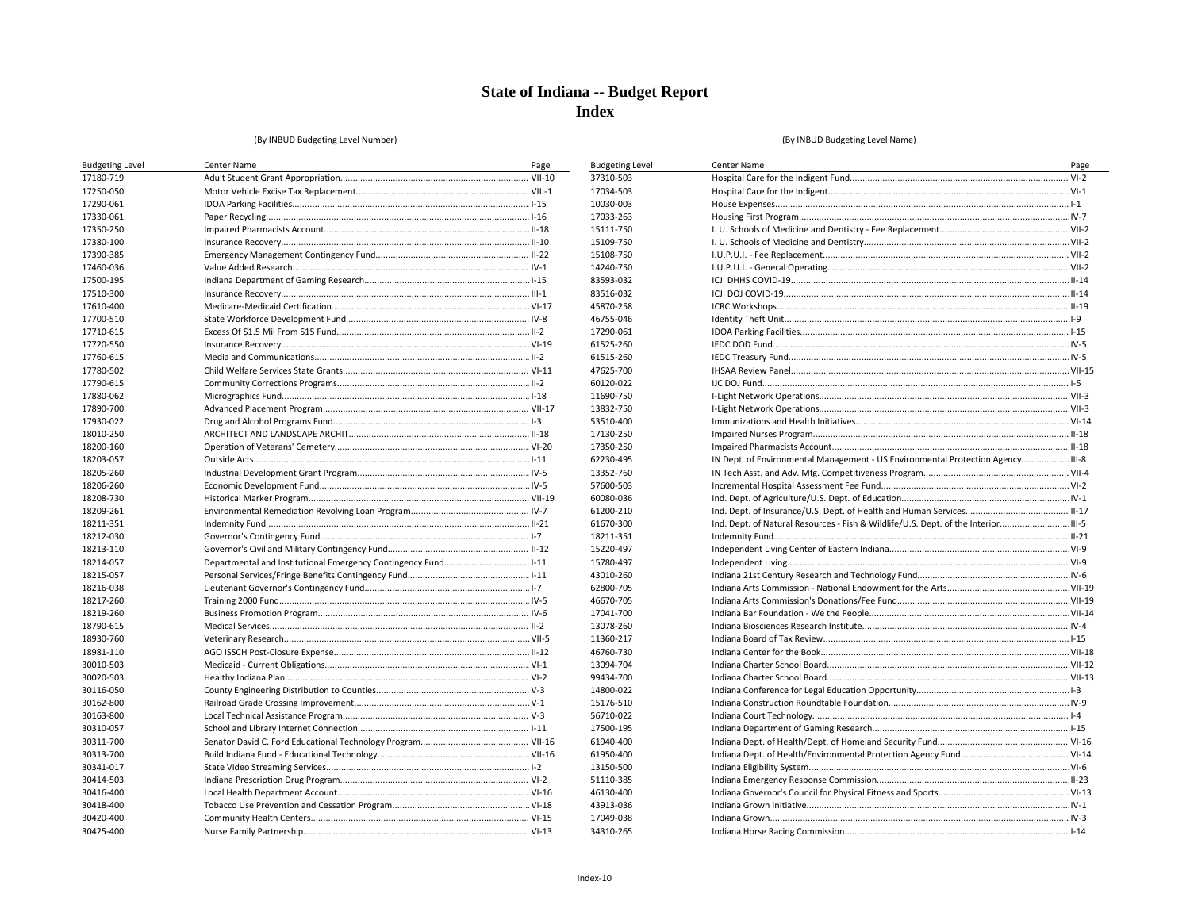# State of Indiana -- Budget Report
# Index

(By INBUD Budgeting Level Number)

| Budgeting Level | Center Name | Page |
|---|---|---|
| 17180-719 | Adult Student Grant Appropriation | VII-10 |
| 17250-050 | Motor Vehicle Excise Tax Replacement | VIII-1 |
| 17290-061 | IDOA Parking Facilities | I-15 |
| 17330-061 | Paper Recycling | I-16 |
| 17350-250 | Impaired Pharmacists Account | II-18 |
| 17380-100 | Insurance Recovery | II-10 |
| 17390-385 | Emergency Management Contingency Fund | II-22 |
| 17460-036 | Value Added Research | IV-1 |
| 17500-195 | Indiana Department of Gaming Research | I-15 |
| 17510-300 | Insurance Recovery | III-1 |
| 17610-400 | Medicare-Medicaid Certification | VI-17 |
| 17700-510 | State Workforce Development Fund | IV-8 |
| 17710-615 | Excess Of $1.5 Mil From 515 Fund | II-2 |
| 17720-550 | Insurance Recovery | VI-19 |
| 17760-615 | Media and Communications | II-2 |
| 17780-502 | Child Welfare Services State Grants | VI-11 |
| 17790-615 | Community Corrections Programs | II-2 |
| 17880-062 | Micrographics Fund | I-18 |
| 17890-700 | Advanced Placement Program | VII-17 |
| 17930-022 | Drug and Alcohol Programs Fund | I-3 |
| 18010-250 | ARCHITECT AND LANDSCAPE ARCHIT | II-18 |
| 18200-160 | Operation of Veterans' Cemetery | VI-20 |
| 18203-057 | Outside Acts | I-11 |
| 18205-260 | Industrial Development Grant Program | IV-5 |
| 18206-260 | Economic Development Fund | IV-5 |
| 18208-730 | Historical Marker Program | VII-19 |
| 18209-261 | Environmental Remediation Revolving Loan Program | IV-7 |
| 18211-351 | Indemnity Fund | II-21 |
| 18212-030 | Governor's Contingency Fund | I-7 |
| 18213-110 | Governor's Civil and Military Contingency Fund | II-12 |
| 18214-057 | Departmental and Institutional Emergency Contingency Fund | I-11 |
| 18215-057 | Personal Services/Fringe Benefits Contingency Fund | I-11 |
| 18216-038 | Lieutenant Governor's Contingency Fund | I-7 |
| 18217-260 | Training 2000 Fund | IV-5 |
| 18219-260 | Business Promotion Program | IV-6 |
| 18790-615 | Medical Services | II-2 |
| 18930-760 | Veterinary Research | VII-5 |
| 18981-110 | AGO ISSCH Post-Closure Expense | II-12 |
| 30010-503 | Medicaid - Current Obligations | VI-1 |
| 30020-503 | Healthy Indiana Plan | VI-2 |
| 30116-050 | County Engineering Distribution to Counties | V-3 |
| 30162-800 | Railroad Grade Crossing Improvement | V-1 |
| 30163-800 | Local Technical Assistance Program | V-3 |
| 30310-057 | School and Library Internet Connection | I-11 |
| 30311-700 | Senator David C. Ford Educational Technology Program | VII-16 |
| 30313-700 | Build Indiana Fund - Educational Technology | VII-16 |
| 30341-017 | State Video Streaming Services | I-2 |
| 30414-503 | Indiana Prescription Drug Program | VI-2 |
| 30416-400 | Local Health Department Account | VI-16 |
| 30418-400 | Tobacco Use Prevention and Cessation Program | VI-18 |
| 30420-400 | Community Health Centers | VI-15 |
| 30425-400 | Nurse Family Partnership | VI-13 |

(By INBUD Budgeting Level Name)

| Budgeting Level | Center Name | Page |
|---|---|---|
| 37310-503 | Hospital Care for the Indigent Fund | VI-2 |
| 17034-503 | Hospital Care for the Indigent | VI-1 |
| 10030-003 | House Expenses | I-1 |
| 17033-263 | Housing First Program | IV-7 |
| 15111-750 | I. U. Schools of Medicine and Dentistry - Fee Replacement | VII-2 |
| 15109-750 | I. U. Schools of Medicine and Dentistry | VII-2 |
| 15108-750 | I.U.P.U.I. - Fee Replacement | VII-2 |
| 14240-750 | I.U.P.U.I. - General Operating | VII-2 |
| 83593-032 | ICJI DHHS COVID-19 | II-14 |
| 83516-032 | ICJI DOJ COVID-19 | II-14 |
| 45870-258 | ICRC Workshops | II-19 |
| 46755-046 | Identity Theft Unit | I-9 |
| 17290-061 | IDOA Parking Facilities | I-15 |
| 61525-260 | IEDC DOD Fund | IV-5 |
| 61515-260 | IEDC Treasury Fund | IV-5 |
| 47625-700 | IHSAA Review Panel | VII-15 |
| 60120-022 | IJC DOJ Fund | I-5 |
| 11690-750 | I-Light Network Operations | VII-3 |
| 13832-750 | I-Light Network Operations | VII-3 |
| 53510-400 | Immunizations and Health Initiatives | VI-14 |
| 17130-250 | Impaired Nurses Program | II-18 |
| 17350-250 | Impaired Pharmacists Account | II-18 |
| 62230-495 | IN Dept. of Environmental Management - US Environmental Protection Agency | III-8 |
| 13352-760 | IN Tech Asst. and Adv. Mfg. Competitiveness Program | VII-4 |
| 57600-503 | Incremental Hospital Assessment Fee Fund | VI-2 |
| 60080-036 | Ind. Dept. of Agriculture/U.S. Dept. of Education | IV-1 |
| 61200-210 | Ind. Dept. of Insurance/U.S. Dept. of Health and Human Services | II-17 |
| 61670-300 | Ind. Dept. of Natural Resources - Fish & Wildlife/U.S. Dept. of the Interior | III-5 |
| 18211-351 | Indemnity Fund | II-21 |
| 15220-497 | Independent Living Center of Eastern Indiana | VI-9 |
| 15780-497 | Independent Living | VI-9 |
| 43010-260 | Indiana 21st Century Research and Technology Fund | IV-6 |
| 62800-705 | Indiana Arts Commission - National Endowment for the Arts | VII-19 |
| 46670-705 | Indiana Arts Commission's Donations/Fee Fund | VII-19 |
| 17041-700 | Indiana Bar Foundation - We the People | VII-14 |
| 13078-260 | Indiana Biosciences Research Institute | IV-4 |
| 11360-217 | Indiana Board of Tax Review | I-15 |
| 46760-730 | Indiana Center for the Book | VII-18 |
| 13094-704 | Indiana Charter School Board | VII-12 |
| 99434-700 | Indiana Charter School Board | VII-13 |
| 14800-022 | Indiana Conference for Legal Education Opportunity | I-3 |
| 15176-510 | Indiana Construction Roundtable Foundation | IV-9 |
| 56710-022 | Indiana Court Technology | I-4 |
| 17500-195 | Indiana Department of Gaming Research | I-15 |
| 61940-400 | Indiana Dept. of Health/Dept. of Homeland Security Fund | VI-16 |
| 61950-400 | Indiana Dept. of Health/Environmental Protection Agency Fund | VI-14 |
| 13150-500 | Indiana Eligibility System | VI-6 |
| 51110-385 | Indiana Emergency Response Commission | II-23 |
| 46130-400 | Indiana Governor's Council for Physical Fitness and Sports | VI-13 |
| 43913-036 | Indiana Grown Initiative | IV-1 |
| 17049-038 | Indiana Grown | IV-3 |
| 34310-265 | Indiana Horse Racing Commission | I-14 |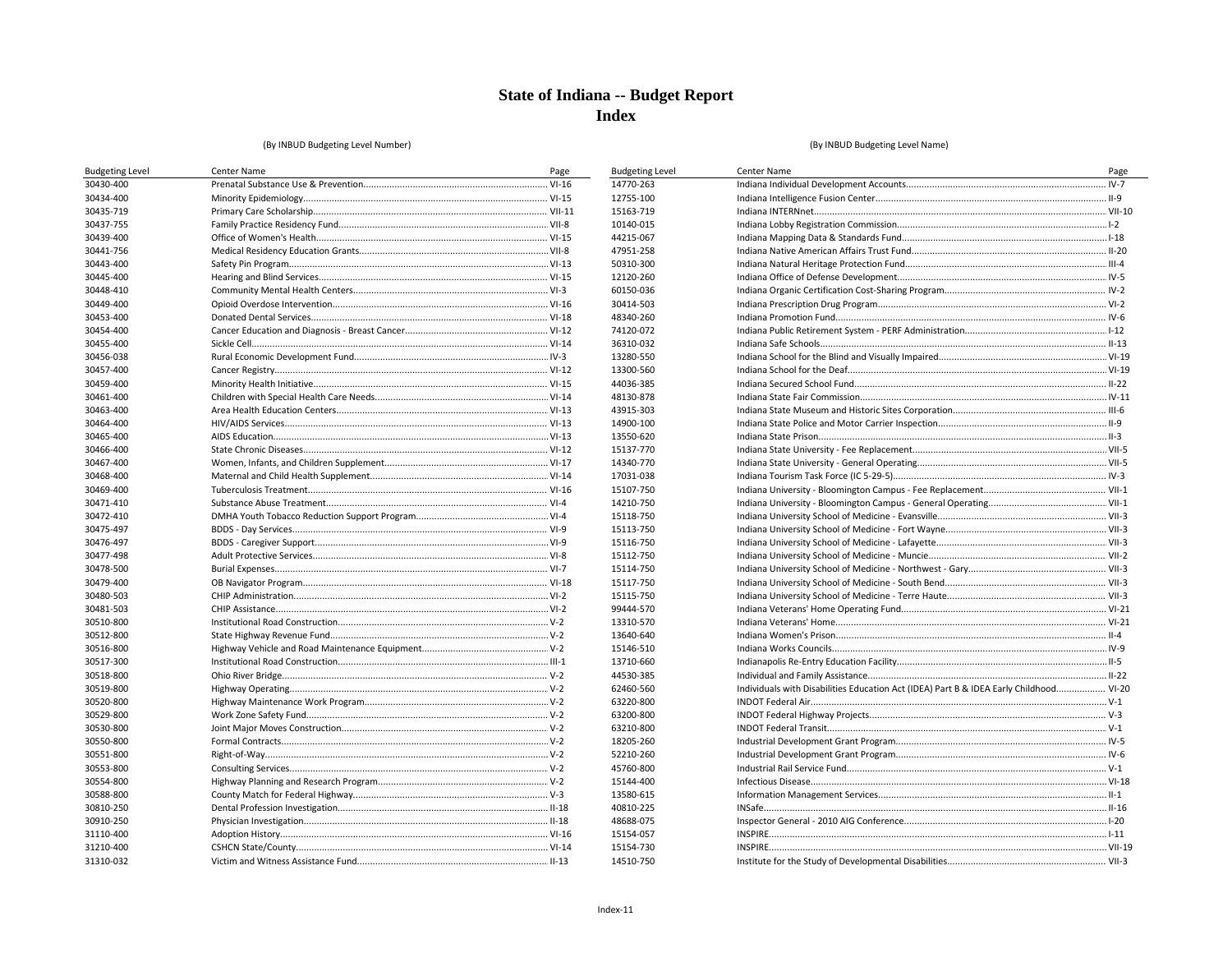# State of Indiana -- Budget Report
## Index

(By INBUD Budgeting Level Number)

| Budgeting Level | Center Name | Page |
|---|---|---|
| 30430-400 | Prenatal Substance Use & Prevention | VI-16 |
| 30434-400 | Minority Epidemiology | VI-15 |
| 30435-719 | Primary Care Scholarship | VII-11 |
| 30437-755 | Family Practice Residency Fund | VII-8 |
| 30439-400 | Office of Women's Health | VI-15 |
| 30441-756 | Medical Residency Education Grants | VII-8 |
| 30443-400 | Safety Pin Program | VI-13 |
| 30445-400 | Hearing and Blind Services | VI-15 |
| 30448-410 | Community Mental Health Centers | VI-3 |
| 30449-400 | Opioid Overdose Intervention | VI-16 |
| 30453-400 | Donated Dental Services | VI-18 |
| 30454-400 | Cancer Education and Diagnosis - Breast Cancer | VI-12 |
| 30455-400 | Sickle Cell | VI-14 |
| 30456-038 | Rural Economic Development Fund | IV-3 |
| 30457-400 | Cancer Registry | VI-12 |
| 30459-400 | Minority Health Initiative | VI-15 |
| 30461-400 | Children with Special Health Care Needs | VI-14 |
| 30463-400 | Area Health Education Centers | VI-13 |
| 30464-400 | HIV/AIDS Services | VI-13 |
| 30465-400 | AIDS Education | VI-13 |
| 30466-400 | State Chronic Diseases | VI-12 |
| 30467-400 | Women, Infants, and Children Supplement | VI-17 |
| 30468-400 | Maternal and Child Health Supplement | VI-14 |
| 30469-400 | Tuberculosis Treatment | VI-16 |
| 30471-410 | Substance Abuse Treatment | VI-4 |
| 30472-410 | DMHA Youth Tobacco Reduction Support Program | VI-4 |
| 30475-497 | BDDS - Day Services | VI-9 |
| 30476-497 | BDDS - Caregiver Support | VI-9 |
| 30477-498 | Adult Protective Services | VI-8 |
| 30478-500 | Burial Expenses | VI-7 |
| 30479-400 | OB Navigator Program | VI-18 |
| 30480-503 | CHIP Administration | VI-2 |
| 30481-503 | CHIP Assistance | VI-2 |
| 30510-800 | Institutional Road Construction | V-2 |
| 30512-800 | State Highway Revenue Fund | V-2 |
| 30516-800 | Highway Vehicle and Road Maintenance Equipment | V-2 |
| 30517-300 | Institutional Road Construction | III-1 |
| 30518-800 | Ohio River Bridge | V-2 |
| 30519-800 | Highway Operating | V-2 |
| 30520-800 | Highway Maintenance Work Program | V-2 |
| 30529-800 | Work Zone Safety Fund | V-2 |
| 30530-800 | Joint Major Moves Construction | V-2 |
| 30550-800 | Formal Contracts | V-2 |
| 30551-800 | Right-of-Way | V-2 |
| 30553-800 | Consulting Services | V-2 |
| 30554-800 | Highway Planning and Research Program | V-2 |
| 30588-800 | County Match for Federal Highway | V-3 |
| 30810-250 | Dental Profession Investigation | II-18 |
| 30910-250 | Physician Investigation | II-18 |
| 31110-400 | Adoption History | VI-16 |
| 31210-400 | CSHCN State/County | VI-14 |
| 31310-032 | Victim and Witness Assistance Fund | II-13 |

(By INBUD Budgeting Level Name)

| Budgeting Level | Center Name | Page |
|---|---|---|
| 14770-263 | Indiana Individual Development Accounts | IV-7 |
| 12755-100 | Indiana Intelligence Fusion Center | II-9 |
| 15163-719 | Indiana INTERNnet | VII-10 |
| 10140-015 | Indiana Lobby Registration Commission | I-2 |
| 44215-067 | Indiana Mapping Data & Standards Fund | I-18 |
| 47951-258 | Indiana Native American Affairs Trust Fund | II-20 |
| 50310-300 | Indiana Natural Heritage Protection Fund | III-4 |
| 12120-260 | Indiana Office of Defense Development | IV-5 |
| 60150-036 | Indiana Organic Certification Cost-Sharing Program | IV-2 |
| 30414-503 | Indiana Prescription Drug Program | VI-2 |
| 48340-260 | Indiana Promotion Fund | IV-6 |
| 74120-072 | Indiana Public Retirement System - PERF Administration | I-12 |
| 36310-032 | Indiana Safe Schools | II-13 |
| 13280-550 | Indiana School for the Blind and Visually Impaired | VI-19 |
| 13300-560 | Indiana School for the Deaf | VI-19 |
| 44036-385 | Indiana Secured School Fund | II-22 |
| 48130-878 | Indiana State Fair Commission | IV-11 |
| 43915-303 | Indiana State Museum and Historic Sites Corporation | III-6 |
| 14900-100 | Indiana State Police and Motor Carrier Inspection | II-9 |
| 13550-620 | Indiana State Prison | II-3 |
| 15137-770 | Indiana State University - Fee Replacement | VII-5 |
| 14340-770 | Indiana State University - General Operating | VII-5 |
| 17031-038 | Indiana Tourism Task Force (IC 5-29-5) | IV-3 |
| 15107-750 | Indiana University - Bloomington Campus - Fee Replacement | VII-1 |
| 14210-750 | Indiana University - Bloomington Campus - General Operating | VII-1 |
| 15118-750 | Indiana University School of Medicine - Evansville | VII-3 |
| 15113-750 | Indiana University School of Medicine - Fort Wayne | VII-3 |
| 15116-750 | Indiana University School of Medicine - Lafayette | VII-3 |
| 15112-750 | Indiana University School of Medicine - Muncie | VII-2 |
| 15114-750 | Indiana University School of Medicine - Northwest - Gary | VII-3 |
| 15117-750 | Indiana University School of Medicine - South Bend | VII-3 |
| 15115-750 | Indiana University School of Medicine - Terre Haute | VII-3 |
| 99444-570 | Indiana Veterans' Home Operating Fund | VI-21 |
| 13310-570 | Indiana Veterans' Home | VI-21 |
| 13640-640 | Indiana Women's Prison | II-4 |
| 15146-510 | Indiana Works Councils | IV-9 |
| 13710-660 | Indianapolis Re-Entry Education Facility | II-5 |
| 44530-385 | Individual and Family Assistance | II-22 |
| 62460-560 | Individuals with Disabilities Education Act (IDEA) Part B & IDEA Early Childhood | VI-20 |
| 63220-800 | INDOT Federal Air | V-1 |
| 63200-800 | INDOT Federal Highway Projects | V-3 |
| 63210-800 | INDOT Federal Transit | V-1 |
| 18205-260 | Industrial Development Grant Program | IV-5 |
| 52210-260 | Industrial Development Grant Program | IV-6 |
| 45760-800 | Industrial Rail Service Fund | V-1 |
| 15144-400 | Infectious Disease | VI-18 |
| 13580-615 | Information Management Services | II-1 |
| 40810-225 | INSafe | II-16 |
| 48688-075 | Inspector General - 2010 AIG Conference | I-20 |
| 15154-057 | INSPIRE | I-11 |
| 15154-730 | INSPIRE | VII-19 |
| 14510-750 | Institute for the Study of Developmental Disabilities | VII-3 |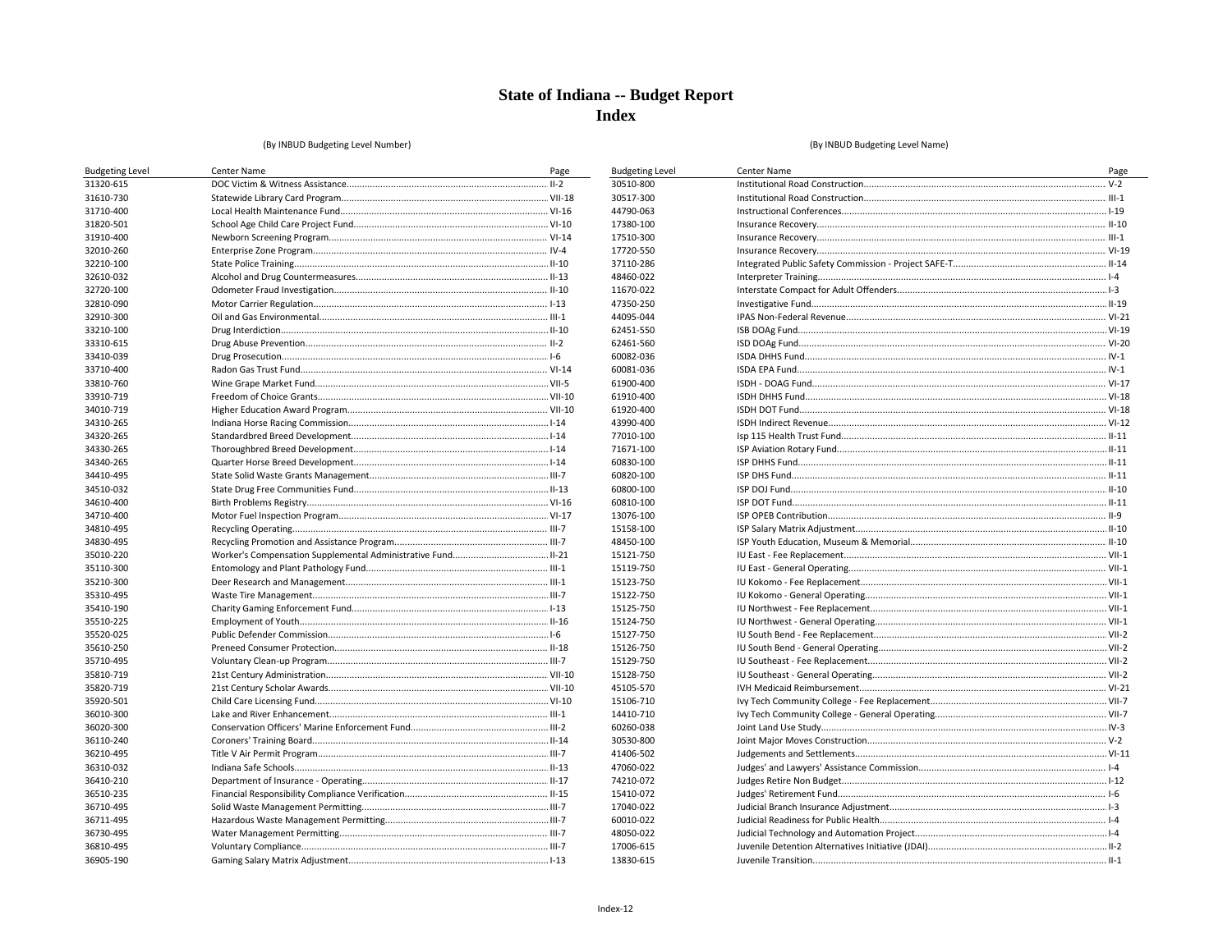# State of Indiana -- Budget Report
## Index

(By INBUD Budgeting Level Number)

| Budgeting Level | Center Name | Page |
|---|---|---|
| 31320-615 | DOC Victim & Witness Assistance | II-2 |
| 31610-730 | Statewide Library Card Program | VII-18 |
| 31710-400 | Local Health Maintenance Fund | VI-16 |
| 31820-501 | School Age Child Care Project Fund | VI-10 |
| 31910-400 | Newborn Screening Program | VI-14 |
| 32010-260 | Enterprise Zone Program | IV-4 |
| 32210-100 | State Police Training | II-10 |
| 32610-032 | Alcohol and Drug Countermeasures | II-13 |
| 32720-100 | Odometer Fraud Investigation | II-10 |
| 32810-090 | Motor Carrier Regulation | I-13 |
| 32910-300 | Oil and Gas Environmental | III-1 |
| 33210-100 | Drug Interdiction | II-10 |
| 33310-615 | Drug Abuse Prevention | II-2 |
| 33410-039 | Drug Prosecution | I-6 |
| 33710-400 | Radon Gas Trust Fund | VI-14 |
| 33810-760 | Wine Grape Market Fund | VII-5 |
| 33910-719 | Freedom of Choice Grants | VII-10 |
| 34010-719 | Higher Education Award Program | VII-10 |
| 34310-265 | Indiana Horse Racing Commission | I-14 |
| 34320-265 | Standardbred Breed Development | I-14 |
| 34330-265 | Thoroughbred Breed Development | I-14 |
| 34340-265 | Quarter Horse Breed Development | I-14 |
| 34410-495 | State Solid Waste Grants Management | III-7 |
| 34510-032 | State Drug Free Communities Fund | II-13 |
| 34610-400 | Birth Problems Registry | VI-16 |
| 34710-400 | Motor Fuel Inspection Program | VI-17 |
| 34810-495 | Recycling Operating | III-7 |
| 34830-495 | Recycling Promotion and Assistance Program | III-7 |
| 35010-220 | Worker's Compensation Supplemental Administrative Fund | II-21 |
| 35110-300 | Entomology and Plant Pathology Fund | III-1 |
| 35210-300 | Deer Research and Management | III-1 |
| 35310-495 | Waste Tire Management | III-7 |
| 35410-190 | Charity Gaming Enforcement Fund | I-13 |
| 35510-225 | Employment of Youth | II-16 |
| 35520-025 | Public Defender Commission | I-6 |
| 35610-250 | Preneed Consumer Protection | II-18 |
| 35710-495 | Voluntary Clean-up Program | III-7 |
| 35810-719 | 21st Century Administration | VII-10 |
| 35820-719 | 21st Century Scholar Awards | VII-10 |
| 35920-501 | Child Care Licensing Fund | VI-10 |
| 36010-300 | Lake and River Enhancement | III-1 |
| 36020-300 | Conservation Officers' Marine Enforcement Fund | III-2 |
| 36110-240 | Coroners' Training Board | II-14 |
| 36210-495 | Title V Air Permit Program | III-7 |
| 36310-032 | Indiana Safe Schools | II-13 |
| 36410-210 | Department of Insurance - Operating | II-17 |
| 36510-235 | Financial Responsibility Compliance Verification | II-15 |
| 36710-495 | Solid Waste Management Permitting | III-7 |
| 36711-495 | Hazardous Waste Management Permitting | III-7 |
| 36730-495 | Water Management Permitting | III-7 |
| 36810-495 | Voluntary Compliance | III-7 |
| 36905-190 | Gaming Salary Matrix Adjustment | I-13 |

(By INBUD Budgeting Level Name)

| Budgeting Level | Center Name | Page |
|---|---|---|
| 30510-800 | Institutional Road Construction | V-2 |
| 30517-300 | Institutional Road Construction | III-1 |
| 44790-063 | Instructional Conferences | I-19 |
| 17380-100 | Insurance Recovery | II-10 |
| 17510-300 | Insurance Recovery | III-1 |
| 17720-550 | Insurance Recovery | VI-19 |
| 37110-286 | Integrated Public Safety Commission - Project SAFE-T | II-14 |
| 48460-022 | Interpreter Training | I-4 |
| 11670-022 | Interstate Compact for Adult Offenders | I-3 |
| 47350-250 | Investigative Fund | II-19 |
| 44095-044 | IPAS Non-Federal Revenue | VI-21 |
| 62451-550 | ISB DOAg Fund | VI-19 |
| 62461-560 | ISD DOAg Fund | VI-20 |
| 60082-036 | ISDA DHHS Fund | IV-1 |
| 60081-036 | ISDA EPA Fund | IV-1 |
| 61900-400 | ISDH - DOAG Fund | VI-17 |
| 61910-400 | ISDH DHHS Fund | VI-18 |
| 61920-400 | ISDH DOT Fund | VI-18 |
| 43990-400 | ISDH Indirect Revenue | VI-12 |
| 77010-100 | Isp 115 Health Trust Fund | II-11 |
| 71671-100 | ISP Aviation Rotary Fund | II-11 |
| 60830-100 | ISP DHHS Fund | II-11 |
| 60820-100 | ISP DHS Fund | II-11 |
| 60800-100 | ISP DOJ Fund | II-10 |
| 60810-100 | ISP DOT Fund | II-11 |
| 13076-100 | ISP OPEB Contribution | II-9 |
| 15158-100 | ISP Salary Matrix Adjustment | II-10 |
| 48450-100 | ISP Youth Education, Museum & Memorial | II-10 |
| 15121-750 | IU East - Fee Replacement | VII-1 |
| 15119-750 | IU East - General Operating | VII-1 |
| 15123-750 | IU Kokomo - Fee Replacement | VII-1 |
| 15122-750 | IU Kokomo - General Operating | VII-1 |
| 15125-750 | IU Northwest - Fee Replacement | VII-1 |
| 15124-750 | IU Northwest - General Operating | VII-1 |
| 15127-750 | IU South Bend - Fee Replacement | VII-2 |
| 15126-750 | IU South Bend - General Operating | VII-2 |
| 15129-750 | IU Southeast - Fee Replacement | VII-2 |
| 15128-750 | IU Southeast - General Operating | VII-2 |
| 45105-570 | IVH Medicaid Reimbursement | VI-21 |
| 15106-710 | Ivy Tech Community College - Fee Replacement | VII-7 |
| 14410-710 | Ivy Tech Community College - General Operating | VII-7 |
| 60260-038 | Joint Land Use Study | IV-3 |
| 30530-800 | Joint Major Moves Construction | V-2 |
| 41406-502 | Judgements and Settlements | VI-11 |
| 47060-022 | Judges' and Lawyers' Assistance Commission | I-4 |
| 74210-072 | Judges Retire Non Budget | I-12 |
| 15410-072 | Judges' Retirement Fund | I-6 |
| 17040-022 | Judicial Branch Insurance Adjustment | I-3 |
| 60010-022 | Judicial Readiness for Public Health | I-4 |
| 48050-022 | Judicial Technology and Automation Project | I-4 |
| 17006-615 | Juvenile Detention Alternatives Initiative (JDAI) | II-2 |
| 13830-615 | Juvenile Transition | II-1 |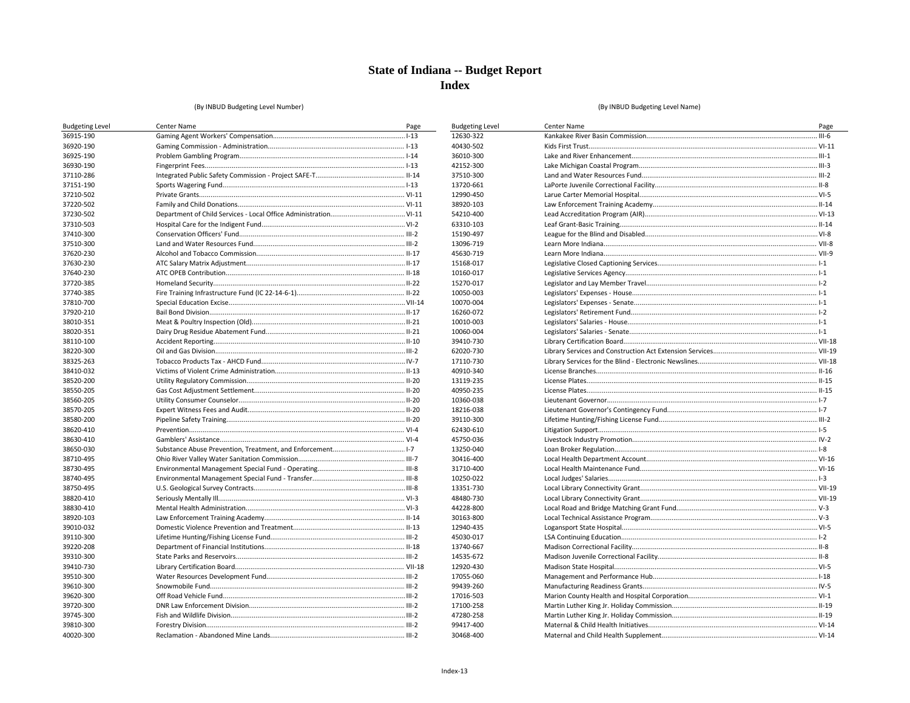# State of Indiana -- Budget Report
## Index

(By INBUD Budgeting Level Number)

| Budgeting Level | Center Name | Page |
|---|---|---|
| 36915-190 | Gaming Agent Workers' Compensation | I-13 |
| 36920-190 | Gaming Commission - Administration | I-13 |
| 36925-190 | Problem Gambling Program | I-14 |
| 36930-190 | Fingerprint Fees | I-13 |
| 37110-286 | Integrated Public Safety Commission - Project SAFE-T | II-14 |
| 37151-190 | Sports Wagering Fund | I-13 |
| 37210-502 | Private Grants | VI-11 |
| 37220-502 | Family and Child Donations | VI-11 |
| 37230-502 | Department of Child Services - Local Office Administration | VI-11 |
| 37310-503 | Hospital Care for the Indigent Fund | VI-2 |
| 37410-300 | Conservation Officers' Fund | III-2 |
| 37510-300 | Land and Water Resources Fund | III-2 |
| 37620-230 | Alcohol and Tobacco Commission | II-17 |
| 37630-230 | ATC Salary Matrix Adjustment | II-17 |
| 37640-230 | ATC OPEB Contribution | II-18 |
| 37720-385 | Homeland Security | II-22 |
| 37740-385 | Fire Training Infrastructure Fund (IC 22-14-6-1) | II-22 |
| 37810-700 | Special Education Excise | VII-14 |
| 37920-210 | Bail Bond Division | II-17 |
| 38010-351 | Meat & Poultry Inspection (Old) | II-21 |
| 38020-351 | Dairy Drug Residue Abatement Fund | II-21 |
| 38110-100 | Accident Reporting | II-10 |
| 38220-300 | Oil and Gas Division | III-2 |
| 38325-263 | Tobacco Products Tax - AHCD Fund | IV-7 |
| 38410-032 | Victims of Violent Crime Administration | II-13 |
| 38520-200 | Utility Regulatory Commission | II-20 |
| 38550-205 | Gas Cost Adjustment Settlement | II-20 |
| 38560-205 | Utility Consumer Counselor | II-20 |
| 38570-205 | Expert Witness Fees and Audit | II-20 |
| 38580-200 | Pipeline Safety Training | II-20 |
| 38620-410 | Prevention | VI-4 |
| 38630-410 | Gamblers' Assistance | VI-4 |
| 38650-030 | Substance Abuse Prevention, Treatment, and Enforcement | I-7 |
| 38710-495 | Ohio River Valley Water Sanitation Commission | III-7 |
| 38730-495 | Environmental Management Special Fund - Operating | III-8 |
| 38740-495 | Environmental Management Special Fund - Transfer | III-8 |
| 38750-495 | U.S. Geological Survey Contracts | III-8 |
| 38820-410 | Seriously Mentally Ill | VI-3 |
| 38830-410 | Mental Health Administration | VI-3 |
| 38920-103 | Law Enforcement Training Academy | II-14 |
| 39010-032 | Domestic Violence Prevention and Treatment | II-13 |
| 39110-300 | Lifetime Hunting/Fishing License Fund | III-2 |
| 39220-208 | Department of Financial Institutions | II-18 |
| 39310-300 | State Parks and Reservoirs | III-2 |
| 39410-730 | Library Certification Board | VII-18 |
| 39510-300 | Water Resources Development Fund | III-2 |
| 39610-300 | Snowmobile Fund | III-2 |
| 39620-300 | Off Road Vehicle Fund | III-2 |
| 39720-300 | DNR Law Enforcement Division | III-2 |
| 39745-300 | Fish and Wildlife Division | III-2 |
| 39810-300 | Forestry Division | III-2 |
| 40020-300 | Reclamation - Abandoned Mine Lands | III-2 |

(By INBUD Budgeting Level Name)

| Budgeting Level | Center Name | Page |
|---|---|---|
| 12630-322 | Kankakee River Basin Commission | III-6 |
| 40430-502 | Kids First Trust | VI-11 |
| 36010-300 | Lake and River Enhancement | III-1 |
| 42152-300 | Lake Michigan Coastal Program | III-3 |
| 37510-300 | Land and Water Resources Fund | III-2 |
| 13720-661 | LaPorte Juvenile Correctional Facility | II-8 |
| 12990-450 | Larue Carter Memorial Hospital | VI-5 |
| 38920-103 | Law Enforcement Training Academy | II-14 |
| 54210-400 | Lead Accreditation Program (AIR) | VI-13 |
| 63310-103 | Leaf Grant-Basic Training | II-14 |
| 15190-497 | League for the Blind and Disabled | VI-8 |
| 13096-719 | Learn More Indiana | VII-8 |
| 45630-719 | Learn More Indiana | VII-9 |
| 15168-017 | Legislative Closed Captioning Services | I-1 |
| 10160-017 | Legislative Services Agency | I-1 |
| 15270-017 | Legislator and Lay Member Travel | I-2 |
| 10050-003 | Legislators' Expenses - House | I-1 |
| 10070-004 | Legislators' Expenses - Senate | I-1 |
| 16260-072 | Legislators' Retirement Fund | I-2 |
| 10010-003 | Legislators' Salaries - House | I-1 |
| 10060-004 | Legislators' Salaries - Senate | I-1 |
| 39410-730 | Library Certification Board | VII-18 |
| 62020-730 | Library Services and Construction Act Extension Services | VII-19 |
| 17110-730 | Library Services for the Blind - Electronic Newslines | VII-18 |
| 40910-340 | License Branches | II-16 |
| 13119-235 | License Plates | II-15 |
| 40950-235 | License Plates | II-15 |
| 10360-038 | Lieutenant Governor | I-7 |
| 18216-038 | Lieutenant Governor's Contingency Fund | I-7 |
| 39110-300 | Lifetime Hunting/Fishing License Fund | III-2 |
| 62430-610 | Litigation Support | I-5 |
| 45750-036 | Livestock Industry Promotion | IV-2 |
| 13250-040 | Loan Broker Regulation | I-8 |
| 30416-400 | Local Health Department Account | VI-16 |
| 31710-400 | Local Health Maintenance Fund | VI-16 |
| 10250-022 | Local Judges' Salaries | I-3 |
| 13351-730 | Local Library Connectivity Grant | VII-19 |
| 48480-730 | Local Library Connectivity Grant | VII-19 |
| 44228-800 | Local Road and Bridge Matching Grant Fund | V-3 |
| 30163-800 | Local Technical Assistance Program | V-3 |
| 12940-435 | Logansport State Hospital | VI-5 |
| 45030-017 | LSA Continuing Education | I-2 |
| 13740-667 | Madison Correctional Facility | II-8 |
| 14535-672 | Madison Juvenile Correctional Facility | II-8 |
| 12920-430 | Madison State Hospital | VI-5 |
| 17055-060 | Management and Performance Hub | I-18 |
| 99439-260 | Manufacturing Readiness Grants | IV-5 |
| 17016-503 | Marion County Health and Hospital Corporation | VI-1 |
| 17100-258 | Martin Luther King Jr. Holiday Commission | II-19 |
| 47280-258 | Martin Luther King Jr. Holiday Commission | II-19 |
| 99417-400 | Maternal & Child Health Initiatives | VI-14 |
| 30468-400 | Maternal and Child Health Supplement | VI-14 |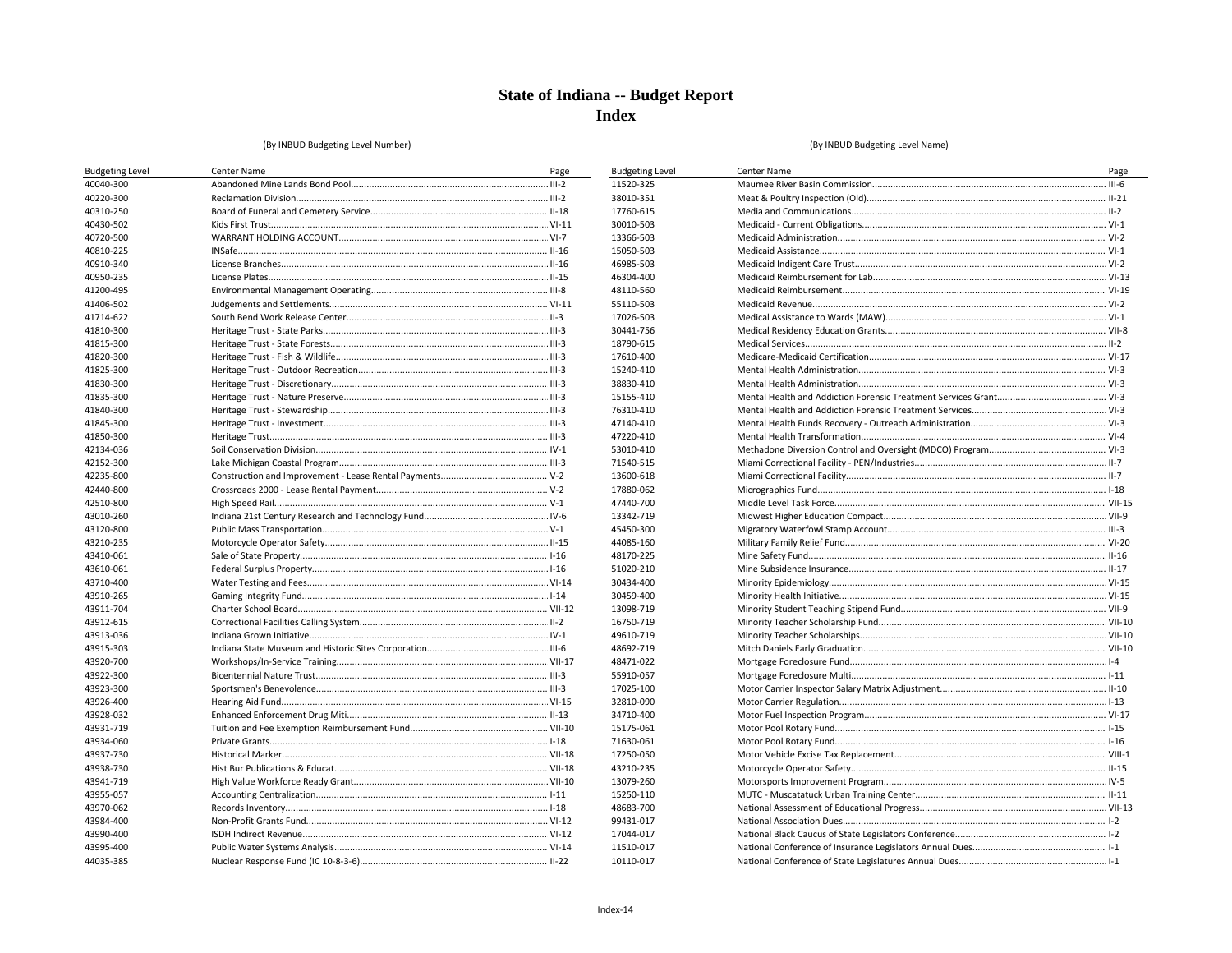# State of Indiana -- Budget Report
## Index

(By INBUD Budgeting Level Number)

| Budgeting Level | Center Name | Page |
|---|---|---|
| 40040-300 | Abandoned Mine Lands Bond Pool | III-2 |
| 40220-300 | Reclamation Division | III-2 |
| 40310-250 | Board of Funeral and Cemetery Service | II-18 |
| 40430-502 | Kids First Trust | VI-11 |
| 40720-500 | WARRANT HOLDING ACCOUNT | VI-7 |
| 40810-225 | INSafe | II-16 |
| 40910-340 | License Branches | II-16 |
| 40950-235 | License Plates | II-15 |
| 41200-495 | Environmental Management Operating | III-8 |
| 41406-502 | Judgements and Settlements | VI-11 |
| 41714-622 | South Bend Work Release Center | II-3 |
| 41810-300 | Heritage Trust - State Parks | III-3 |
| 41815-300 | Heritage Trust - State Forests | III-3 |
| 41820-300 | Heritage Trust - Fish & Wildlife | III-3 |
| 41825-300 | Heritage Trust - Outdoor Recreation | III-3 |
| 41830-300 | Heritage Trust - Discretionary | III-3 |
| 41835-300 | Heritage Trust - Nature Preserve | III-3 |
| 41840-300 | Heritage Trust - Stewardship | III-3 |
| 41845-300 | Heritage Trust - Investment | III-3 |
| 41850-300 | Heritage Trust | III-3 |
| 42134-036 | Soil Conservation Division | IV-1 |
| 42152-300 | Lake Michigan Coastal Program | III-3 |
| 42235-800 | Construction and Improvement - Lease Rental Payments | V-2 |
| 42440-800 | Crossroads 2000 - Lease Rental Payment | V-2 |
| 42510-800 | High Speed Rail | V-1 |
| 43010-260 | Indiana 21st Century Research and Technology Fund | IV-6 |
| 43120-800 | Public Mass Transportation | V-1 |
| 43210-235 | Motorcycle Operator Safety | II-15 |
| 43410-061 | Sale of State Property | I-16 |
| 43610-061 | Federal Surplus Property | I-16 |
| 43710-400 | Water Testing and Fees | VI-14 |
| 43910-265 | Gaming Integrity Fund | I-14 |
| 43911-704 | Charter School Board | VII-12 |
| 43912-615 | Correctional Facilities Calling System | II-2 |
| 43913-036 | Indiana Grown Initiative | IV-1 |
| 43915-303 | Indiana State Museum and Historic Sites Corporation | III-6 |
| 43920-700 | Workshops/In-Service Training | VII-17 |
| 43922-300 | Bicentennial Nature Trust | III-3 |
| 43923-300 | Sportsmen's Benevolence | III-3 |
| 43926-400 | Hearing Aid Fund | VI-15 |
| 43928-032 | Enhanced Enforcement Drug Miti | II-13 |
| 43931-719 | Tuition and Fee Exemption Reimbursement Fund | VII-10 |
| 43934-060 | Private Grants | I-18 |
| 43937-730 | Historical Marker | VII-18 |
| 43938-730 | Hist Bur Publications & Educat | VII-18 |
| 43941-719 | High Value Workforce Ready Grant | VII-10 |
| 43955-057 | Accounting Centralization | I-11 |
| 43970-062 | Records Inventory | I-18 |
| 43984-400 | Non-Profit Grants Fund | VI-12 |
| 43990-400 | ISDH Indirect Revenue | VI-12 |
| 43995-400 | Public Water Systems Analysis | VI-14 |
| 44035-385 | Nuclear Response Fund (IC 10-8-3-6) | II-22 |

(By INBUD Budgeting Level Name)

| Budgeting Level | Center Name | Page |
|---|---|---|
| 11520-325 | Maumee River Basin Commission | III-6 |
| 38010-351 | Meat & Poultry Inspection (Old) | II-21 |
| 17760-615 | Media and Communications | II-2 |
| 30010-503 | Medicaid - Current Obligations | VI-1 |
| 13366-503 | Medicaid Administration | VI-2 |
| 15050-503 | Medicaid Assistance | VI-1 |
| 46985-503 | Medicaid Indigent Care Trust | VI-2 |
| 46304-400 | Medicaid Reimbursement for Lab | VI-13 |
| 48110-560 | Medicaid Reimbursement | VI-19 |
| 55110-503 | Medicaid Revenue | VI-2 |
| 17026-503 | Medical Assistance to Wards (MAW) | VI-1 |
| 30441-756 | Medical Residency Education Grants | VII-8 |
| 18790-615 | Medical Services | II-2 |
| 17610-400 | Medicare-Medicaid Certification | VI-17 |
| 15240-410 | Mental Health Administration | VI-3 |
| 38830-410 | Mental Health Administration | VI-3 |
| 15155-410 | Mental Health and Addiction Forensic Treatment Services Grant | VI-3 |
| 76310-410 | Mental Health and Addiction Forensic Treatment Services | VI-3 |
| 47140-410 | Mental Health Funds Recovery - Outreach Administration | VI-3 |
| 47220-410 | Mental Health Transformation | VI-4 |
| 53010-410 | Methadone Diversion Control and Oversight (MDCO) Program | VI-3 |
| 71540-515 | Miami Correctional Facility - PEN/Industries | II-7 |
| 13600-618 | Miami Correctional Facility | II-7 |
| 17880-062 | Micrographics Fund | I-18 |
| 47440-700 | Middle Level Task Force | VII-15 |
| 13342-719 | Midwest Higher Education Compact | VII-9 |
| 45450-300 | Migratory Waterfowl Stamp Account | III-3 |
| 44085-160 | Military Family Relief Fund | VI-20 |
| 48170-225 | Mine Safety Fund | II-16 |
| 51020-210 | Mine Subsidence Insurance | II-17 |
| 30434-400 | Minority Epidemiology | VI-15 |
| 30459-400 | Minority Health Initiative | VI-15 |
| 13098-719 | Minority Student Teaching Stipend Fund | VII-9 |
| 16750-719 | Minority Teacher Scholarship Fund | VII-10 |
| 49610-719 | Minority Teacher Scholarships | VII-10 |
| 48692-719 | Mitch Daniels Early Graduation | VII-10 |
| 48471-022 | Mortgage Foreclosure Fund | I-4 |
| 55910-057 | Mortgage Foreclosure Multi | I-11 |
| 17025-100 | Motor Carrier Inspector Salary Matrix Adjustment | II-10 |
| 32810-090 | Motor Carrier Regulation | I-13 |
| 34710-400 | Motor Fuel Inspection Program | VI-17 |
| 15175-061 | Motor Pool Rotary Fund | I-15 |
| 71630-061 | Motor Pool Rotary Fund | I-16 |
| 17250-050 | Motor Vehicle Excise Tax Replacement | VIII-1 |
| 43210-235 | Motorcycle Operator Safety | II-15 |
| 13079-260 | Motorsports Improvement Program | IV-5 |
| 15250-110 | MUTC - Muscatatuck Urban Training Center | II-11 |
| 48683-700 | National Assessment of Educational Progress | VII-13 |
| 99431-017 | National Association Dues | I-2 |
| 17044-017 | National Black Caucus of State Legislators Conference | I-2 |
| 11510-017 | National Conference of Insurance Legislators Annual Dues | I-1 |
| 10110-017 | National Conference of State Legislatures Annual Dues | I-1 |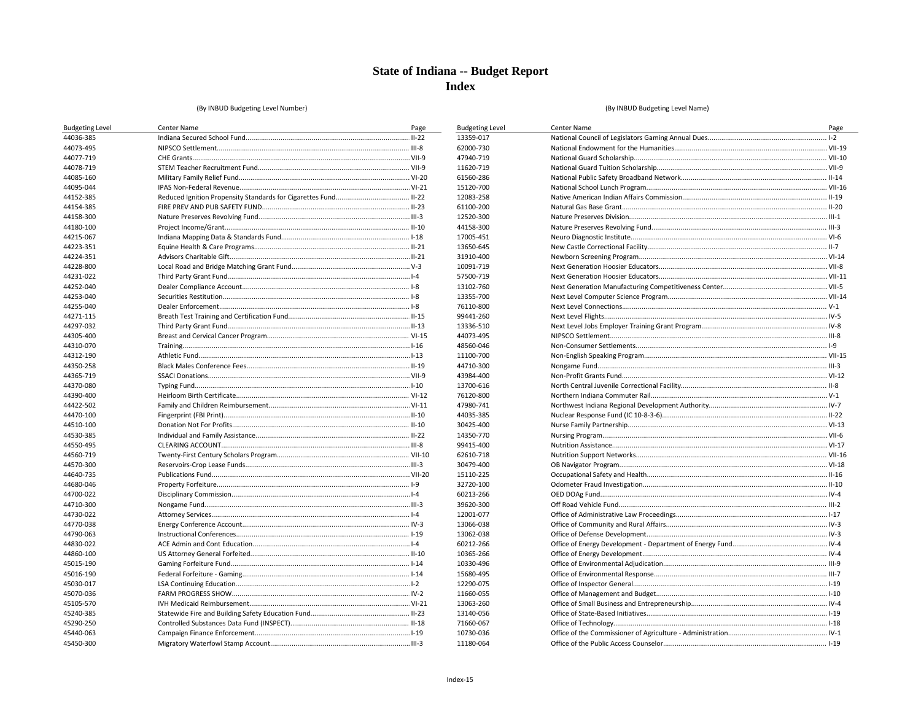# State of Indiana -- Budget Report
# Index

(By INBUD Budgeting Level Number)

| Budgeting Level | Center Name | Page |
|---|---|---|
| 44036-385 | Indiana Secured School Fund | II-22 |
| 44073-495 | NIPSCO Settlement | III-8 |
| 44077-719 | CHE Grants | VII-9 |
| 44078-719 | STEM Teacher Recruitment Fund | VII-9 |
| 44085-160 | Military Family Relief Fund | VI-20 |
| 44095-044 | IPAS Non-Federal Revenue | VI-21 |
| 44152-385 | Reduced Ignition Propensity Standards for Cigarettes Fund | II-22 |
| 44154-385 | FIRE PREV AND PUB SAFETY FUND | II-23 |
| 44158-300 | Nature Preserves Revolving Fund | III-3 |
| 44180-100 | Project Income/Grant | II-10 |
| 44215-067 | Indiana Mapping Data & Standards Fund | I-18 |
| 44223-351 | Equine Health & Care Programs | II-21 |
| 44224-351 | Advisors Charitable Gift | II-21 |
| 44228-800 | Local Road and Bridge Matching Grant Fund | V-3 |
| 44231-022 | Third Party Grant Fund | I-4 |
| 44252-040 | Dealer Compliance Account | I-8 |
| 44253-040 | Securities Restitution | I-8 |
| 44255-040 | Dealer Enforcement | I-8 |
| 44271-115 | Breath Test Training and Certification Fund | II-15 |
| 44297-032 | Third Party Grant Fund | II-13 |
| 44305-400 | Breast and Cervical Cancer Program | VI-15 |
| 44310-070 | Training | I-16 |
| 44312-190 | Athletic Fund | I-13 |
| 44350-258 | Black Males Conference Fees | II-19 |
| 44365-719 | SSACI Donations | VII-9 |
| 44370-080 | Typing Fund | I-10 |
| 44390-400 | Heirloom Birth Certificate | VI-12 |
| 44422-502 | Family and Children Reimbursement | VI-11 |
| 44470-100 | Fingerprint (FBI Print) | II-10 |
| 44510-100 | Donation Not For Profits | II-10 |
| 44530-385 | Individual and Family Assistance | II-22 |
| 44550-495 | CLEARING ACCOUNT | III-8 |
| 44560-719 | Twenty-First Century Scholars Program | VII-10 |
| 44570-300 | Reservoirs-Crop Lease Funds | III-3 |
| 44640-735 | Publications Fund | VII-20 |
| 44680-046 | Property Forfeiture | I-9 |
| 44700-022 | Disciplinary Commission | I-4 |
| 44710-300 | Nongame Fund | III-3 |
| 44730-022 | Attorney Services | I-4 |
| 44770-038 | Energy Conference Account | IV-3 |
| 44790-063 | Instructional Conferences | I-19 |
| 44830-022 | ACE Admin and Cont Education | I-4 |
| 44860-100 | US Attorney General Forfeited | II-10 |
| 45015-190 | Gaming Forfeiture Fund | I-14 |
| 45016-190 | Federal Forfeiture - Gaming | I-14 |
| 45030-017 | LSA Continuing Education | I-2 |
| 45070-036 | FARM PROGRESS SHOW | IV-2 |
| 45105-570 | IVH Medicaid Reimbursement | VI-21 |
| 45240-385 | Statewide Fire and Building Safety Education Fund | II-23 |
| 45290-250 | Controlled Substances Data Fund (INSPECT) | II-18 |
| 45440-063 | Campaign Finance Enforcement | I-19 |
| 45450-300 | Migratory Waterfowl Stamp Account | III-3 |

(By INBUD Budgeting Level Name)

| Budgeting Level | Center Name | Page |
|---|---|---|
| 13359-017 | National Council of Legislators Gaming Annual Dues | I-2 |
| 62000-730 | National Endowment for the Humanities | VII-19 |
| 47940-719 | National Guard Scholarship | VII-10 |
| 11620-719 | National Guard Tuition Scholarship | VII-9 |
| 61560-286 | National Public Safety Broadband Network | II-14 |
| 15120-700 | National School Lunch Program | VII-16 |
| 12083-258 | Native American Indian Affairs Commission | II-19 |
| 61100-200 | Natural Gas Base Grant | II-20 |
| 12520-300 | Nature Preserves Division | III-1 |
| 44158-300 | Nature Preserves Revolving Fund | III-3 |
| 17005-451 | Neuro Diagnostic Institute | VI-6 |
| 13650-645 | New Castle Correctional Facility | II-7 |
| 31910-400 | Newborn Screening Program | VI-14 |
| 10091-719 | Next Generation Hoosier Educators | VII-8 |
| 57500-719 | Next Generation Hoosier Educators | VII-11 |
| 13102-760 | Next Generation Manufacturing Competitiveness Center | VII-5 |
| 13355-700 | Next Level Computer Science Program | VII-14 |
| 76110-800 | Next Level Connections | V-1 |
| 99441-260 | Next Level Flights | IV-5 |
| 13336-510 | Next Level Jobs Employer Training Grant Program | IV-8 |
| 44073-495 | NIPSCO Settlement | III-8 |
| 48560-046 | Non-Consumer Settlements | I-9 |
| 11100-700 | Non-English Speaking Program | VII-15 |
| 44710-300 | Nongame Fund | III-3 |
| 43984-400 | Non-Profit Grants Fund | VI-12 |
| 13700-616 | North Central Juvenile Correctional Facility | II-8 |
| 76120-800 | Northern Indiana Commuter Rail | V-1 |
| 47980-741 | Northwest Indiana Regional Development Authority | IV-7 |
| 44035-385 | Nuclear Response Fund (IC 10-8-3-6) | II-22 |
| 30425-400 | Nurse Family Partnership | VI-13 |
| 14350-770 | Nursing Program | VII-6 |
| 99415-400 | Nutrition Assistance | VI-17 |
| 62610-718 | Nutrition Support Networks | VII-16 |
| 30479-400 | OB Navigator Program | VI-18 |
| 15110-225 | Occupational Safety and Health | II-16 |
| 32720-100 | Odometer Fraud Investigation | II-10 |
| 60213-266 | OED DOAg Fund | IV-4 |
| 39620-300 | Off Road Vehicle Fund | III-2 |
| 12001-077 | Office of Administrative Law Proceedings | I-17 |
| 13066-038 | Office of Community and Rural Affairs | IV-3 |
| 13062-038 | Office of Defense Development | IV-3 |
| 60212-266 | Office of Energy Development - Department of Energy Fund | IV-4 |
| 10365-266 | Office of Energy Development | IV-4 |
| 10330-496 | Office of Environmental Adjudication | III-9 |
| 15680-495 | Office of Environmental Response | III-7 |
| 12290-075 | Office of Inspector General | I-19 |
| 11660-055 | Office of Management and Budget | I-10 |
| 13063-260 | Office of Small Business and Entrepreneurship | IV-4 |
| 13140-056 | Office of State-Based Initiatives | I-19 |
| 71660-067 | Office of Technology | I-18 |
| 10730-036 | Office of the Commissioner of Agriculture - Administration | IV-1 |
| 11180-064 | Office of the Public Access Counselor | I-19 |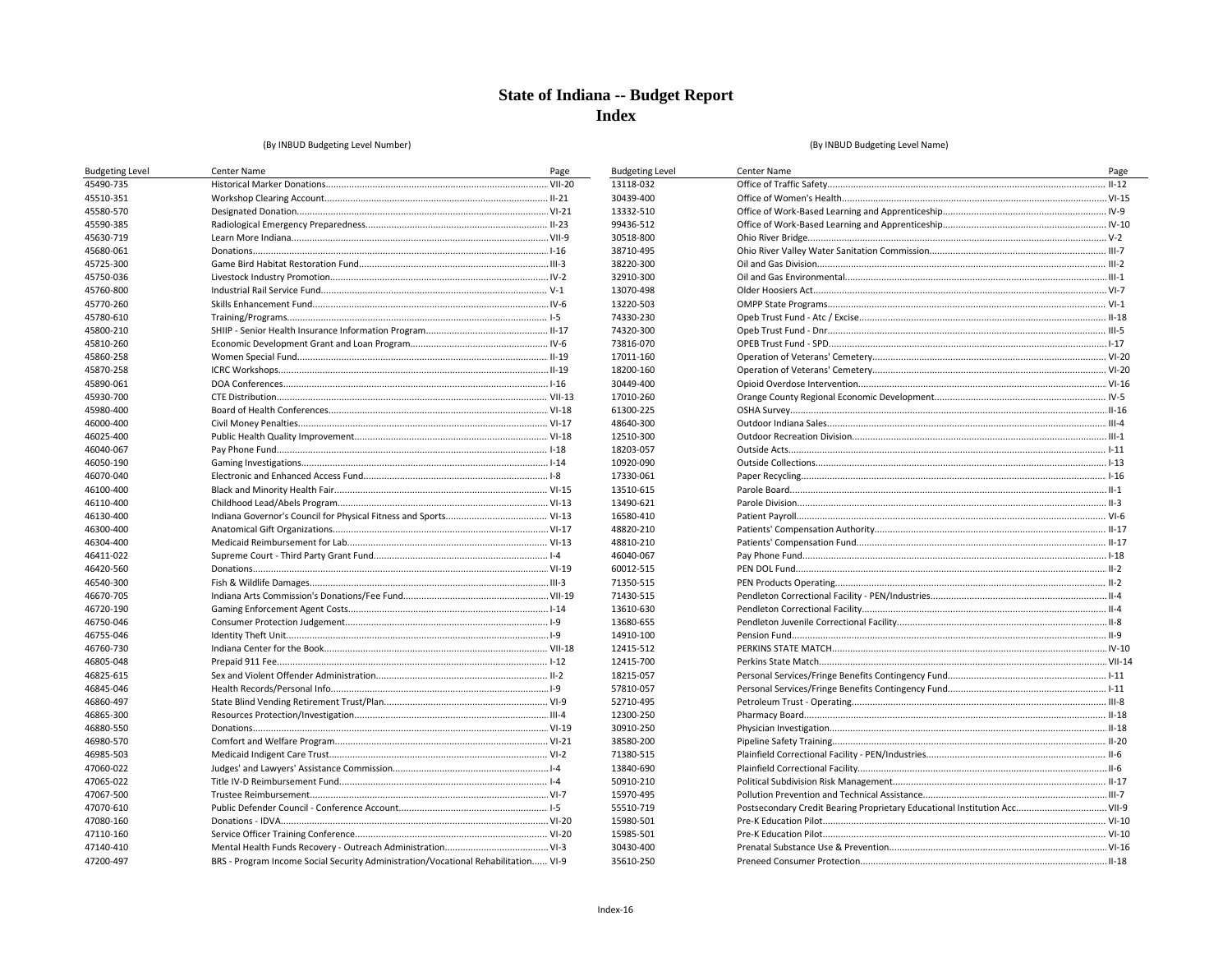# State of Indiana -- Budget Report
## Index

(By INBUD Budgeting Level Number)

| Budgeting Level | Center Name | Page |
|---|---|---|
| 45490-735 | Historical Marker Donations | VII-20 |
| 45510-351 | Workshop Clearing Account | II-21 |
| 45580-570 | Designated Donation | VI-21 |
| 45590-385 | Radiological Emergency Preparedness | II-23 |
| 45630-719 | Learn More Indiana | VII-9 |
| 45680-061 | Donations | I-16 |
| 45725-300 | Game Bird Habitat Restoration Fund | III-3 |
| 45750-036 | Livestock Industry Promotion | IV-2 |
| 45760-800 | Industrial Rail Service Fund | V-1 |
| 45770-260 | Skills Enhancement Fund | IV-6 |
| 45780-610 | Training/Programs | I-5 |
| 45800-210 | SHIIP - Senior Health Insurance Information Program | II-17 |
| 45810-260 | Economic Development Grant and Loan Program | IV-6 |
| 45860-258 | Women Special Fund | II-19 |
| 45870-258 | ICRC Workshops | II-19 |
| 45890-061 | DOA Conferences | I-16 |
| 45930-700 | CTE Distribution | VII-13 |
| 45980-400 | Board of Health Conferences | VI-18 |
| 46000-400 | Civil Money Penalties | VI-17 |
| 46025-400 | Public Health Quality Improvement | VI-18 |
| 46040-067 | Pay Phone Fund | I-18 |
| 46050-190 | Gaming Investigations | I-14 |
| 46070-040 | Electronic and Enhanced Access Fund | I-8 |
| 46100-400 | Black and Minority Health Fair | VI-15 |
| 46110-400 | Childhood Lead/Abels Program | VI-13 |
| 46130-400 | Indiana Governor's Council for Physical Fitness and Sports | VI-13 |
| 46300-400 | Anatomical Gift Organizations | VI-17 |
| 46304-400 | Medicaid Reimbursement for Lab | VI-13 |
| 46411-022 | Supreme Court - Third Party Grant Fund | I-4 |
| 46420-560 | Donations | VI-19 |
| 46540-300 | Fish & Wildlife Damages | III-3 |
| 46670-705 | Indiana Arts Commission's Donations/Fee Fund | VII-19 |
| 46720-190 | Gaming Enforcement Agent Costs | I-14 |
| 46750-046 | Consumer Protection Judgement | I-9 |
| 46755-046 | Identity Theft Unit | I-9 |
| 46760-730 | Indiana Center for the Book | VII-18 |
| 46805-048 | Prepaid 911 Fee | I-12 |
| 46825-615 | Sex and Violent Offender Administration | II-2 |
| 46845-046 | Health Records/Personal Info | I-9 |
| 46860-497 | State Blind Vending Retirement Trust/Plan | VI-9 |
| 46865-300 | Resources Protection/Investigation | III-4 |
| 46880-550 | Donations | VI-19 |
| 46980-570 | Comfort and Welfare Program | VI-21 |
| 46985-503 | Medicaid Indigent Care Trust | VI-2 |
| 47060-022 | Judges' and Lawyers' Assistance Commission | I-4 |
| 47065-022 | Title IV-D Reimbursement Fund | I-4 |
| 47067-500 | Trustee Reimbursement | VI-7 |
| 47070-610 | Public Defender Council - Conference Account | I-5 |
| 47080-160 | Donations - IDVA | VI-20 |
| 47110-160 | Service Officer Training Conference | VI-20 |
| 47140-410 | Mental Health Funds Recovery - Outreach Administration | VI-3 |
| 47200-497 | BRS - Program Income Social Security Administration/Vocational Rehabilitation | VI-9 |

(By INBUD Budgeting Level Name)

| Budgeting Level | Center Name | Page |
|---|---|---|
| 13118-032 | Office of Traffic Safety | II-12 |
| 30439-400 | Office of Women's Health | VI-15 |
| 13332-510 | Office of Work-Based Learning and Apprenticeship | IV-9 |
| 99436-512 | Office of Work-Based Learning and Apprenticeship | IV-10 |
| 30518-800 | Ohio River Bridge | V-2 |
| 38710-495 | Ohio River Valley Water Sanitation Commission | III-7 |
| 38220-300 | Oil and Gas Division | III-2 |
| 32910-300 | Oil and Gas Environmental | III-1 |
| 13070-498 | Older Hoosiers Act | VI-7 |
| 13220-503 | OMPP State Programs | VI-1 |
| 74330-230 | Opeb Trust Fund - Atc / Excise | II-18 |
| 74320-300 | Opeb Trust Fund - Dnr | III-5 |
| 73816-070 | OPEB Trust Fund - SPD | I-17 |
| 17011-160 | Operation of Veterans' Cemetery | VI-20 |
| 18200-160 | Operation of Veterans' Cemetery | VI-20 |
| 30449-400 | Opioid Overdose Intervention | VI-16 |
| 17010-260 | Orange County Regional Economic Development | IV-5 |
| 61300-225 | OSHA Survey | II-16 |
| 48640-300 | Outdoor Indiana Sales | III-4 |
| 12510-300 | Outdoor Recreation Division | III-1 |
| 18203-057 | Outside Acts | I-11 |
| 10920-090 | Outside Collections | I-13 |
| 17330-061 | Paper Recycling | I-16 |
| 13510-615 | Parole Board | II-1 |
| 13490-621 | Parole Division | II-3 |
| 16580-410 | Patient Payroll | VI-6 |
| 48820-210 | Patients' Compensation Authority | II-17 |
| 48810-210 | Patients' Compensation Fund | II-17 |
| 46040-067 | Pay Phone Fund | I-18 |
| 60012-515 | PEN DOL Fund | II-2 |
| 71350-515 | PEN Products Operating | II-2 |
| 71430-515 | Pendleton Correctional Facility - PEN/Industries | II-4 |
| 13610-630 | Pendleton Correctional Facility | II-4 |
| 13680-655 | Pendleton Juvenile Correctional Facility | II-8 |
| 14910-100 | Pension Fund | II-9 |
| 12415-512 | PERKINS STATE MATCH | IV-10 |
| 12415-700 | Perkins State Match | VII-14 |
| 18215-057 | Personal Services/Fringe Benefits Contingency Fund | I-11 |
| 57810-057 | Personal Services/Fringe Benefits Contingency Fund | I-11 |
| 52710-495 | Petroleum Trust - Operating | III-8 |
| 12300-250 | Pharmacy Board | II-18 |
| 30910-250 | Physician Investigation | II-18 |
| 38580-200 | Pipeline Safety Training | II-20 |
| 71380-515 | Plainfield Correctional Facility - PEN/Industries | II-6 |
| 13840-690 | Plainfield Correctional Facility | II-6 |
| 50910-210 | Political Subdivision Risk Management | II-17 |
| 15970-495 | Pollution Prevention and Technical Assistance | III-7 |
| 55510-719 | Postsecondary Credit Bearing Proprietary Educational Institution Acc | VII-9 |
| 15980-501 | Pre-K Education Pilot | VI-10 |
| 15985-501 | Pre-K Education Pilot | VI-10 |
| 30430-400 | Prenatal Substance Use & Prevention | VI-16 |
| 35610-250 | Preneed Consumer Protection | II-18 |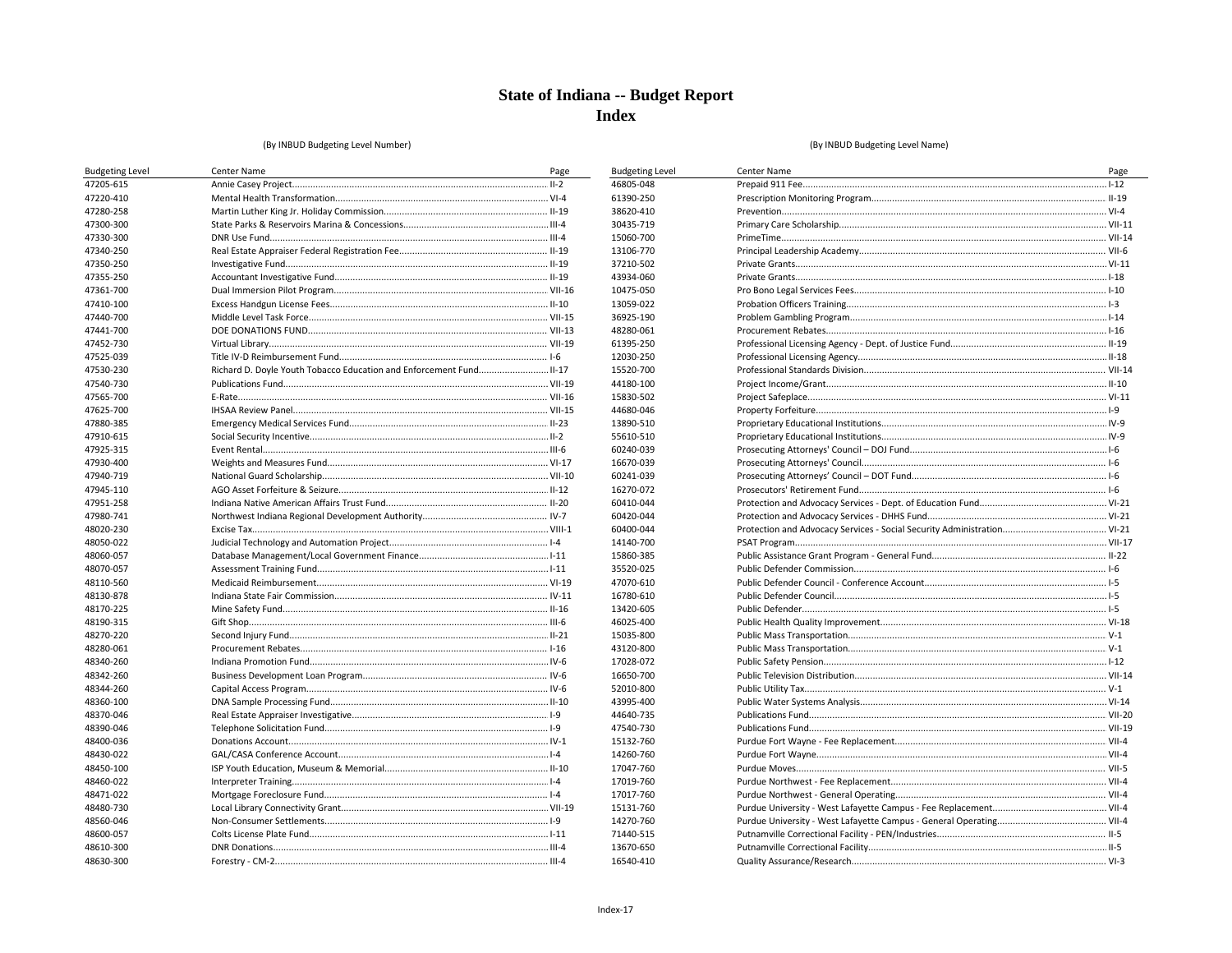# State of Indiana -- Budget Report
## Index

(By INBUD Budgeting Level Number)

| Budgeting Level | Center Name | Page |
|---|---|---|
| 47205-615 | Annie Casey Project | II-2 |
| 47220-410 | Mental Health Transformation | VI-4 |
| 47280-258 | Martin Luther King Jr. Holiday Commission | II-19 |
| 47300-300 | State Parks & Reservoirs Marina & Concessions | III-4 |
| 47330-300 | DNR Use Fund | III-4 |
| 47340-250 | Real Estate Appraiser Federal Registration Fee | II-19 |
| 47350-250 | Investigative Fund | II-19 |
| 47355-250 | Accountant Investigative Fund | II-19 |
| 47361-700 | Dual Immersion Pilot Program | VII-16 |
| 47410-100 | Excess Handgun License Fees | II-10 |
| 47440-700 | Middle Level Task Force | VII-15 |
| 47441-700 | DOE DONATIONS FUND | VII-13 |
| 47452-730 | Virtual Library | VII-19 |
| 47525-039 | Title IV-D Reimbursement Fund | I-6 |
| 47530-230 | Richard D. Doyle Youth Tobacco Education and Enforcement Fund | II-17 |
| 47540-730 | Publications Fund | VII-19 |
| 47565-700 | E-Rate | VII-16 |
| 47625-700 | IHSAA Review Panel | VII-15 |
| 47880-385 | Emergency Medical Services Fund | II-23 |
| 47910-615 | Social Security Incentive | II-2 |
| 47925-315 | Event Rental | III-6 |
| 47930-400 | Weights and Measures Fund | VI-17 |
| 47940-719 | National Guard Scholarship | VII-10 |
| 47945-110 | AGO Asset Forfeiture & Seizure | II-12 |
| 47951-258 | Indiana Native American Affairs Trust Fund | II-20 |
| 47980-741 | Northwest Indiana Regional Development Authority | IV-7 |
| 48020-230 | Excise Tax | VIII-1 |
| 48050-022 | Judicial Technology and Automation Project | I-4 |
| 48060-057 | Database Management/Local Government Finance | I-11 |
| 48070-057 | Assessment Training Fund | I-11 |
| 48110-560 | Medicaid Reimbursement | VI-19 |
| 48130-878 | Indiana State Fair Commission | IV-11 |
| 48170-225 | Mine Safety Fund | II-16 |
| 48190-315 | Gift Shop | III-6 |
| 48270-220 | Second Injury Fund | II-21 |
| 48280-061 | Procurement Rebates | I-16 |
| 48340-260 | Indiana Promotion Fund | IV-6 |
| 48342-260 | Business Development Loan Program | IV-6 |
| 48344-260 | Capital Access Program | IV-6 |
| 48360-100 | DNA Sample Processing Fund | II-10 |
| 48370-046 | Real Estate Appraiser Investigative | I-9 |
| 48390-046 | Telephone Solicitation Fund | I-9 |
| 48400-036 | Donations Account | IV-1 |
| 48430-022 | GAL/CASA Conference Account | I-4 |
| 48450-100 | ISP Youth Education, Museum & Memorial | II-10 |
| 48460-022 | Interpreter Training | I-4 |
| 48471-022 | Mortgage Foreclosure Fund | I-4 |
| 48480-730 | Local Library Connectivity Grant | VII-19 |
| 48560-046 | Non-Consumer Settlements | I-9 |
| 48600-057 | Colts License Plate Fund | I-11 |
| 48610-300 | DNR Donations | III-4 |
| 48630-300 | Forestry - CM-2 | III-4 |

(By INBUD Budgeting Level Name)

| Budgeting Level | Center Name | Page |
|---|---|---|
| 46805-048 | Prepaid 911 Fee | I-12 |
| 61390-250 | Prescription Monitoring Program | II-19 |
| 38620-410 | Prevention | VI-4 |
| 30435-719 | Primary Care Scholarship | VII-11 |
| 15060-700 | PrimeTime | VII-14 |
| 13106-770 | Principal Leadership Academy | VII-6 |
| 37210-502 | Private Grants | VI-11 |
| 43934-060 | Private Grants | I-18 |
| 10475-050 | Pro Bono Legal Services Fees | I-10 |
| 13059-022 | Probation Officers Training | I-3 |
| 36925-190 | Problem Gambling Program | I-14 |
| 48280-061 | Procurement Rebates | I-16 |
| 61395-250 | Professional Licensing Agency - Dept. of Justice Fund | II-19 |
| 12030-250 | Professional Licensing Agency | II-18 |
| 15520-700 | Professional Standards Division | VII-14 |
| 44180-100 | Project Income/Grant | II-10 |
| 15830-502 | Project Safeplace | VI-11 |
| 44680-046 | Property Forfeiture | I-9 |
| 13890-510 | Proprietary Educational Institutions | IV-9 |
| 55610-510 | Proprietary Educational Institutions | IV-9 |
| 60240-039 | Prosecuting Attorneys' Council – DOJ Fund | I-6 |
| 16670-039 | Prosecuting Attorneys' Council | I-6 |
| 60241-039 | Prosecuting Attorneys' Council – DOT Fund | I-6 |
| 16270-072 | Prosecutors' Retirement Fund | I-6 |
| 60410-044 | Protection and Advocacy Services - Dept. of Education Fund | VI-21 |
| 60420-044 | Protection and Advocacy Services - DHHS Fund | VI-21 |
| 60400-044 | Protection and Advocacy Services - Social Security Administration | VI-21 |
| 14140-700 | PSAT Program | VII-17 |
| 15860-385 | Public Assistance Grant Program - General Fund | II-22 |
| 35520-025 | Public Defender Commission | I-6 |
| 47070-610 | Public Defender Council - Conference Account | I-5 |
| 16780-610 | Public Defender Council | I-5 |
| 13420-605 | Public Defender | I-5 |
| 46025-400 | Public Health Quality Improvement | VI-18 |
| 15035-800 | Public Mass Transportation | V-1 |
| 43120-800 | Public Mass Transportation | V-1 |
| 17028-072 | Public Safety Pension | I-12 |
| 16650-700 | Public Television Distribution | VII-14 |
| 52010-800 | Public Utility Tax | V-1 |
| 43995-400 | Public Water Systems Analysis | VI-14 |
| 44640-735 | Publications Fund | VII-20 |
| 47540-730 | Publications Fund | VII-19 |
| 15132-760 | Purdue Fort Wayne - Fee Replacement | VII-4 |
| 14260-760 | Purdue Fort Wayne | VII-4 |
| 17047-760 | Purdue Moves | VII-5 |
| 17019-760 | Purdue Northwest - Fee Replacement | VII-4 |
| 17017-760 | Purdue Northwest - General Operating | VII-4 |
| 15131-760 | Purdue University - West Lafayette Campus - Fee Replacement | VII-4 |
| 14270-760 | Purdue University - West Lafayette Campus - General Operating | VII-4 |
| 71440-515 | Putnamville Correctional Facility - PEN/Industries | II-5 |
| 13670-650 | Putnamville Correctional Facility | II-5 |
| 16540-410 | Quality Assurance/Research | VI-3 |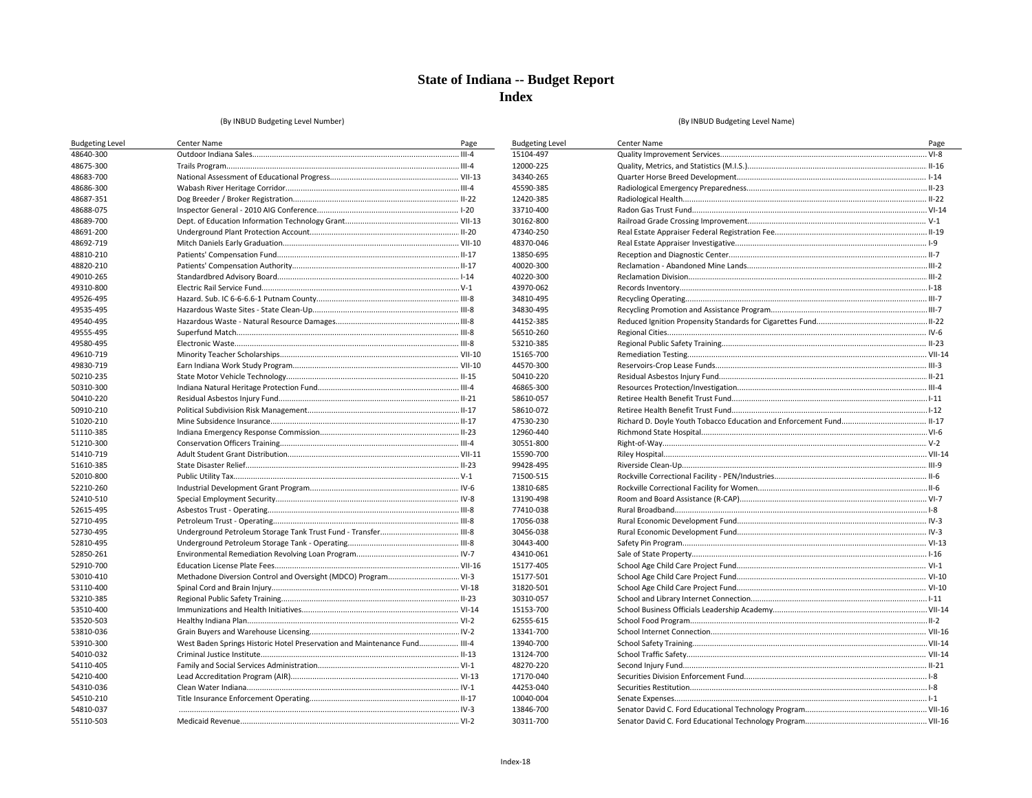# State of Indiana -- Budget Report
## Index

(By INBUD Budgeting Level Number)

| Budgeting Level | Center Name | Page |
|---|---|---|
| 48640-300 | Outdoor Indiana Sales | III-4 |
| 48675-300 | Trails Program | III-4 |
| 48683-700 | National Assessment of Educational Progress | VII-13 |
| 48686-300 | Wabash River Heritage Corridor | III-4 |
| 48687-351 | Dog Breeder / Broker Registration | II-22 |
| 48688-075 | Inspector General - 2010 AIG Conference | I-20 |
| 48689-700 | Dept. of Education Information Technology Grant | VII-13 |
| 48691-200 | Underground Plant Protection Account | II-20 |
| 48692-719 | Mitch Daniels Early Graduation | VII-10 |
| 48810-210 | Patients' Compensation Fund | II-17 |
| 48820-210 | Patients' Compensation Authority | II-17 |
| 49010-265 | Standardbred Advisory Board | I-14 |
| 49310-800 | Electric Rail Service Fund | V-1 |
| 49526-495 | Hazard. Sub. IC 6-6-6.6-1 Putnam County | III-8 |
| 49535-495 | Hazardous Waste Sites - State Clean-Up | III-8 |
| 49540-495 | Hazardous Waste - Natural Resource Damages | III-8 |
| 49555-495 | Superfund Match | III-8 |
| 49580-495 | Electronic Waste | III-8 |
| 49610-719 | Minority Teacher Scholarships | VII-10 |
| 49830-719 | Earn Indiana Work Study Program | VII-10 |
| 50210-235 | State Motor Vehicle Technology | II-15 |
| 50310-300 | Indiana Natural Heritage Protection Fund | III-4 |
| 50410-220 | Residual Asbestos Injury Fund | II-21 |
| 50910-210 | Political Subdivision Risk Management | II-17 |
| 51020-210 | Mine Subsidence Insurance | II-17 |
| 51110-385 | Indiana Emergency Response Commission | II-23 |
| 51210-300 | Conservation Officers Training | III-4 |
| 51410-719 | Adult Student Grant Distribution | VII-11 |
| 51610-385 | State Disaster Relief | II-23 |
| 52010-800 | Public Utility Tax | V-1 |
| 52210-260 | Industrial Development Grant Program | IV-6 |
| 52410-510 | Special Employment Security | IV-8 |
| 52615-495 | Asbestos Trust - Operating | III-8 |
| 52710-495 | Petroleum Trust - Operating | III-8 |
| 52730-495 | Underground Petroleum Storage Tank Trust Fund - Transfer | III-8 |
| 52810-495 | Underground Petroleum Storage Tank - Operating | III-8 |
| 52850-261 | Environmental Remediation Revolving Loan Program | IV-7 |
| 52910-700 | Education License Plate Fees | VII-16 |
| 53010-410 | Methadone Diversion Control and Oversight (MDCO) Program | VI-3 |
| 53110-400 | Spinal Cord and Brain Injury | VI-18 |
| 53210-385 | Regional Public Safety Training | II-23 |
| 53510-400 | Immunizations and Health Initiatives | VI-14 |
| 53520-503 | Healthy Indiana Plan | VI-2 |
| 53810-036 | Grain Buyers and Warehouse Licensing | IV-2 |
| 53910-300 | West Baden Springs Historic Hotel Preservation and Maintenance Fund | III-4 |
| 54010-032 | Criminal Justice Institute | II-13 |
| 54110-405 | Family and Social Services Administration | VI-1 |
| 54210-400 | Lead Accreditation Program (AIR) | VI-13 |
| 54310-036 | Clean Water Indiana | IV-1 |
| 54510-210 | Title Insurance Enforcement Operating | II-17 |
| 54810-037 | | IV-3 |
| 55110-503 | Medicaid Revenue | VI-2 |

(By INBUD Budgeting Level Name)

| Budgeting Level | Center Name | Page |
|---|---|---|
| 15104-497 | Quality Improvement Services | VI-8 |
| 12000-225 | Quality, Metrics, and Statistics (M.I.S.) | II-16 |
| 34340-265 | Quarter Horse Breed Development | I-14 |
| 45590-385 | Radiological Emergency Preparedness | II-23 |
| 12420-385 | Radiological Health | II-22 |
| 33710-400 | Radon Gas Trust Fund | VI-14 |
| 30162-800 | Railroad Grade Crossing Improvement | V-1 |
| 47340-250 | Real Estate Appraiser Federal Registration Fee | II-19 |
| 48370-046 | Real Estate Appraiser Investigative | I-9 |
| 13850-695 | Reception and Diagnostic Center | II-7 |
| 40020-300 | Reclamation - Abandoned Mine Lands | III-2 |
| 40220-300 | Reclamation Division | III-2 |
| 43970-062 | Records Inventory | I-18 |
| 34810-495 | Recycling Operating | III-7 |
| 34830-495 | Recycling Promotion and Assistance Program | III-7 |
| 44152-385 | Reduced Ignition Propensity Standards for Cigarettes Fund | II-22 |
| 56510-260 | Regional Cities | IV-6 |
| 53210-385 | Regional Public Safety Training | II-23 |
| 15165-700 | Remediation Testing | VII-14 |
| 44570-300 | Reservoirs-Crop Lease Funds | III-3 |
| 50410-220 | Residual Asbestos Injury Fund | II-21 |
| 46865-300 | Resources Protection/Investigation | III-4 |
| 58610-057 | Retiree Health Benefit Trust Fund | I-11 |
| 58610-072 | Retiree Health Benefit Trust Fund | I-12 |
| 47530-230 | Richard D. Doyle Youth Tobacco Education and Enforcement Fund | II-17 |
| 12960-440 | Richmond State Hospital | VI-6 |
| 30551-800 | Right-of-Way | V-2 |
| 15590-700 | Riley Hospital | VII-14 |
| 99428-495 | Riverside Clean-Up | III-9 |
| 71500-515 | Rockville Correctional Facility - PEN/Industries | II-6 |
| 13810-685 | Rockville Correctional Facility for Women | II-6 |
| 13190-498 | Room and Board Assistance (R-CAP) | VI-7 |
| 77410-038 | Rural Broadband | I-8 |
| 17056-038 | Rural Economic Development Fund | IV-3 |
| 30456-038 | Rural Economic Development Fund | IV-3 |
| 30443-400 | Safety Pin Program | VI-13 |
| 43410-061 | Sale of State Property | I-16 |
| 15177-405 | School Age Child Care Project Fund | VI-1 |
| 15177-501 | School Age Child Care Project Fund | VI-10 |
| 31820-501 | School Age Child Care Project Fund | VI-10 |
| 30310-057 | School and Library Internet Connection | I-11 |
| 15153-700 | School Business Officials Leadership Academy | VII-14 |
| 62555-615 | School Food Program | II-2 |
| 13341-700 | School Internet Connection | VII-16 |
| 13940-700 | School Safety Training | VII-14 |
| 13124-700 | School Traffic Safety | VII-14 |
| 48270-220 | Second Injury Fund | II-21 |
| 17170-040 | Securities Division Enforcement Fund | I-8 |
| 44253-040 | Securities Restitution | I-8 |
| 10040-004 | Senate Expenses | I-1 |
| 13846-700 | Senator David C. Ford Educational Technology Program | VII-16 |
| 30311-700 | Senator David C. Ford Educational Technology Program | VII-16 |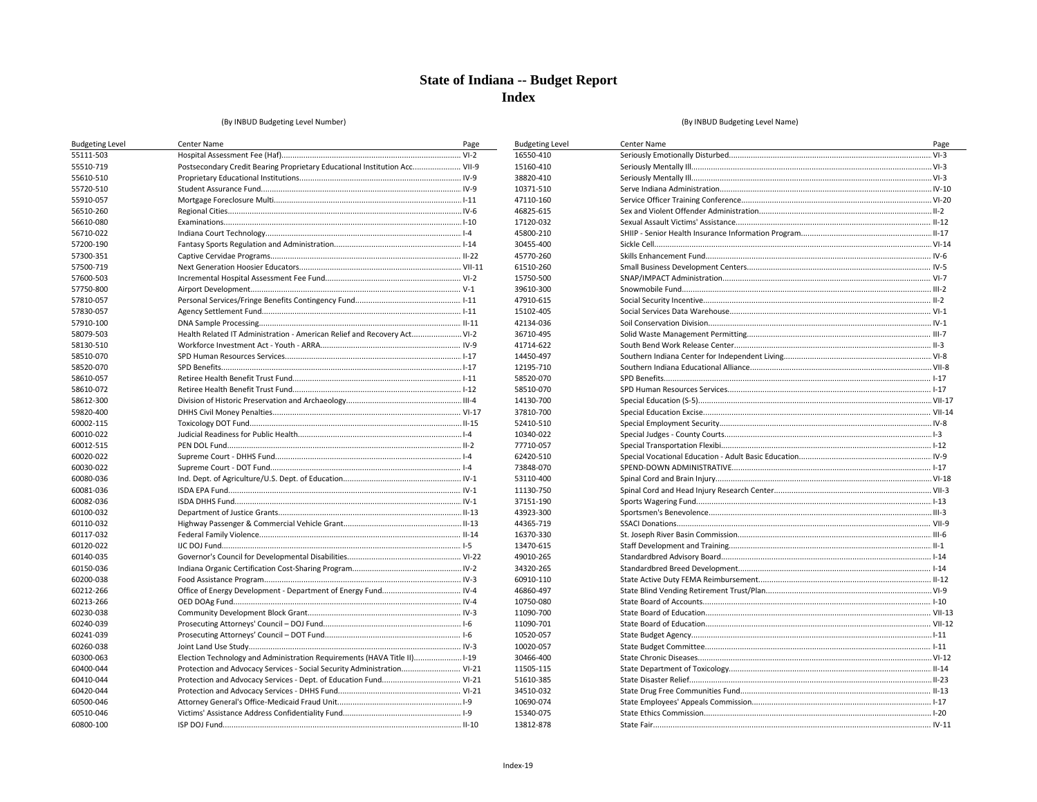# State of Indiana -- Budget Report
# Index

(By INBUD Budgeting Level Number)

| Budgeting Level | Center Name | Page |
|---|---|---|
| 55111-503 | Hospital Assessment Fee (Haf) | VI-2 |
| 55510-719 | Postsecondary Credit Bearing Proprietary Educational Institution Acc. | VII-9 |
| 55610-510 | Proprietary Educational Institutions | IV-9 |
| 55720-510 | Student Assurance Fund | IV-9 |
| 55910-057 | Mortgage Foreclosure Multi | I-11 |
| 56510-260 | Regional Cities | IV-6 |
| 56610-080 | Examinations | I-10 |
| 56710-022 | Indiana Court Technology | I-4 |
| 57200-190 | Fantasy Sports Regulation and Administration | I-14 |
| 57300-351 | Captive Cervidae Programs | II-22 |
| 57500-719 | Next Generation Hoosier Educators | VII-11 |
| 57600-503 | Incremental Hospital Assessment Fee Fund | VI-2 |
| 57750-800 | Airport Development | V-1 |
| 57810-057 | Personal Services/Fringe Benefits Contingency Fund | I-11 |
| 57830-057 | Agency Settlement Fund | I-11 |
| 57910-100 | DNA Sample Processing | II-11 |
| 58079-503 | Health Related IT Administration - American Relief and Recovery Act | VI-2 |
| 58130-510 | Workforce Investment Act - Youth - ARRA | IV-9 |
| 58510-070 | SPD Human Resources Services | I-17 |
| 58520-070 | SPD Benefits | I-17 |
| 58610-057 | Retiree Health Benefit Trust Fund | I-11 |
| 58610-072 | Retiree Health Benefit Trust Fund | I-12 |
| 58612-300 | Division of Historic Preservation and Archaeology | III-4 |
| 59820-400 | DHHS Civil Money Penalties | VI-17 |
| 60002-115 | Toxicology DOT Fund | II-15 |
| 60010-022 | Judicial Readiness for Public Health | I-4 |
| 60012-515 | PEN DOL Fund | II-2 |
| 60020-022 | Supreme Court - DHHS Fund | I-4 |
| 60030-022 | Supreme Court - DOT Fund | I-4 |
| 60080-036 | Ind. Dept. of Agriculture/U.S. Dept. of Education | IV-1 |
| 60081-036 | ISDA EPA Fund | IV-1 |
| 60082-036 | ISDA DHHS Fund | IV-1 |
| 60100-032 | Department of Justice Grants | II-13 |
| 60110-032 | Highway Passenger & Commercial Vehicle Grant | II-13 |
| 60117-032 | Federal Family Violence | II-14 |
| 60120-022 | IJC DOJ Fund | I-5 |
| 60140-035 | Governor's Council for Developmental Disabilities | VI-22 |
| 60150-036 | Indiana Organic Certification Cost-Sharing Program | IV-2 |
| 60200-038 | Food Assistance Program | IV-3 |
| 60212-266 | Office of Energy Development - Department of Energy Fund | IV-4 |
| 60213-266 | OED DOAg Fund | IV-4 |
| 60230-038 | Community Development Block Grant | IV-3 |
| 60240-039 | Prosecuting Attorneys' Council – DOJ Fund | I-6 |
| 60241-039 | Prosecuting Attorneys' Council – DOT Fund | I-6 |
| 60260-038 | Joint Land Use Study | IV-3 |
| 60300-063 | Election Technology and Administration Requirements (HAVA Title II) | I-19 |
| 60400-044 | Protection and Advocacy Services - Social Security Administration | VI-21 |
| 60410-044 | Protection and Advocacy Services - Dept. of Education Fund | VI-21 |
| 60420-044 | Protection and Advocacy Services - DHHS Fund | VI-21 |
| 60500-046 | Attorney General's Office-Medicaid Fraud Unit | I-9 |
| 60510-046 | Victims' Assistance Address Confidentiality Fund | I-9 |
| 60800-100 | ISP DOJ Fund | II-10 |

(By INBUD Budgeting Level Name)

| Budgeting Level | Center Name | Page |
|---|---|---|
| 16550-410 | Seriously Emotionally Disturbed | VI-3 |
| 15160-410 | Seriously Mentally Ill | VI-3 |
| 38820-410 | Seriously Mentally Ill | VI-3 |
| 10371-510 | Serve Indiana Administration | IV-10 |
| 47110-160 | Service Officer Training Conference | VI-20 |
| 46825-615 | Sex and Violent Offender Administration | II-2 |
| 17120-032 | Sexual Assault Victims' Assistance | II-12 |
| 45800-210 | SHIIP - Senior Health Insurance Information Program | II-17 |
| 30455-400 | Sickle Cell | VI-14 |
| 45770-260 | Skills Enhancement Fund | IV-6 |
| 61510-260 | Small Business Development Centers | IV-5 |
| 15750-500 | SNAP/IMPACT Administration | VI-7 |
| 39610-300 | Snowmobile Fund | III-2 |
| 47910-615 | Social Security Incentive | II-2 |
| 15102-405 | Social Services Data Warehouse | VI-1 |
| 42134-036 | Soil Conservation Division | IV-1 |
| 36710-495 | Solid Waste Management Permitting | III-7 |
| 41714-622 | South Bend Work Release Center | II-3 |
| 14450-497 | Southern Indiana Center for Independent Living | VI-8 |
| 12195-710 | Southern Indiana Educational Alliance | VII-8 |
| 58520-070 | SPD Benefits | I-17 |
| 58510-070 | SPD Human Resources Services | I-17 |
| 14130-700 | Special Education (S-5) | VII-17 |
| 37810-700 | Special Education Excise | VII-14 |
| 52410-510 | Special Employment Security | IV-8 |
| 10340-022 | Special Judges - County Courts | I-3 |
| 77710-057 | Special Transportation Flexibi | I-12 |
| 62420-510 | Special Vocational Education - Adult Basic Education | IV-9 |
| 73848-070 | SPEND-DOWN ADMINISTRATIVE | I-17 |
| 53110-400 | Spinal Cord and Brain Injury | VI-18 |
| 11130-750 | Spinal Cord and Head Injury Research Center | VII-3 |
| 37151-190 | Sports Wagering Fund | I-13 |
| 43923-300 | Sportsmen's Benevolence | III-3 |
| 44365-719 | SSACI Donations | VII-9 |
| 16370-330 | St. Joseph River Basin Commission | III-6 |
| 13470-615 | Staff Development and Training | II-1 |
| 49010-265 | Standardbred Advisory Board | I-14 |
| 34320-265 | Standardbred Breed Development | I-14 |
| 60910-110 | State Active Duty FEMA Reimbursement | II-12 |
| 46860-497 | State Blind Vending Retirement Trust/Plan | VI-9 |
| 10750-080 | State Board of Accounts | I-10 |
| 11090-700 | State Board of Education | VII-13 |
| 11090-701 | State Board of Education | VII-12 |
| 10520-057 | State Budget Agency | I-11 |
| 10020-057 | State Budget Committee | I-11 |
| 30466-400 | State Chronic Diseases | VI-12 |
| 11505-115 | State Department of Toxicology | II-14 |
| 51610-385 | State Disaster Relief | II-23 |
| 34510-032 | State Drug Free Communities Fund | II-13 |
| 10690-074 | State Employees' Appeals Commission | I-17 |
| 15340-075 | State Ethics Commission | I-20 |
| 13812-878 | State Fair | IV-11 |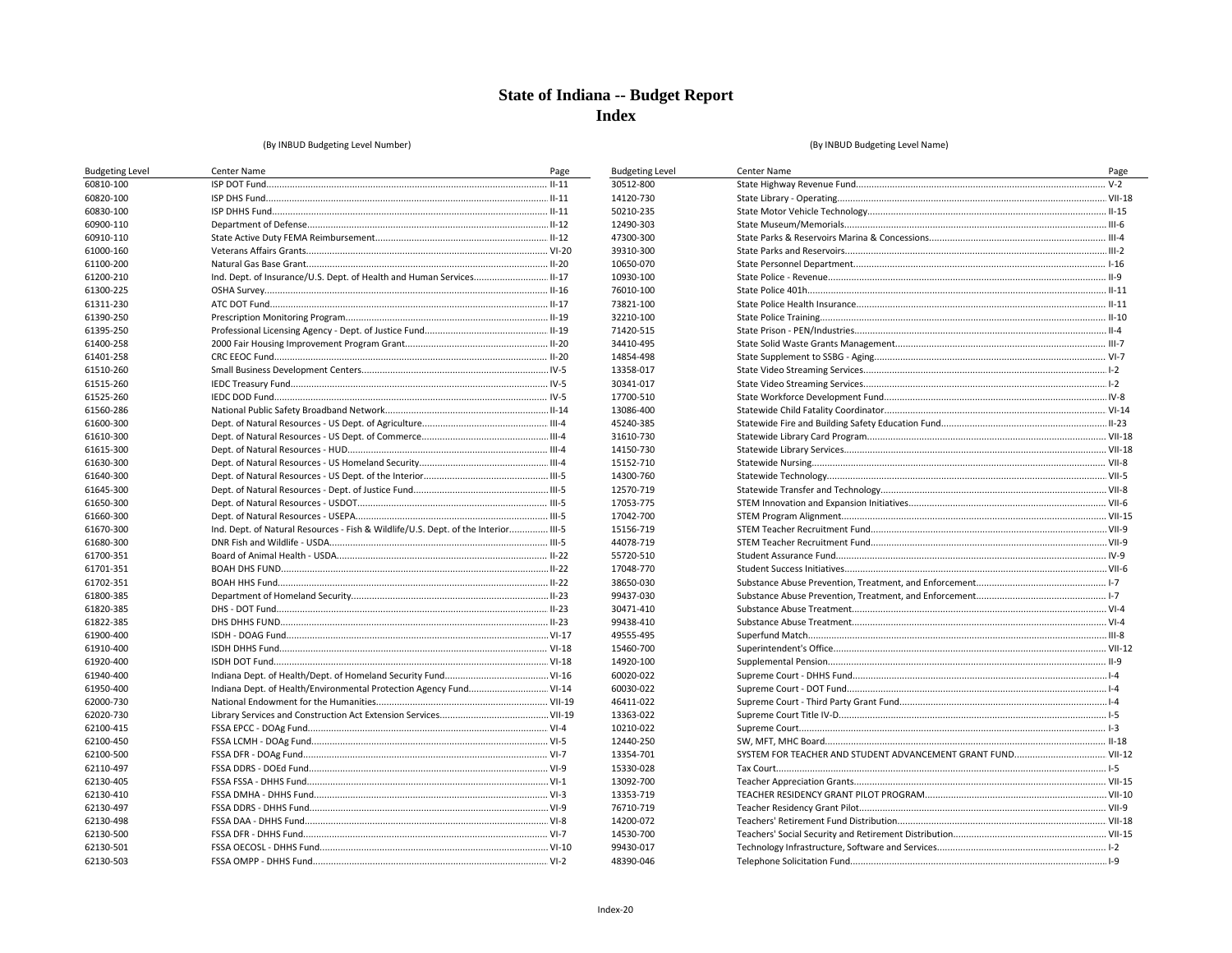# State of Indiana -- Budget Report
## Index

(By INBUD Budgeting Level Number)

| Budgeting Level | Center Name | Page |
|---|---|---|
| 60810-100 | ISP DOT Fund | II-11 |
| 60820-100 | ISP DHS Fund | II-11 |
| 60830-100 | ISP DHHS Fund | II-11 |
| 60900-110 | Department of Defense | II-12 |
| 60910-110 | State Active Duty FEMA Reimbursement | II-12 |
| 61000-160 | Veterans Affairs Grants | VI-20 |
| 61100-200 | Natural Gas Base Grant | II-20 |
| 61200-210 | Ind. Dept. of Insurance/U.S. Dept. of Health and Human Services | II-17 |
| 61300-225 | OSHA Survey | II-16 |
| 61311-230 | ATC DOT Fund | II-17 |
| 61390-250 | Prescription Monitoring Program | II-19 |
| 61395-250 | Professional Licensing Agency - Dept. of Justice Fund | II-19 |
| 61400-258 | 2000 Fair Housing Improvement Program Grant | II-20 |
| 61401-258 | CRC EEOC Fund | II-20 |
| 61510-260 | Small Business Development Centers | IV-5 |
| 61515-260 | IEDC Treasury Fund | IV-5 |
| 61525-260 | IEDC DOD Fund | IV-5 |
| 61560-286 | National Public Safety Broadband Network | II-14 |
| 61600-300 | Dept. of Natural Resources - US Dept. of Agriculture | III-4 |
| 61610-300 | Dept. of Natural Resources - US Dept. of Commerce | III-4 |
| 61615-300 | Dept. of Natural Resources - HUD | III-4 |
| 61630-300 | Dept. of Natural Resources - US Homeland Security | III-4 |
| 61640-300 | Dept. of Natural Resources - US Dept. of the Interior | III-5 |
| 61645-300 | Dept. of Natural Resources - Dept. of Justice Fund | III-5 |
| 61650-300 | Dept. of Natural Resources - USDOT | III-5 |
| 61660-300 | Dept. of Natural Resources - USEPA | III-5 |
| 61670-300 | Ind. Dept. of Natural Resources - Fish & Wildlife/U.S. Dept. of the Interior | III-5 |
| 61680-300 | DNR Fish and Wildlife - USDA | III-5 |
| 61700-351 | Board of Animal Health - USDA | II-22 |
| 61701-351 | BOAH DHS FUND | II-22 |
| 61702-351 | BOAH HHS Fund | II-22 |
| 61800-385 | Department of Homeland Security | II-23 |
| 61820-385 | DHS - DOT Fund | II-23 |
| 61822-385 | DHS DHHS FUND | II-23 |
| 61900-400 | ISDH - DOAG Fund | VI-17 |
| 61910-400 | ISDH DHHS Fund | VI-18 |
| 61920-400 | ISDH DOT Fund | VI-18 |
| 61940-400 | Indiana Dept. of Health/Dept. of Homeland Security Fund | VI-16 |
| 61950-400 | Indiana Dept. of Health/Environmental Protection Agency Fund | VI-14 |
| 62000-730 | National Endowment for the Humanities | VII-19 |
| 62020-730 | Library Services and Construction Act Extension Services | VII-19 |
| 62100-415 | FSSA EPCC - DOAg Fund | VI-4 |
| 62100-450 | FSSA LCMH - DOAg Fund | VI-5 |
| 62100-500 | FSSA DFR - DOAg Fund | VI-7 |
| 62110-497 | FSSA DDRS - DOEd Fund | VI-9 |
| 62130-405 | FSSA FSSA - DHHS Fund | VI-1 |
| 62130-410 | FSSA DMHA - DHHS Fund | VI-3 |
| 62130-497 | FSSA DDRS - DHHS Fund | VI-9 |
| 62130-498 | FSSA DAA - DHHS Fund | VI-8 |
| 62130-500 | FSSA DFR - DHHS Fund | VI-7 |
| 62130-501 | FSSA OECOSL - DHHS Fund | VI-10 |
| 62130-503 | FSSA OMPP - DHHS Fund | VI-2 |

(By INBUD Budgeting Level Name)

| Budgeting Level | Center Name | Page |
|---|---|---|
| 30512-800 | State Highway Revenue Fund | V-2 |
| 14120-730 | State Library - Operating | VII-18 |
| 50210-235 | State Motor Vehicle Technology | II-15 |
| 12490-303 | State Museum/Memorials | III-6 |
| 47300-300 | State Parks & Reservoirs Marina & Concessions | III-4 |
| 39310-300 | State Parks and Reservoirs | III-2 |
| 10650-070 | State Personnel Department | I-16 |
| 10930-100 | State Police - Revenue | II-9 |
| 76010-100 | State Police 401h | II-11 |
| 73821-100 | State Police Health Insurance | II-11 |
| 32210-100 | State Police Training | II-10 |
| 71420-515 | State Prison - PEN/Industries | II-4 |
| 34410-495 | State Solid Waste Grants Management | III-7 |
| 14854-498 | State Supplement to SSBG - Aging | VI-7 |
| 13358-017 | State Video Streaming Services | I-2 |
| 30341-017 | State Video Streaming Services | I-2 |
| 17700-510 | State Workforce Development Fund | IV-8 |
| 13086-400 | Statewide Child Fatality Coordinator | VI-14 |
| 45240-385 | Statewide Fire and Building Safety Education Fund | II-23 |
| 31610-730 | Statewide Library Card Program | VII-18 |
| 14150-730 | Statewide Library Services | VII-18 |
| 15152-710 | Statewide Nursing | VII-8 |
| 14300-760 | Statewide Technology | VII-5 |
| 12570-719 | Statewide Transfer and Technology | VII-8 |
| 17053-775 | STEM Innovation and Expansion Initiatives | VII-6 |
| 17042-700 | STEM Program Alignment | VII-15 |
| 15156-719 | STEM Teacher Recruitment Fund | VII-9 |
| 44078-719 | STEM Teacher Recruitment Fund | VII-9 |
| 55720-510 | Student Assurance Fund | IV-9 |
| 17048-770 | Student Success Initiatives | VII-6 |
| 38650-030 | Substance Abuse Prevention, Treatment, and Enforcement | I-7 |
| 99437-030 | Substance Abuse Prevention, Treatment, and Enforcement | I-7 |
| 30471-410 | Substance Abuse Treatment | VI-4 |
| 99438-410 | Substance Abuse Treatment | VI-4 |
| 49555-495 | Superfund Match | III-8 |
| 15460-700 | Superintendent's Office | VII-12 |
| 14920-100 | Supplemental Pension | II-9 |
| 60020-022 | Supreme Court - DHHS Fund | I-4 |
| 60030-022 | Supreme Court - DOT Fund | I-4 |
| 46411-022 | Supreme Court - Third Party Grant Fund | I-4 |
| 13363-022 | Supreme Court Title IV-D | I-5 |
| 10210-022 | Supreme Court | I-3 |
| 12440-250 | SW, MFT, MHC Board | II-18 |
| 13354-701 | SYSTEM FOR TEACHER AND STUDENT ADVANCEMENT GRANT FUND | VII-12 |
| 15330-028 | Tax Court | I-5 |
| 13092-700 | Teacher Appreciation Grants | VII-15 |
| 13353-719 | TEACHER RESIDENCY GRANT PILOT PROGRAM | VII-10 |
| 76710-719 | Teacher Residency Grant Pilot | VII-9 |
| 14200-072 | Teachers' Retirement Fund Distribution | VII-18 |
| 14530-700 | Teachers' Social Security and Retirement Distribution | VII-15 |
| 99430-017 | Technology Infrastructure, Software and Services | I-2 |
| 48390-046 | Telephone Solicitation Fund | I-9 |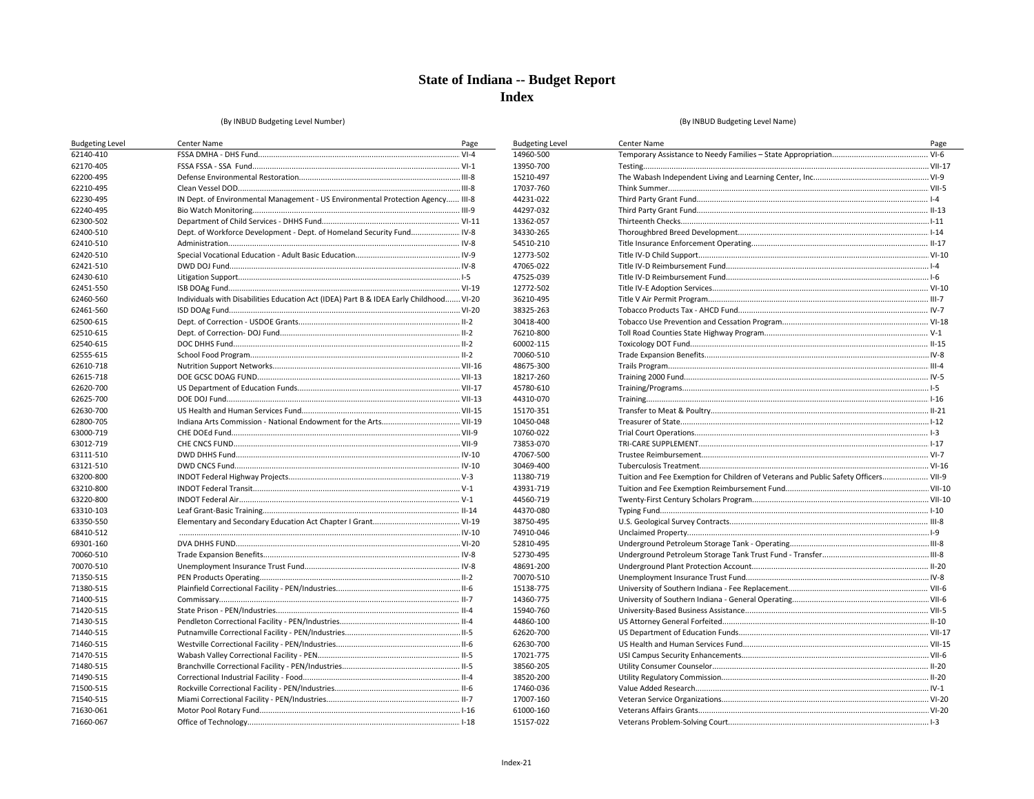# State of Indiana -- Budget Report
## Index

(By INBUD Budgeting Level Number)

| Budgeting Level | Center Name | Page |
|---|---|---|
| 62140-410 | FSSA DMHA - DHS Fund | VI-4 |
| 62170-405 | FSSA FSSA - SSA Fund | VI-1 |
| 62200-495 | Defense Environmental Restoration | III-8 |
| 62210-495 | Clean Vessel DOD | III-8 |
| 62230-495 | IN Dept. of Environmental Management - US Environmental Protection Agency | III-8 |
| 62240-495 | Bio Watch Monitoring | III-9 |
| 62300-502 | Department of Child Services - DHHS Fund | VI-11 |
| 62400-510 | Dept. of Workforce Development - Dept. of Homeland Security Fund | IV-8 |
| 62410-510 | Administration | IV-8 |
| 62420-510 | Special Vocational Education - Adult Basic Education | IV-9 |
| 62421-510 | DWD DOJ Fund | IV-8 |
| 62430-610 | Litigation Support | I-5 |
| 62451-550 | ISB DOAg Fund | VI-19 |
| 62460-560 | Individuals with Disabilities Education Act (IDEA) Part B & IDEA Early Childhood | VI-20 |
| 62461-560 | ISD DOAg Fund | VI-20 |
| 62500-615 | Dept. of Correction - USDOE Grants | II-2 |
| 62510-615 | Dept. of Correction- DOJ Fund | II-2 |
| 62540-615 | DOC DHHS Fund | II-2 |
| 62555-615 | School Food Program | II-2 |
| 62610-718 | Nutrition Support Networks | VII-16 |
| 62615-718 | DOE GCSC DOAG FUND | VII-13 |
| 62620-700 | US Department of Education Funds | VII-17 |
| 62625-700 | DOE DOJ Fund | VII-13 |
| 62630-700 | US Health and Human Services Fund | VII-15 |
| 62800-705 | Indiana Arts Commission - National Endowment for the Arts | VII-19 |
| 63000-719 | CHE DOEd Fund | VII-9 |
| 63012-719 | CHE CNCS FUND | VII-9 |
| 63111-510 | DWD DHHS Fund | IV-10 |
| 63121-510 | DWD CNCS Fund | IV-10 |
| 63200-800 | INDOT Federal Highway Projects | V-3 |
| 63210-800 | INDOT Federal Transit | V-1 |
| 63220-800 | INDOT Federal Air | V-1 |
| 63310-103 | Leaf Grant-Basic Training | II-14 |
| 63350-550 | Elementary and Secondary Education Act Chapter I Grant | VI-19 |
| 68410-512 | | IV-10 |
| 69301-160 | DVA DHHS FUND | VI-20 |
| 70060-510 | Trade Expansion Benefits | IV-8 |
| 70070-510 | Unemployment Insurance Trust Fund | IV-8 |
| 71350-515 | PEN Products Operating | II-2 |
| 71380-515 | Plainfield Correctional Facility - PEN/Industries | II-6 |
| 71400-515 | Commissary | II-7 |
| 71420-515 | State Prison - PEN/Industries | II-4 |
| 71430-515 | Pendleton Correctional Facility - PEN/Industries | II-4 |
| 71440-515 | Putnamville Correctional Facility - PEN/Industries | II-5 |
| 71460-515 | Westville Correctional Facility - PEN/Industries | II-6 |
| 71470-515 | Wabash Valley Correctional Facility - PEN | II-5 |
| 71480-515 | Branchville Correctional Facility - PEN/Industries | II-5 |
| 71490-515 | Correctional Industrial Facility - Food | II-4 |
| 71500-515 | Rockville Correctional Facility - PEN/Industries | II-6 |
| 71540-515 | Miami Correctional Facility - PEN/Industries | II-7 |
| 71630-061 | Motor Pool Rotary Fund | I-16 |
| 71660-067 | Office of Technology | I-18 |

(By INBUD Budgeting Level Name)

| Budgeting Level | Center Name | Page |
|---|---|---|
| 14960-500 | Temporary Assistance to Needy Families – State Appropriation | VI-6 |
| 13950-700 | Testing | VII-17 |
| 15210-497 | The Wabash Independent Living and Learning Center, Inc. | VI-9 |
| 17037-760 | Think Summer | VII-5 |
| 44231-022 | Third Party Grant Fund | I-4 |
| 44297-032 | Third Party Grant Fund | II-13 |
| 13362-057 | Thirteenth Checks | I-11 |
| 34330-265 | Thoroughbred Breed Development | I-14 |
| 54510-210 | Title Insurance Enforcement Operating | II-17 |
| 12773-502 | Title IV-D Child Support | VI-10 |
| 47065-022 | Title IV-D Reimbursement Fund | I-4 |
| 47525-039 | Title IV-D Reimbursement Fund | I-6 |
| 12772-502 | Title IV-E Adoption Services | VI-10 |
| 36210-495 | Title V Air Permit Program | III-7 |
| 38325-263 | Tobacco Products Tax - AHCD Fund | IV-7 |
| 30418-400 | Tobacco Use Prevention and Cessation Program | VI-18 |
| 76210-800 | Toll Road Counties State Highway Program | V-1 |
| 60002-115 | Toxicology DOT Fund | II-15 |
| 70060-510 | Trade Expansion Benefits | IV-8 |
| 48675-300 | Trails Program | III-4 |
| 18217-260 | Training 2000 Fund | IV-5 |
| 45780-610 | Training/Programs | I-5 |
| 44310-070 | Training | I-16 |
| 15170-351 | Transfer to Meat & Poultry | II-21 |
| 10450-048 | Treasurer of State | I-12 |
| 10760-022 | Trial Court Operations | I-3 |
| 73853-070 | TRI-CARE SUPPLEMENT | I-17 |
| 47067-500 | Trustee Reimbursement | VI-7 |
| 30469-400 | Tuberculosis Treatment | VI-16 |
| 11380-719 | Tuition and Fee Exemption for Children of Veterans and Public Safety Officers | VII-9 |
| 43931-719 | Tuition and Fee Exemption Reimbursement Fund | VII-10 |
| 44560-719 | Twenty-First Century Scholars Program | VII-10 |
| 44370-080 | Typing Fund | I-10 |
| 38750-495 | U.S. Geological Survey Contracts | III-8 |
| 74910-046 | Unclaimed Property | I-9 |
| 52810-495 | Underground Petroleum Storage Tank - Operating | III-8 |
| 52730-495 | Underground Petroleum Storage Tank Trust Fund - Transfer | III-8 |
| 48691-200 | Underground Plant Protection Account | II-20 |
| 70070-510 | Unemployment Insurance Trust Fund | IV-8 |
| 15138-775 | University of Southern Indiana - Fee Replacement | VII-6 |
| 14360-775 | University of Southern Indiana - General Operating | VII-6 |
| 15940-760 | University-Based Business Assistance | VII-5 |
| 44860-100 | US Attorney General Forfeited | II-10 |
| 62620-700 | US Department of Education Funds | VII-17 |
| 62630-700 | US Health and Human Services Fund | VII-15 |
| 17021-775 | USI Campus Security Enhancements | VII-6 |
| 38560-205 | Utility Consumer Counselor | II-20 |
| 38520-200 | Utility Regulatory Commission | II-20 |
| 17460-036 | Value Added Research | IV-1 |
| 17007-160 | Veteran Service Organizations | VI-20 |
| 61000-160 | Veterans Affairs Grants | VI-20 |
| 15157-022 | Veterans Problem-Solving Court | I-3 |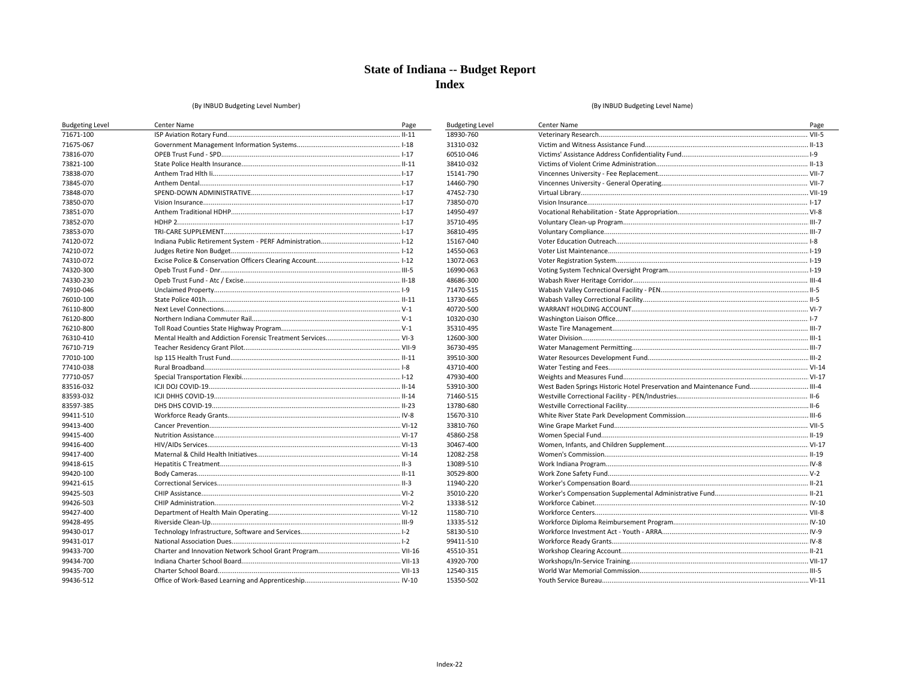# State of Indiana -- Budget Report
## Index

(By INBUD Budgeting Level Number)

| Budgeting Level | Center Name | Page |
|---|---|---|
| 71671-100 | ISP Aviation Rotary Fund | II-11 |
| 71675-067 | Government Management Information Systems | I-18 |
| 73816-070 | OPEB Trust Fund - SPD | I-17 |
| 73821-100 | State Police Health Insurance | II-11 |
| 73838-070 | Anthem Trad Hlth Ii | I-17 |
| 73845-070 | Anthem Dental | I-17 |
| 73848-070 | SPEND-DOWN ADMINISTRATIVE | I-17 |
| 73850-070 | Vision Insurance | I-17 |
| 73851-070 | Anthem Traditional HDHP | I-17 |
| 73852-070 | HDHP 2 | I-17 |
| 73853-070 | TRI-CARE SUPPLEMENT | I-17 |
| 74120-072 | Indiana Public Retirement System - PERF Administration | I-12 |
| 74210-072 | Judges Retire Non Budget | I-12 |
| 74310-072 | Excise Police & Conservation Officers Clearing Account | I-12 |
| 74320-300 | Opeb Trust Fund - Dnr | III-5 |
| 74330-230 | Opeb Trust Fund - Atc / Excise | II-18 |
| 74910-046 | Unclaimed Property | I-9 |
| 76010-100 | State Police 401h | II-11 |
| 76110-800 | Next Level Connections | V-1 |
| 76120-800 | Northern Indiana Commuter Rail | V-1 |
| 76210-800 | Toll Road Counties State Highway Program | V-1 |
| 76310-410 | Mental Health and Addiction Forensic Treatment Services | VI-3 |
| 76710-719 | Teacher Residency Grant Pilot | VII-9 |
| 77010-100 | Isp 115 Health Trust Fund | II-11 |
| 77410-038 | Rural Broadband | I-8 |
| 77710-057 | Special Transportation Flexibi | I-12 |
| 83516-032 | ICJI DOJ COVID-19 | II-14 |
| 83593-032 | ICJI DHHS COVID-19 | II-14 |
| 83597-385 | DHS DHS COVID-19 | II-23 |
| 99411-510 | Workforce Ready Grants | IV-8 |
| 99413-400 | Cancer Prevention | VI-12 |
| 99415-400 | Nutrition Assistance | VI-17 |
| 99416-400 | HIV/AIDs Services | VI-13 |
| 99417-400 | Maternal & Child Health Initiatives | VI-14 |
| 99418-615 | Hepatitis C Treatment | II-3 |
| 99420-100 | Body Cameras | II-11 |
| 99421-615 | Correctional Services | II-3 |
| 99425-503 | CHIP Assistance | VI-2 |
| 99426-503 | CHIP Administration | VI-2 |
| 99427-400 | Department of Health Main Operating | VI-12 |
| 99428-495 | Riverside Clean-Up | III-9 |
| 99430-017 | Technology Infrastructure, Software and Services | I-2 |
| 99431-017 | National Association Dues | I-2 |
| 99433-700 | Charter and Innovation Network School Grant Program | VII-16 |
| 99434-700 | Indiana Charter School Board | VII-13 |
| 99435-700 | Charter School Board | VII-13 |
| 99436-512 | Office of Work-Based Learning and Apprenticeship | IV-10 |

(By INBUD Budgeting Level Name)

| Budgeting Level | Center Name | Page |
|---|---|---|
| 18930-760 | Veterinary Research | VII-5 |
| 31310-032 | Victim and Witness Assistance Fund | II-13 |
| 60510-046 | Victims' Assistance Address Confidentiality Fund | I-9 |
| 38410-032 | Victims of Violent Crime Administration | II-13 |
| 15141-790 | Vincennes University - Fee Replacement | VII-7 |
| 14460-790 | Vincennes University - General Operating | VII-7 |
| 47452-730 | Virtual Library | VII-19 |
| 73850-070 | Vision Insurance | I-17 |
| 14950-497 | Vocational Rehabilitation - State Appropriation | VI-8 |
| 35710-495 | Voluntary Clean-up Program | III-7 |
| 36810-495 | Voluntary Compliance | III-7 |
| 15167-040 | Voter Education Outreach | I-8 |
| 14550-063 | Voter List Maintenance | I-19 |
| 13072-063 | Voter Registration System | I-19 |
| 16990-063 | Voting System Technical Oversight Program | I-19 |
| 48686-300 | Wabash River Heritage Corridor | III-4 |
| 71470-515 | Wabash Valley Correctional Facility - PEN | II-5 |
| 13730-665 | Wabash Valley Correctional Facility | II-5 |
| 40720-500 | WARRANT HOLDING ACCOUNT | VI-7 |
| 10320-030 | Washington Liaison Office | I-7 |
| 35310-495 | Waste Tire Management | III-7 |
| 12600-300 | Water Division | III-1 |
| 36730-495 | Water Management Permitting | III-7 |
| 39510-300 | Water Resources Development Fund | III-2 |
| 43710-400 | Water Testing and Fees | VI-14 |
| 47930-400 | Weights and Measures Fund | VI-17 |
| 53910-300 | West Baden Springs Historic Hotel Preservation and Maintenance Fund | III-4 |
| 71460-515 | Westville Correctional Facility - PEN/Industries | II-6 |
| 13780-680 | Westville Correctional Facility | II-6 |
| 15670-310 | White River State Park Development Commission | III-6 |
| 33810-760 | Wine Grape Market Fund | VII-5 |
| 45860-258 | Women Special Fund | II-19 |
| 30467-400 | Women, Infants, and Children Supplement | VI-17 |
| 12082-258 | Women's Commission | II-19 |
| 13089-510 | Work Indiana Program | IV-8 |
| 30529-800 | Work Zone Safety Fund | V-2 |
| 11940-220 | Worker's Compensation Board | II-21 |
| 35010-220 | Worker's Compensation Supplemental Administrative Fund | II-21 |
| 13338-512 | Workforce Cabinet | IV-10 |
| 11580-710 | Workforce Centers | VII-8 |
| 13335-512 | Workforce Diploma Reimbursement Program | IV-10 |
| 58130-510 | Workforce Investment Act - Youth - ARRA | IV-9 |
| 99411-510 | Workforce Ready Grants | IV-8 |
| 45510-351 | Workshop Clearing Account | II-21 |
| 43920-700 | Workshops/In-Service Training | VII-17 |
| 12540-315 | World War Memorial Commission | III-5 |
| 15350-502 | Youth Service Bureau | VI-11 |